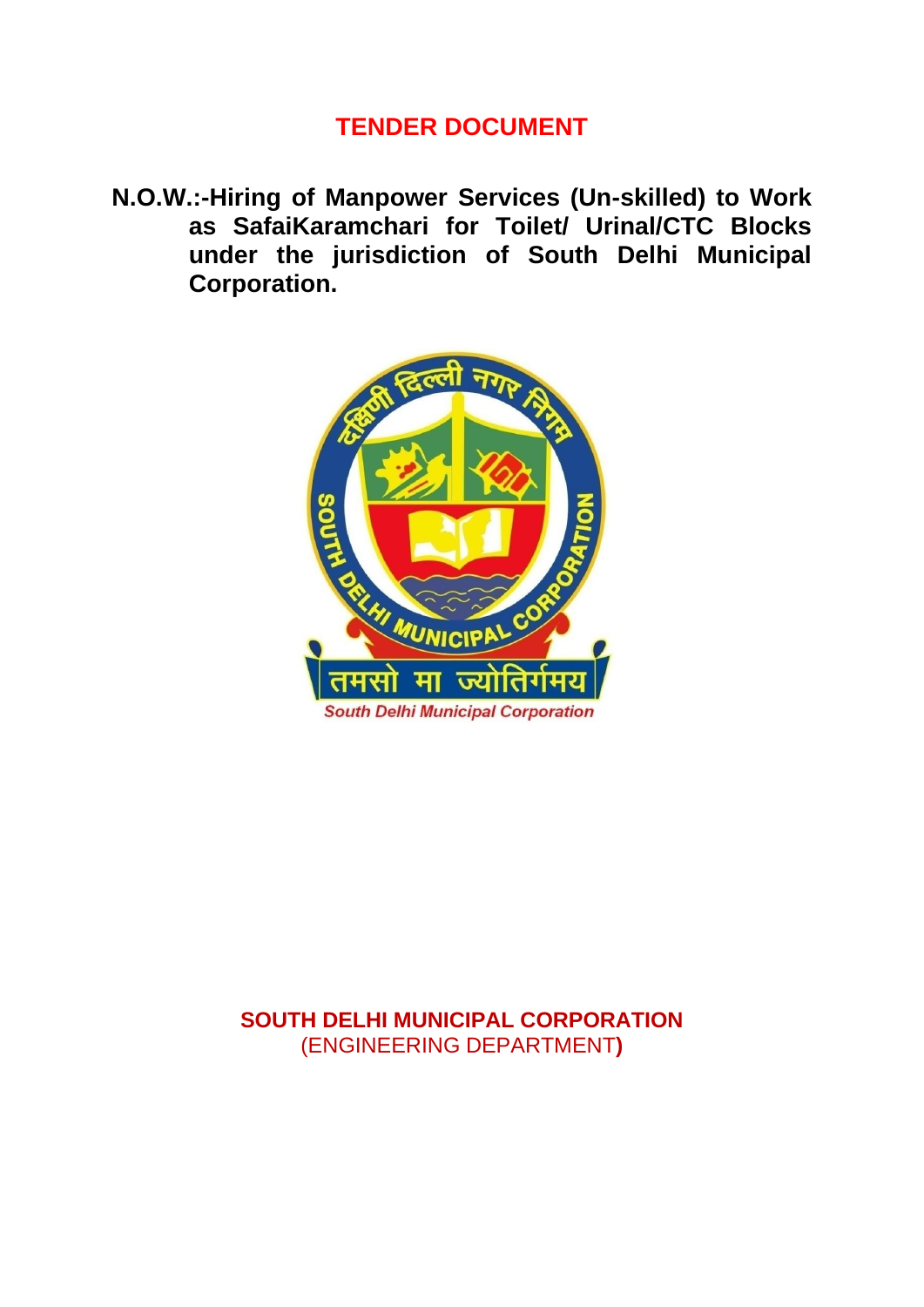# TENDER DOCUMENT

**N.O.W.:-Hiring of Manpower Services (Un-skilled) to Work as SafaiKaramchari for Toilet/ Urinal/CTC Blocks under the jurisdiction of South Delhi Municipal Corporation.**

**SOUTH DELHI MUNICIPAL CORPORATION**
(ENGINEERING DEPARTMENT)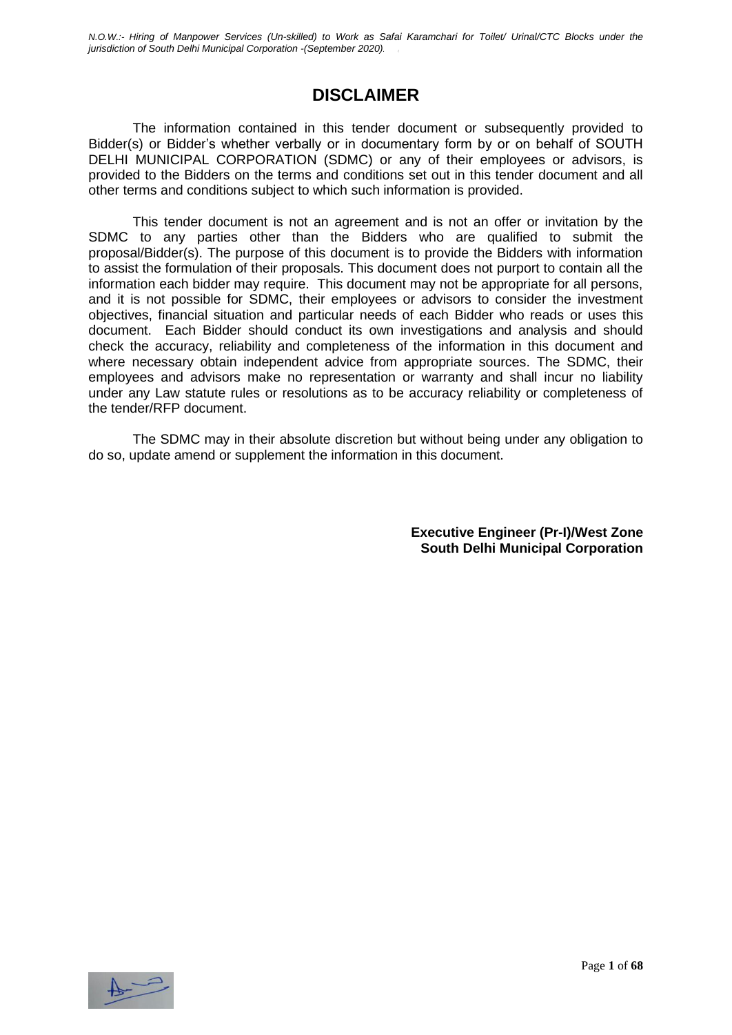# DISCLAIMER

The information contained in this tender document or subsequently provided to Bidder(s) or Bidder's whether verbally or in documentary form by or on behalf of SOUTH DELHI MUNICIPAL CORPORATION (SDMC) or any of their employees or advisors, is provided to the Bidders on the terms and conditions set out in this tender document and all other terms and conditions subject to which such information is provided.

This tender document is not an agreement and is not an offer or invitation by the SDMC to any parties other than the Bidders who are qualified to submit the proposal/Bidder(s). The purpose of this document is to provide the Bidders with information to assist the formulation of their proposals. This document does not purport to contain all the information each bidder may require. This document may not be appropriate for all persons, and it is not possible for SDMC, their employees or advisors to consider the investment objectives, financial situation and particular needs of each Bidder who reads or uses this document. Each Bidder should conduct its own investigations and analysis and should check the accuracy, reliability and completeness of the information in this document and where necessary obtain independent advice from appropriate sources. The SDMC, their employees and advisors make no representation or warranty and shall incur no liability under any Law statute rules or resolutions as to be accuracy reliability or completeness of the tender/RFP document.

The SDMC may in their absolute discretion but without being under any obligation to do so, update amend or supplement the information in this document.

**Executive Engineer (Pr-I)/West Zone**
**South Delhi Municipal Corporation**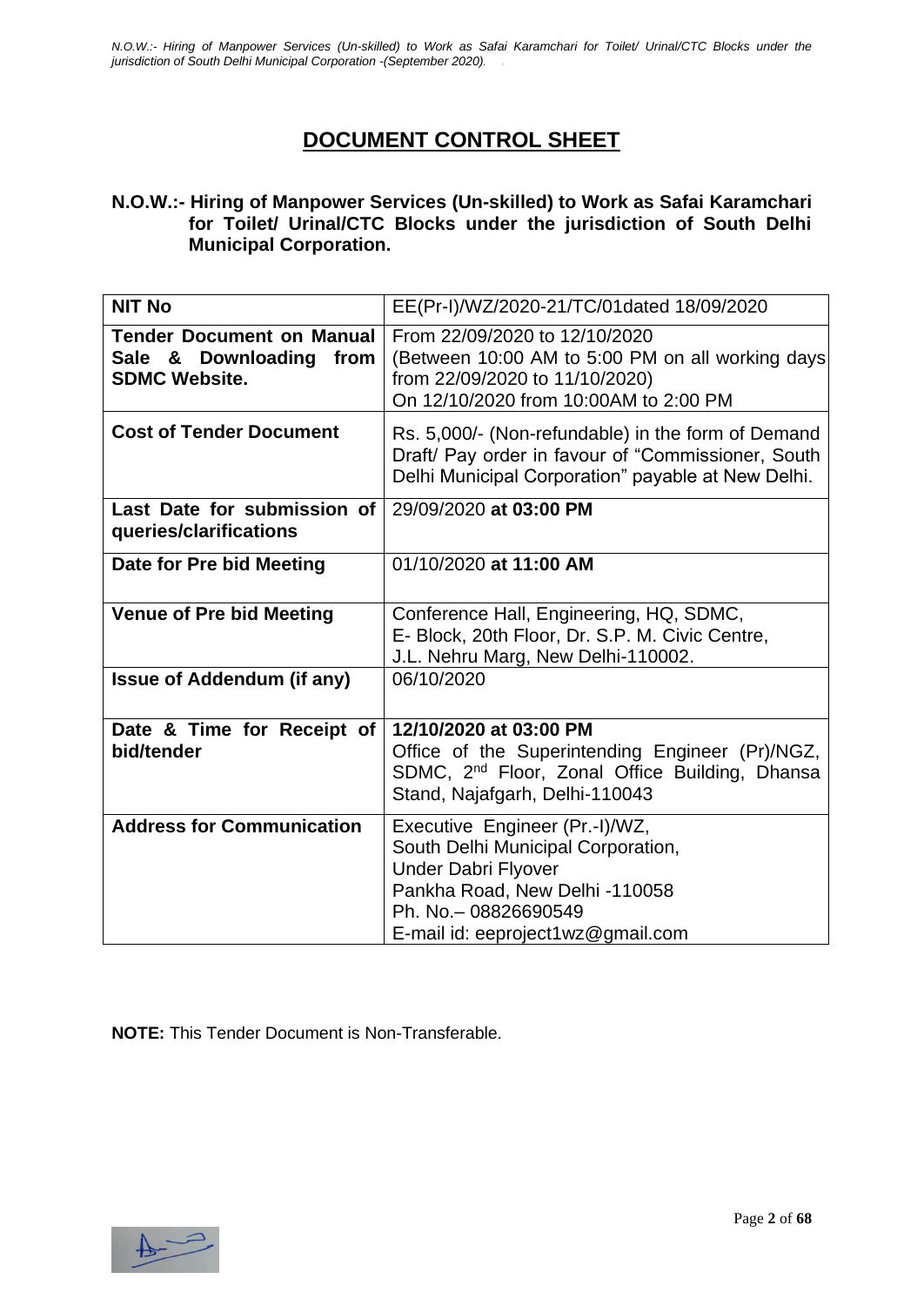# DOCUMENT CONTROL SHEET

**N.O.W.:- Hiring of Manpower Services (Un-skilled) to Work as Safai Karamchari for Toilet/ Urinal/CTC Blocks under the jurisdiction of South Delhi Municipal Corporation.**

| **NIT No** | EE(Pr-I)/WZ/2020-21/TC/01dated 18/09/2020 |
|---|---|
| **Tender Document on Manual Sale & Downloading from SDMC Website.** | From 22/09/2020 to 12/10/2020 (Between 10:00 AM to 5:00 PM on all working days from 22/09/2020 to 11/10/2020) On 12/10/2020 from 10:00AM to 2:00 PM |
| **Cost of Tender Document** | Rs. 5,000/- (Non-refundable) in the form of Demand Draft/ Pay order in favour of "Commissioner, South Delhi Municipal Corporation" payable at New Delhi. |
| **Last Date for submission of queries/clarifications** | 29/09/2020 **at 03:00 PM** |
| **Date for Pre bid Meeting** | 01/10/2020 **at 11:00 AM** |
| **Venue of Pre bid Meeting** | Conference Hall, Engineering, HQ, SDMC, E- Block, 20th Floor, Dr. S.P. M. Civic Centre, J.L. Nehru Marg, New Delhi-110002. |
| **Issue of Addendum (if any)** | 06/10/2020 |
| **Date & Time for Receipt of bid/tender** | **12/10/2020 at 03:00 PM** Office of the Superintending Engineer (Pr)/NGZ, SDMC, 2nd Floor, Zonal Office Building, Dhansa Stand, Najafgarh, Delhi-110043 |
| **Address for Communication** | Executive Engineer (Pr.-I)/WZ, South Delhi Municipal Corporation, Under Dabri Flyover Pankha Road, New Delhi -110058 Ph. No.– 08826690549 E-mail id: eeproject1wz@gmail.com |

**NOTE:** This Tender Document is Non-Transferable.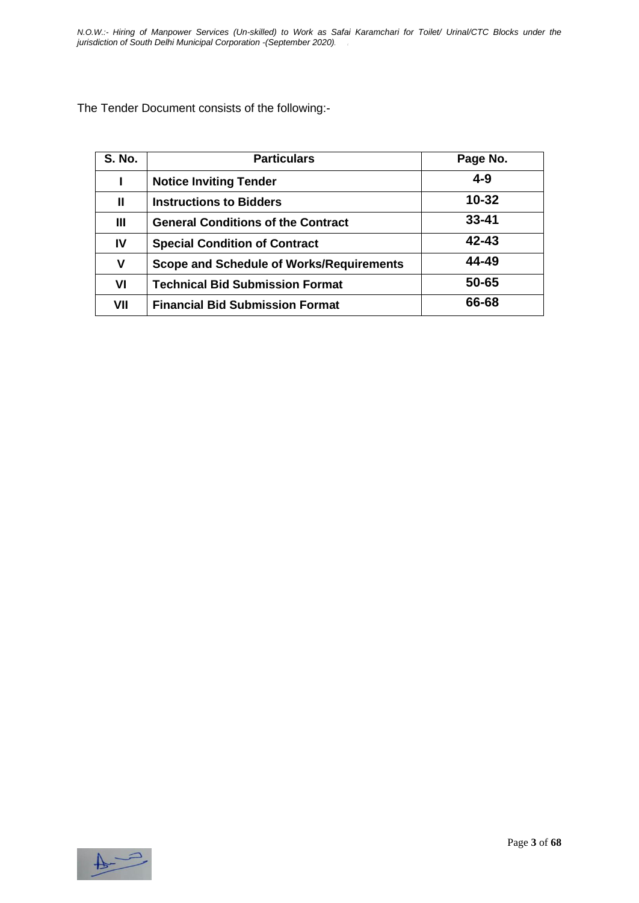The Tender Document consists of the following:-

| S. No. | Particulars | Page No. |
|---|---|---|
| **I** | **Notice Inviting Tender** | **4-9** |
| **II** | **Instructions to Bidders** | **10-32** |
| **III** | **General Conditions of the Contract** | **33-41** |
| **IV** | **Special Condition of Contract** | **42-43** |
| **V** | **Scope and Schedule of Works/Requirements** | **44-49** |
| **VI** | **Technical Bid Submission Format** | **50-65** |
| **VII** | **Financial Bid Submission Format** | **66-68** |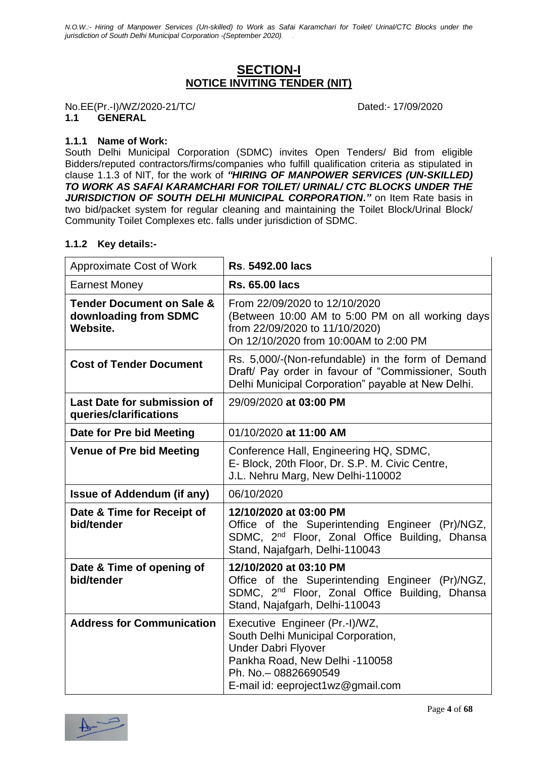# SECTION-I

## NOTICE INVITING TENDER (NIT)

No.EE(Pr.-I)/WZ/2020-21/TC/ Dated:- 17/09/2020

### 1.1 GENERAL

#### 1.1.1 Name of Work:

South Delhi Municipal Corporation (SDMC) invites Open Tenders/ Bid from eligible Bidders/reputed contractors/firms/companies who fulfill qualification criteria as stipulated in clause 1.1.3 of NIT, for the work of ***"HIRING OF MANPOWER SERVICES (UN-SKILLED) TO WORK AS SAFAI KARAMCHARI FOR TOILET/ URINAL/ CTC BLOCKS UNDER THE JURISDICTION OF SOUTH DELHI MUNICIPAL CORPORATION."*** on Item Rate basis in two bid/packet system for regular cleaning and maintaining the Toilet Block/Urinal Block/ Community Toilet Complexes etc. falls under jurisdiction of SDMC.

#### 1.1.2 Key details:-

| | |
|---|---|
| Approximate Cost of Work | **Rs. 5492.00 lacs** |
| Earnest Money | **Rs. 65.00 lacs** |
| **Tender Document on Sale & downloading from SDMC Website.** | From 22/09/2020 to 12/10/2020 (Between 10:00 AM to 5:00 PM on all working days from 22/09/2020 to 11/10/2020) On 12/10/2020 from 10:00AM to 2:00 PM |
| **Cost of Tender Document** | Rs. 5,000/-(Non-refundable) in the form of Demand Draft/ Pay order in favour of "Commissioner, South Delhi Municipal Corporation" payable at New Delhi. |
| **Last Date for submission of queries/clarifications** | 29/09/2020 **at 03:00 PM** |
| **Date for Pre bid Meeting** | 01/10/2020 **at 11:00 AM** |
| **Venue of Pre bid Meeting** | Conference Hall, Engineering HQ, SDMC, E- Block, 20th Floor, Dr. S.P. M. Civic Centre, J.L. Nehru Marg, New Delhi-110002 |
| **Issue of Addendum (if any)** | 06/10/2020 |
| **Date & Time for Receipt of bid/tender** | **12/10/2020 at 03:00 PM** Office of the Superintending Engineer (Pr)/NGZ, SDMC, 2nd Floor, Zonal Office Building, Dhansa Stand, Najafgarh, Delhi-110043 |
| **Date & Time of opening of bid/tender** | **12/10/2020 at 03:10 PM** Office of the Superintending Engineer (Pr)/NGZ, SDMC, 2nd Floor, Zonal Office Building, Dhansa Stand, Najafgarh, Delhi-110043 |
| **Address for Communication** | Executive Engineer (Pr.-I)/WZ, South Delhi Municipal Corporation, Under Dabri Flyover Pankha Road, New Delhi -110058 Ph. No.– 08826690549 E-mail id: eeproject1wz@gmail.com |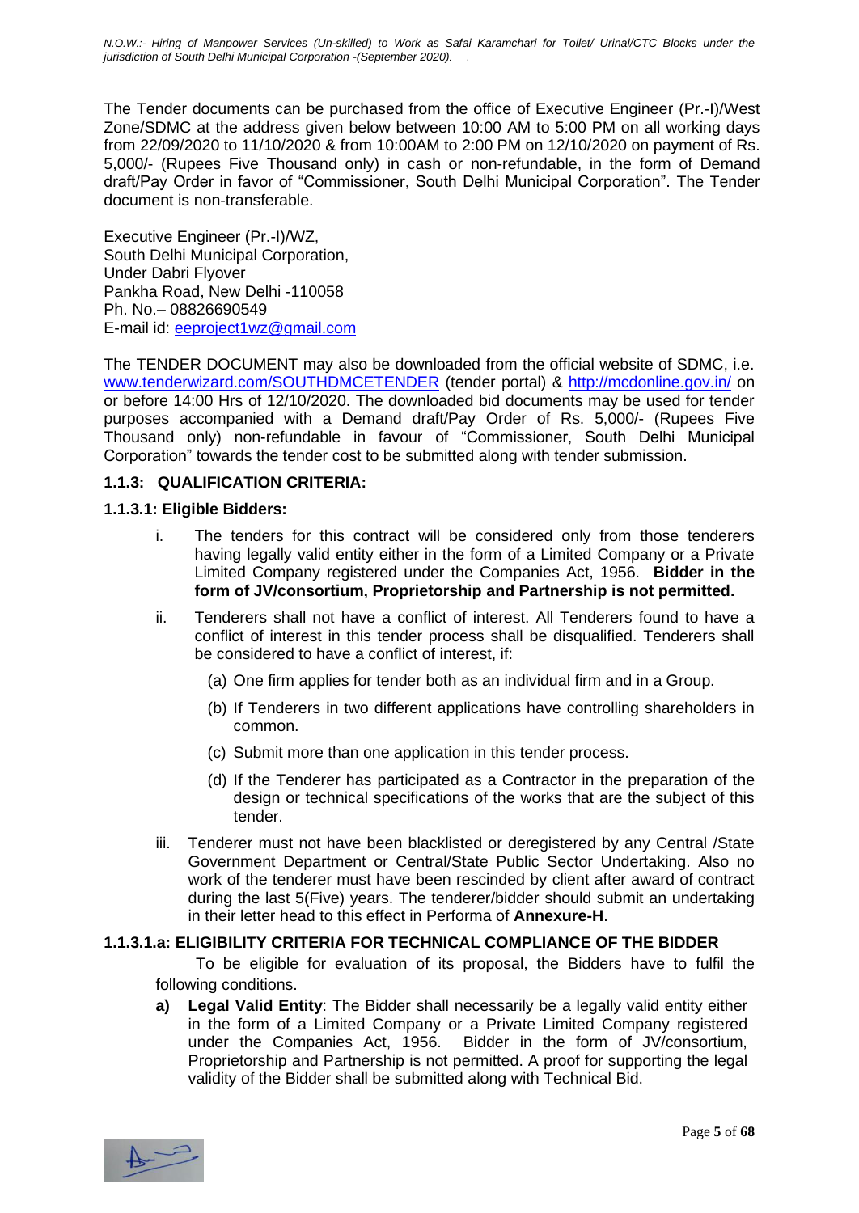The Tender documents can be purchased from the office of Executive Engineer (Pr.-I)/West Zone/SDMC at the address given below between 10:00 AM to 5:00 PM on all working days from 22/09/2020 to 11/10/2020 & from 10:00AM to 2:00 PM on 12/10/2020 on payment of Rs. 5,000/- (Rupees Five Thousand only) in cash or non-refundable, in the form of Demand draft/Pay Order in favor of "Commissioner, South Delhi Municipal Corporation". The Tender document is non-transferable.

Executive Engineer (Pr.-I)/WZ,
South Delhi Municipal Corporation,
Under Dabri Flyover
Pankha Road, New Delhi -110058
Ph. No.– 08826690549
E-mail id: eeproject1wz@gmail.com

The TENDER DOCUMENT may also be downloaded from the official website of SDMC, i.e. www.tenderwizard.com/SOUTHDMCETENDER (tender portal) & http://mcdonline.gov.in/ on or before 14:00 Hrs of 12/10/2020. The downloaded bid documents may be used for tender purposes accompanied with a Demand draft/Pay Order of Rs. 5,000/- (Rupees Five Thousand only) non-refundable in favour of "Commissioner, South Delhi Municipal Corporation" towards the tender cost to be submitted along with tender submission.

### 1.1.3: QUALIFICATION CRITERIA:

#### 1.1.3.1: Eligible Bidders:

i. The tenders for this contract will be considered only from those tenderers having legally valid entity either in the form of a Limited Company or a Private Limited Company registered under the Companies Act, 1956. **Bidder in the form of JV/consortium, Proprietorship and Partnership is not permitted.**

ii. Tenderers shall not have a conflict of interest. All Tenderers found to have a conflict of interest in this tender process shall be disqualified. Tenderers shall be considered to have a conflict of interest, if:

   (a) One firm applies for tender both as an individual firm and in a Group.

   (b) If Tenderers in two different applications have controlling shareholders in common.

   (c) Submit more than one application in this tender process.

   (d) If the Tenderer has participated as a Contractor in the preparation of the design or technical specifications of the works that are the subject of this tender.

iii. Tenderer must not have been blacklisted or deregistered by any Central /State Government Department or Central/State Public Sector Undertaking. Also no work of the tenderer must have been rescinded by client after award of contract during the last 5(Five) years. The tenderer/bidder should submit an undertaking in their letter head to this effect in Performa of **Annexure-H**.

#### 1.1.3.1.a: ELIGIBILITY CRITERIA FOR TECHNICAL COMPLIANCE OF THE BIDDER

To be eligible for evaluation of its proposal, the Bidders have to fulfil the following conditions.

**a) Legal Valid Entity**: The Bidder shall necessarily be a legally valid entity either in the form of a Limited Company or a Private Limited Company registered under the Companies Act, 1956. Bidder in the form of JV/consortium, Proprietorship and Partnership is not permitted. A proof for supporting the legal validity of the Bidder shall be submitted along with Technical Bid.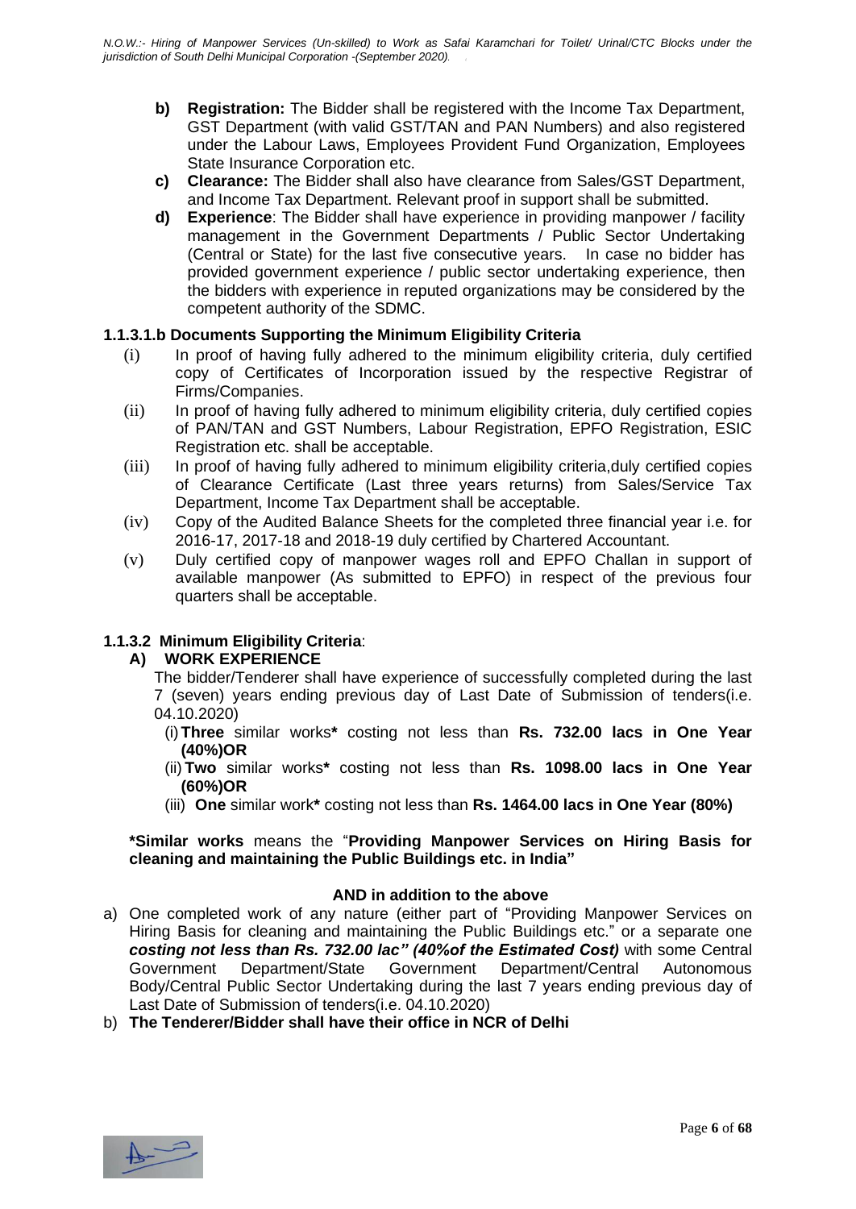- **b) Registration:** The Bidder shall be registered with the Income Tax Department, GST Department (with valid GST/TAN and PAN Numbers) and also registered under the Labour Laws, Employees Provident Fund Organization, Employees State Insurance Corporation etc.
- **c) Clearance:** The Bidder shall also have clearance from Sales/GST Department, and Income Tax Department. Relevant proof in support shall be submitted.
- **d) Experience**: The Bidder shall have experience in providing manpower / facility management in the Government Departments / Public Sector Undertaking (Central or State) for the last five consecutive years. In case no bidder has provided government experience / public sector undertaking experience, then the bidders with experience in reputed organizations may be considered by the competent authority of the SDMC.

#### 1.1.3.1.b Documents Supporting the Minimum Eligibility Criteria

- (i) In proof of having fully adhered to the minimum eligibility criteria, duly certified copy of Certificates of Incorporation issued by the respective Registrar of Firms/Companies.
- (ii) In proof of having fully adhered to minimum eligibility criteria, duly certified copies of PAN/TAN and GST Numbers, Labour Registration, EPFO Registration, ESIC Registration etc. shall be acceptable.
- (iii) In proof of having fully adhered to minimum eligibility criteria,duly certified copies of Clearance Certificate (Last three years returns) from Sales/Service Tax Department, Income Tax Department shall be acceptable.
- (iv) Copy of the Audited Balance Sheets for the completed three financial year i.e. for 2016-17, 2017-18 and 2018-19 duly certified by Chartered Accountant.
- (v) Duly certified copy of manpower wages roll and EPFO Challan in support of available manpower (As submitted to EPFO) in respect of the previous four quarters shall be acceptable.

#### 1.1.3.2 Minimum Eligibility Criteria:

**A) WORK EXPERIENCE**

The bidder/Tenderer shall have experience of successfully completed during the last 7 (seven) years ending previous day of Last Date of Submission of tenders(i.e. 04.10.2020)

- (i) **Three** similar works**\*** costing not less than **Rs. 732.00 lacs in One Year (40%)OR**
- (ii) **Two** similar works**\*** costing not less than **Rs. 1098.00 lacs in One Year (60%)OR**
- (iii) **One** similar work**\*** costing not less than **Rs. 1464.00 lacs in One Year (80%)**

**\*Similar works** means the "**Providing Manpower Services on Hiring Basis for cleaning and maintaining the Public Buildings etc. in India"**

**AND in addition to the above**

a) One completed work of any nature (either part of "Providing Manpower Services on Hiring Basis for cleaning and maintaining the Public Buildings etc." or a separate one ***costing not less than Rs. 732.00 lac" (40%of the Estimated Cost)*** with some Central Government Department/State Government Department/Central Autonomous Body/Central Public Sector Undertaking during the last 7 years ending previous day of Last Date of Submission of tenders(i.e. 04.10.2020)

b) **The Tenderer/Bidder shall have their office in NCR of Delhi**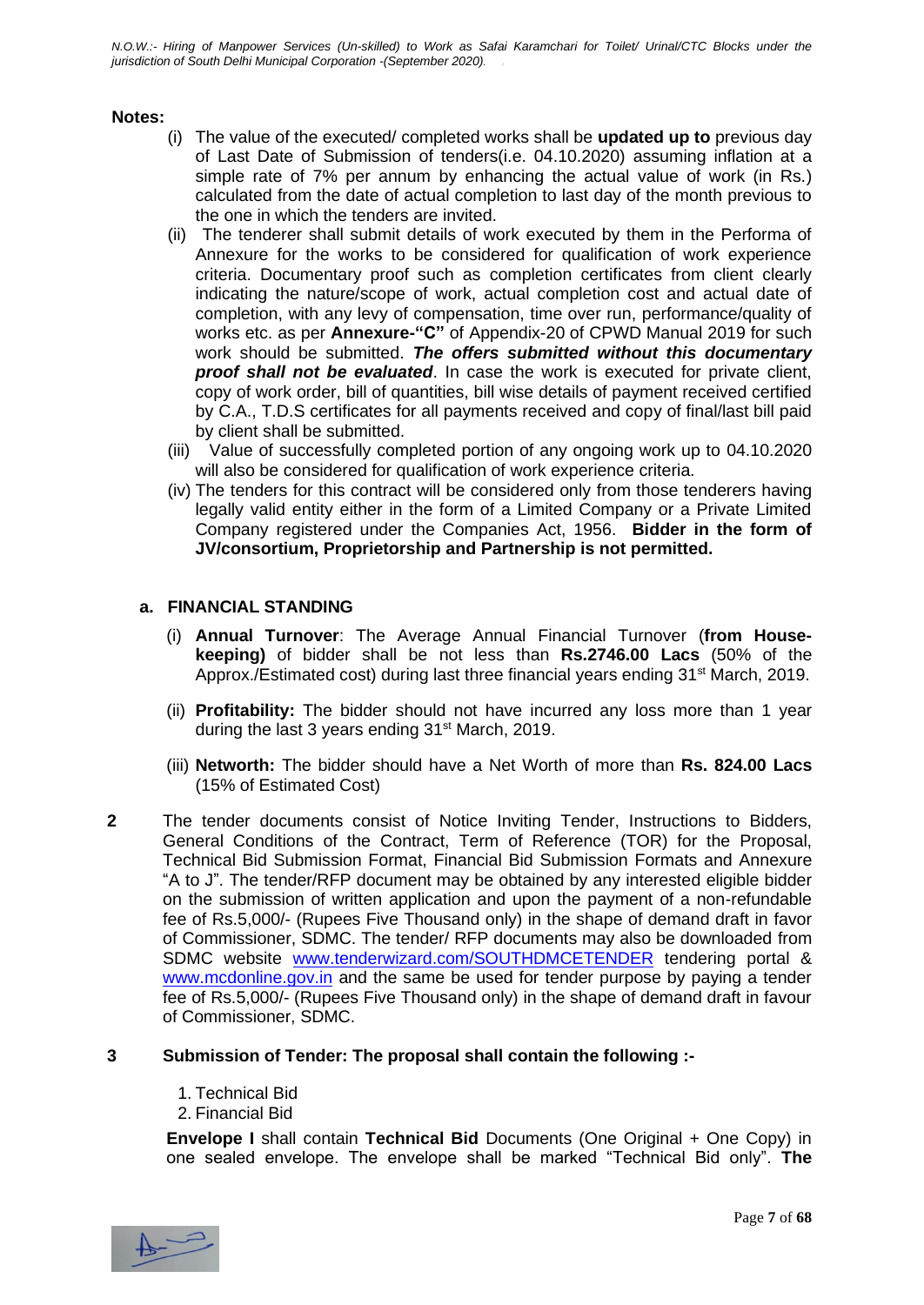**Notes:**

(i) The value of the executed/ completed works shall be **updated up to** previous day of Last Date of Submission of tenders(i.e. 04.10.2020) assuming inflation at a simple rate of 7% per annum by enhancing the actual value of work (in Rs.) calculated from the date of actual completion to last day of the month previous to the one in which the tenders are invited.

(ii) The tenderer shall submit details of work executed by them in the Performa of Annexure for the works to be considered for qualification of work experience criteria. Documentary proof such as completion certificates from client clearly indicating the nature/scope of work, actual completion cost and actual date of completion, with any levy of compensation, time over run, performance/quality of works etc. as per **Annexure-"C"** of Appendix-20 of CPWD Manual 2019 for such work should be submitted. ***The offers submitted without this documentary proof shall not be evaluated***. In case the work is executed for private client, copy of work order, bill of quantities, bill wise details of payment received certified by C.A., T.D.S certificates for all payments received and copy of final/last bill paid by client shall be submitted.

(iii) Value of successfully completed portion of any ongoing work up to 04.10.2020 will also be considered for qualification of work experience criteria.

(iv) The tenders for this contract will be considered only from those tenderers having legally valid entity either in the form of a Limited Company or a Private Limited Company registered under the Companies Act, 1956. **Bidder in the form of JV/consortium, Proprietorship and Partnership is not permitted.**

**a. FINANCIAL STANDING**

(i) **Annual Turnover**: The Average Annual Financial Turnover (**from House-keeping)** of bidder shall be not less than **Rs.2746.00 Lacs** (50% of the Approx./Estimated cost) during last three financial years ending 31st March, 2019.

(ii) **Profitability:** The bidder should not have incurred any loss more than 1 year during the last 3 years ending 31st March, 2019.

(iii) **Networth:** The bidder should have a Net Worth of more than **Rs. 824.00 Lacs** (15% of Estimated Cost)

**2** The tender documents consist of Notice Inviting Tender, Instructions to Bidders, General Conditions of the Contract, Term of Reference (TOR) for the Proposal, Technical Bid Submission Format, Financial Bid Submission Formats and Annexure "A to J". The tender/RFP document may be obtained by any interested eligible bidder on the submission of written application and upon the payment of a non-refundable fee of Rs.5,000/- (Rupees Five Thousand only) in the shape of demand draft in favor of Commissioner, SDMC. The tender/ RFP documents may also be downloaded from SDMC website www.tenderwizard.com/SOUTHDMCETENDER tendering portal & www.mcdonline.gov.in and the same be used for tender purpose by paying a tender fee of Rs.5,000/- (Rupees Five Thousand only) in the shape of demand draft in favour of Commissioner, SDMC.

**3 Submission of Tender: The proposal shall contain the following :-**

1. Technical Bid
2. Financial Bid

**Envelope I** shall contain **Technical Bid** Documents (One Original + One Copy) in one sealed envelope. The envelope shall be marked "Technical Bid only". **The**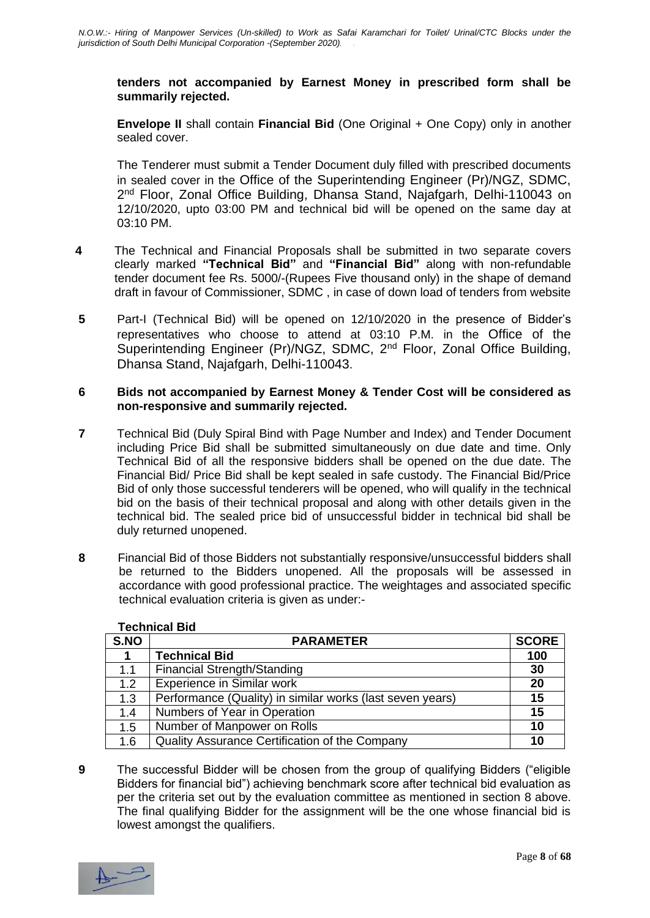**tenders not accompanied by Earnest Money in prescribed form shall be summarily rejected.**

**Envelope II** shall contain **Financial Bid** (One Original + One Copy) only in another sealed cover.

The Tenderer must submit a Tender Document duly filled with prescribed documents in sealed cover in the Office of the Superintending Engineer (Pr)/NGZ, SDMC, 2nd Floor, Zonal Office Building, Dhansa Stand, Najafgarh, Delhi-110043 on 12/10/2020, upto 03:00 PM and technical bid will be opened on the same day at 03:10 PM.

**4** The Technical and Financial Proposals shall be submitted in two separate covers clearly marked **"Technical Bid"** and **"Financial Bid"** along with non-refundable tender document fee Rs. 5000/-(Rupees Five thousand only) in the shape of demand draft in favour of Commissioner, SDMC , in case of down load of tenders from website

**5** Part-I (Technical Bid) will be opened on 12/10/2020 in the presence of Bidder's representatives who choose to attend at 03:10 P.M. in the Office of the Superintending Engineer (Pr)/NGZ, SDMC, 2nd Floor, Zonal Office Building, Dhansa Stand, Najafgarh, Delhi-110043.

**6** **Bids not accompanied by Earnest Money & Tender Cost will be considered as non-responsive and summarily rejected.**

**7** Technical Bid (Duly Spiral Bind with Page Number and Index) and Tender Document including Price Bid shall be submitted simultaneously on due date and time. Only Technical Bid of all the responsive bidders shall be opened on the due date. The Financial Bid/ Price Bid shall be kept sealed in safe custody. The Financial Bid/Price Bid of only those successful tenderers will be opened, who will qualify in the technical bid on the basis of their technical proposal and along with other details given in the technical bid. The sealed price bid of unsuccessful bidder in technical bid shall be duly returned unopened.

**8** Financial Bid of those Bidders not substantially responsive/unsuccessful bidders shall be returned to the Bidders unopened. All the proposals will be assessed in accordance with good professional practice. The weightages and associated specific technical evaluation criteria is given as under:-

**Technical Bid**

| S.NO | PARAMETER | SCORE |
|---|---|---|
| **1** | **Technical Bid** | **100** |
| 1.1 | Financial Strength/Standing | **30** |
| 1.2 | Experience in Similar work | **20** |
| 1.3 | Performance (Quality) in similar works (last seven years) | **15** |
| 1.4 | Numbers of Year in Operation | **15** |
| 1.5 | Number of Manpower on Rolls | **10** |
| 1.6 | Quality Assurance Certification of the Company | **10** |

**9** The successful Bidder will be chosen from the group of qualifying Bidders ("eligible Bidders for financial bid") achieving benchmark score after technical bid evaluation as per the criteria set out by the evaluation committee as mentioned in section 8 above. The final qualifying Bidder for the assignment will be the one whose financial bid is lowest amongst the qualifiers.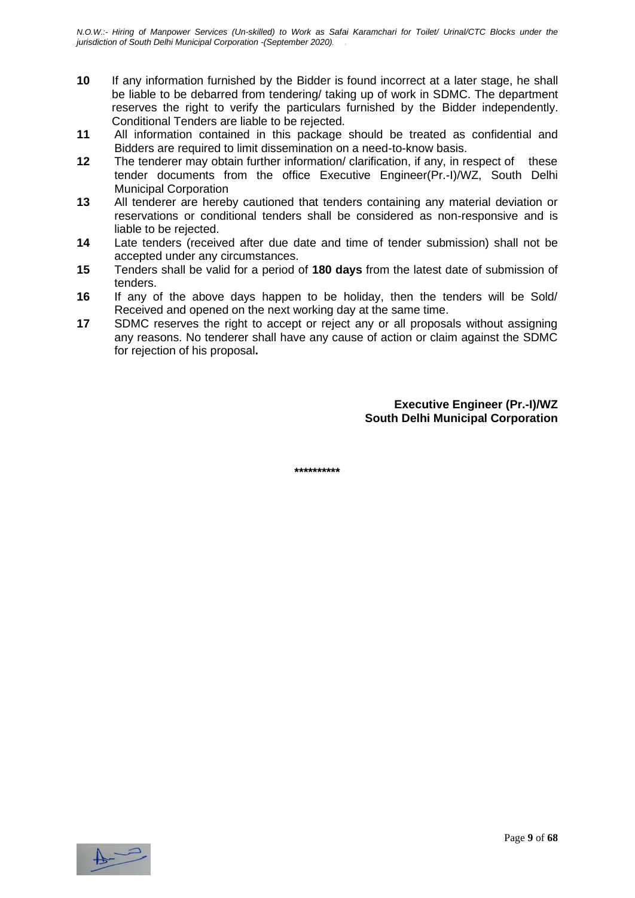**10** If any information furnished by the Bidder is found incorrect at a later stage, he shall be liable to be debarred from tendering/ taking up of work in SDMC. The department reserves the right to verify the particulars furnished by the Bidder independently. Conditional Tenders are liable to be rejected.

**11** All information contained in this package should be treated as confidential and Bidders are required to limit dissemination on a need-to-know basis.

**12** The tenderer may obtain further information/ clarification, if any, in respect of these tender documents from the office Executive Engineer(Pr.-I)/WZ, South Delhi Municipal Corporation

**13** All tenderer are hereby cautioned that tenders containing any material deviation or reservations or conditional tenders shall be considered as non-responsive and is liable to be rejected.

**14** Late tenders (received after due date and time of tender submission) shall not be accepted under any circumstances.

**15** Tenders shall be valid for a period of **180 days** from the latest date of submission of tenders.

**16** If any of the above days happen to be holiday, then the tenders will be Sold/ Received and opened on the next working day at the same time.

**17** SDMC reserves the right to accept or reject any or all proposals without assigning any reasons. No tenderer shall have any cause of action or claim against the SDMC for rejection of his proposal**.**

**Executive Engineer (Pr.-I)/WZ**
**South Delhi Municipal Corporation**

**\*\*\*\*\*\*\*\*\*\***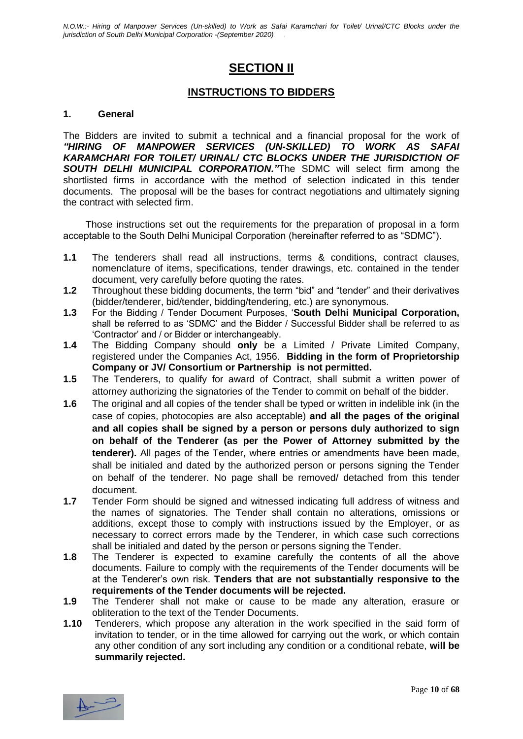# SECTION II

## INSTRUCTIONS TO BIDDERS

### 1. General

The Bidders are invited to submit a technical and a financial proposal for the work of ***"HIRING OF MANPOWER SERVICES (UN-SKILLED) TO WORK AS SAFAI KARAMCHARI FOR TOILET/ URINAL/ CTC BLOCKS UNDER THE JURISDICTION OF SOUTH DELHI MUNICIPAL CORPORATION."*** The SDMC will select firm among the shortlisted firms in accordance with the method of selection indicated in this tender documents. The proposal will be the bases for contract negotiations and ultimately signing the contract with selected firm.

Those instructions set out the requirements for the preparation of proposal in a form acceptable to the South Delhi Municipal Corporation (hereinafter referred to as "SDMC").

**1.1** The tenderers shall read all instructions, terms & conditions, contract clauses, nomenclature of items, specifications, tender drawings, etc. contained in the tender document, very carefully before quoting the rates.

**1.2** Throughout these bidding documents, the term "bid" and "tender" and their derivatives (bidder/tenderer, bid/tender, bidding/tendering, etc.) are synonymous.

**1.3** For the Bidding / Tender Document Purposes, '**South Delhi Municipal Corporation,** shall be referred to as 'SDMC' and the Bidder / Successful Bidder shall be referred to as 'Contractor' and / or Bidder or interchangeably.

**1.4** The Bidding Company should **only** be a Limited / Private Limited Company, registered under the Companies Act, 1956. **Bidding in the form of Proprietorship Company or JV/ Consortium or Partnership is not permitted.**

**1.5** The Tenderers, to qualify for award of Contract, shall submit a written power of attorney authorizing the signatories of the Tender to commit on behalf of the bidder.

**1.6** The original and all copies of the tender shall be typed or written in indelible ink (in the case of copies, photocopies are also acceptable) **and all the pages of the original and all copies shall be signed by a person or persons duly authorized to sign on behalf of the Tenderer (as per the Power of Attorney submitted by the tenderer).** All pages of the Tender, where entries or amendments have been made, shall be initialed and dated by the authorized person or persons signing the Tender on behalf of the tenderer. No page shall be removed/ detached from this tender document.

**1.7** Tender Form should be signed and witnessed indicating full address of witness and the names of signatories. The Tender shall contain no alterations, omissions or additions, except those to comply with instructions issued by the Employer, or as necessary to correct errors made by the Tenderer, in which case such corrections shall be initialed and dated by the person or persons signing the Tender.

**1.8** The Tenderer is expected to examine carefully the contents of all the above documents. Failure to comply with the requirements of the Tender documents will be at the Tenderer's own risk. **Tenders that are not substantially responsive to the requirements of the Tender documents will be rejected.**

**1.9** The Tenderer shall not make or cause to be made any alteration, erasure or obliteration to the text of the Tender Documents.

**1.10** Tenderers, which propose any alteration in the work specified in the said form of invitation to tender, or in the time allowed for carrying out the work, or which contain any other condition of any sort including any condition or a conditional rebate, **will be summarily rejected.**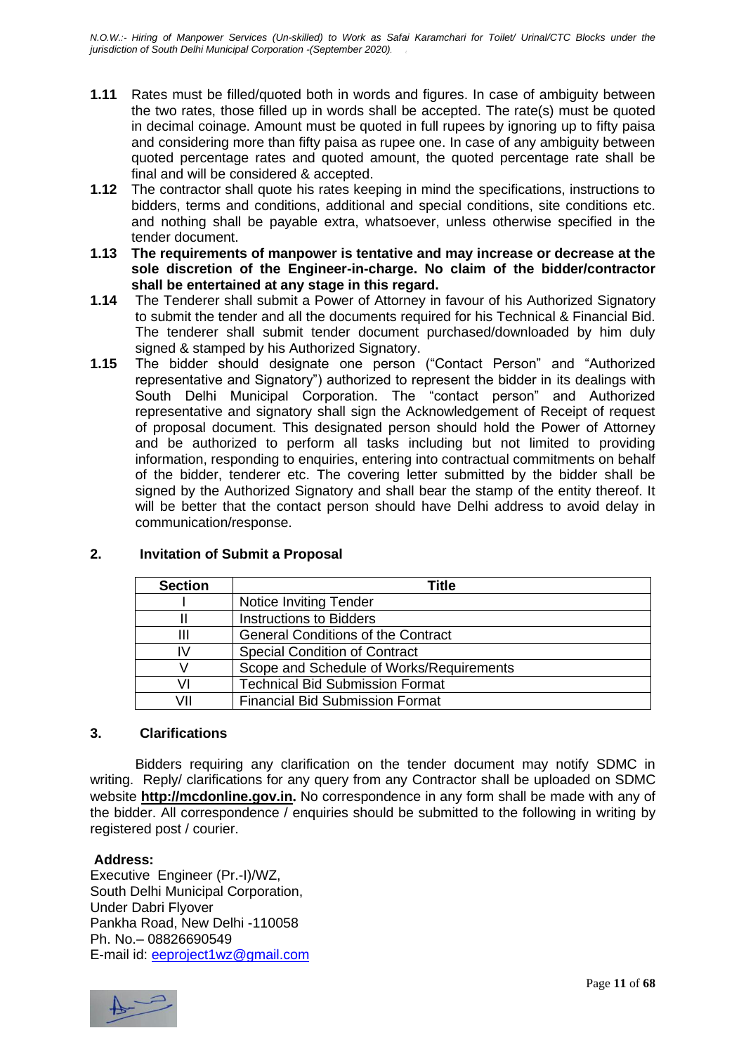**1.11** Rates must be filled/quoted both in words and figures. In case of ambiguity between the two rates, those filled up in words shall be accepted. The rate(s) must be quoted in decimal coinage. Amount must be quoted in full rupees by ignoring up to fifty paisa and considering more than fifty paisa as rupee one. In case of any ambiguity between quoted percentage rates and quoted amount, the quoted percentage rate shall be final and will be considered & accepted.

**1.12** The contractor shall quote his rates keeping in mind the specifications, instructions to bidders, terms and conditions, additional and special conditions, site conditions etc. and nothing shall be payable extra, whatsoever, unless otherwise specified in the tender document.

**1.13 The requirements of manpower is tentative and may increase or decrease at the sole discretion of the Engineer-in-charge. No claim of the bidder/contractor shall be entertained at any stage in this regard.**

**1.14** The Tenderer shall submit a Power of Attorney in favour of his Authorized Signatory to submit the tender and all the documents required for his Technical & Financial Bid. The tenderer shall submit tender document purchased/downloaded by him duly signed & stamped by his Authorized Signatory.

**1.15** The bidder should designate one person ("Contact Person" and "Authorized representative and Signatory") authorized to represent the bidder in its dealings with South Delhi Municipal Corporation. The "contact person" and Authorized representative and signatory shall sign the Acknowledgement of Receipt of request of proposal document. This designated person should hold the Power of Attorney and be authorized to perform all tasks including but not limited to providing information, responding to enquiries, entering into contractual commitments on behalf of the bidder, tenderer etc. The covering letter submitted by the bidder shall be signed by the Authorized Signatory and shall bear the stamp of the entity thereof. It will be better that the contact person should have Delhi address to avoid delay in communication/response.

## 2. Invitation of Submit a Proposal

| Section | Title |
|---|---|
| I | Notice Inviting Tender |
| II | Instructions to Bidders |
| III | General Conditions of the Contract |
| IV | Special Condition of Contract |
| V | Scope and Schedule of Works/Requirements |
| VI | Technical Bid Submission Format |
| VII | Financial Bid Submission Format |

## 3. Clarifications

Bidders requiring any clarification on the tender document may notify SDMC in writing. Reply/ clarifications for any query from any Contractor shall be uploaded on SDMC website **http://mcdonline.gov.in.** No correspondence in any form shall be made with any of the bidder. All correspondence / enquiries should be submitted to the following in writing by registered post / courier.

**Address:**
Executive Engineer (Pr.-I)/WZ,
South Delhi Municipal Corporation,
Under Dabri Flyover
Pankha Road, New Delhi -110058
Ph. No.– 08826690549
E-mail id: eeproject1wz@gmail.com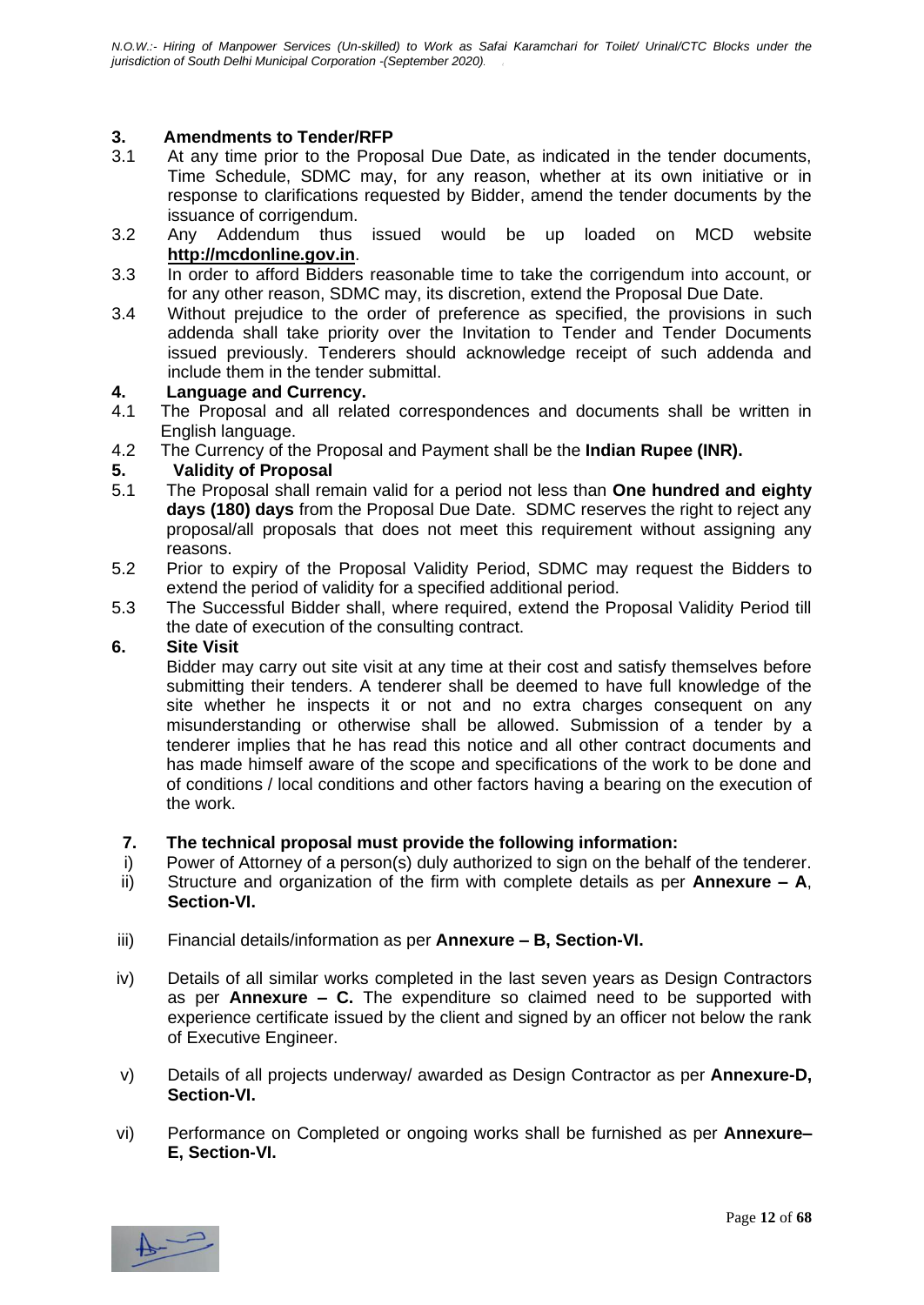**3. Amendments to Tender/RFP**

3.1 At any time prior to the Proposal Due Date, as indicated in the tender documents, Time Schedule, SDMC may, for any reason, whether at its own initiative or in response to clarifications requested by Bidder, amend the tender documents by the issuance of corrigendum.

3.2 Any Addendum thus issued would be up loaded on MCD website **http://mcdonline.gov.in**.

3.3 In order to afford Bidders reasonable time to take the corrigendum into account, or for any other reason, SDMC may, its discretion, extend the Proposal Due Date.

3.4 Without prejudice to the order of preference as specified, the provisions in such addenda shall take priority over the Invitation to Tender and Tender Documents issued previously. Tenderers should acknowledge receipt of such addenda and include them in the tender submittal.

**4. Language and Currency.**

4.1 The Proposal and all related correspondences and documents shall be written in English language.

4.2 The Currency of the Proposal and Payment shall be the **Indian Rupee (INR).**

**5. Validity of Proposal**

5.1 The Proposal shall remain valid for a period not less than **One hundred and eighty days (180) days** from the Proposal Due Date. SDMC reserves the right to reject any proposal/all proposals that does not meet this requirement without assigning any reasons.

5.2 Prior to expiry of the Proposal Validity Period, SDMC may request the Bidders to extend the period of validity for a specified additional period.

5.3 The Successful Bidder shall, where required, extend the Proposal Validity Period till the date of execution of the consulting contract.

**6. Site Visit**

Bidder may carry out site visit at any time at their cost and satisfy themselves before submitting their tenders. A tenderer shall be deemed to have full knowledge of the site whether he inspects it or not and no extra charges consequent on any misunderstanding or otherwise shall be allowed. Submission of a tender by a tenderer implies that he has read this notice and all other contract documents and has made himself aware of the scope and specifications of the work to be done and of conditions / local conditions and other factors having a bearing on the execution of the work.

**7. The technical proposal must provide the following information:**

i) Power of Attorney of a person(s) duly authorized to sign on the behalf of the tenderer.

ii) Structure and organization of the firm with complete details as per **Annexure – A**, **Section-VI.**

iii) Financial details/information as per **Annexure – B, Section-VI.**

iv) Details of all similar works completed in the last seven years as Design Contractors as per **Annexure – C.** The expenditure so claimed need to be supported with experience certificate issued by the client and signed by an officer not below the rank of Executive Engineer.

v) Details of all projects underway/ awarded as Design Contractor as per **Annexure-D, Section-VI.**

vi) Performance on Completed or ongoing works shall be furnished as per **Annexure– E, Section-VI.**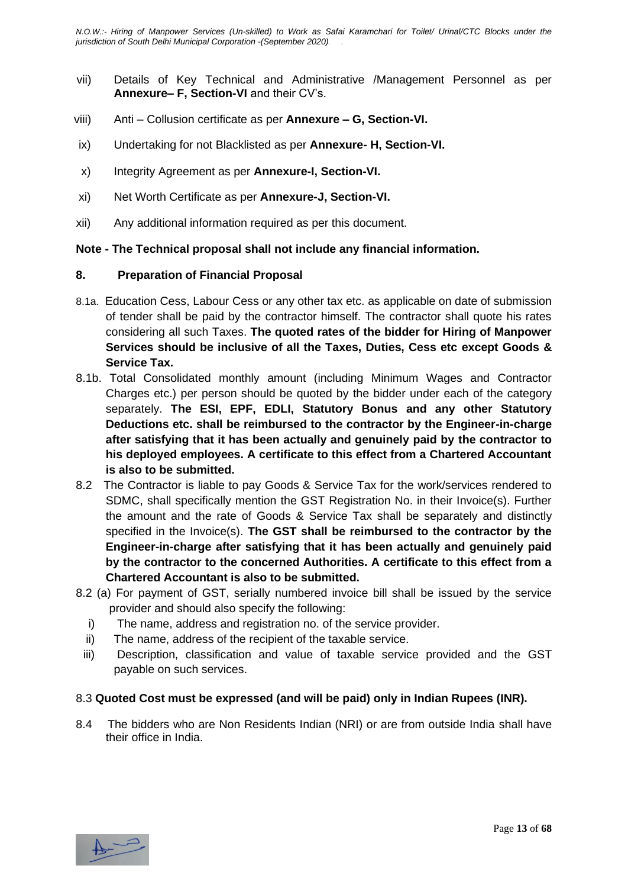vii) Details of Key Technical and Administrative /Management Personnel as per **Annexure– F, Section-VI** and their CV's.

viii) Anti – Collusion certificate as per **Annexure – G, Section-VI.**

ix) Undertaking for not Blacklisted as per **Annexure- H, Section-VI.**

x) Integrity Agreement as per **Annexure-I, Section-VI.**

xi) Net Worth Certificate as per **Annexure-J, Section-VI.**

xii) Any additional information required as per this document.

**Note - The Technical proposal shall not include any financial information.**

## 8. Preparation of Financial Proposal

8.1a. Education Cess, Labour Cess or any other tax etc. as applicable on date of submission of tender shall be paid by the contractor himself. The contractor shall quote his rates considering all such Taxes. **The quoted rates of the bidder for Hiring of Manpower Services should be inclusive of all the Taxes, Duties, Cess etc except Goods & Service Tax.**

8.1b. Total Consolidated monthly amount (including Minimum Wages and Contractor Charges etc.) per person should be quoted by the bidder under each of the category separately. **The ESI, EPF, EDLI, Statutory Bonus and any other Statutory Deductions etc. shall be reimbursed to the contractor by the Engineer-in-charge after satisfying that it has been actually and genuinely paid by the contractor to his deployed employees. A certificate to this effect from a Chartered Accountant is also to be submitted.**

8.2 The Contractor is liable to pay Goods & Service Tax for the work/services rendered to SDMC, shall specifically mention the GST Registration No. in their Invoice(s). Further the amount and the rate of Goods & Service Tax shall be separately and distinctly specified in the Invoice(s). **The GST shall be reimbursed to the contractor by the Engineer-in-charge after satisfying that it has been actually and genuinely paid by the contractor to the concerned Authorities. A certificate to this effect from a Chartered Accountant is also to be submitted.**

8.2 (a) For payment of GST, serially numbered invoice bill shall be issued by the service provider and should also specify the following:

i) The name, address and registration no. of the service provider.

ii) The name, address of the recipient of the taxable service.

iii) Description, classification and value of taxable service provided and the GST payable on such services.

8.3 **Quoted Cost must be expressed (and will be paid) only in Indian Rupees (INR).**

8.4 The bidders who are Non Residents Indian (NRI) or are from outside India shall have their office in India.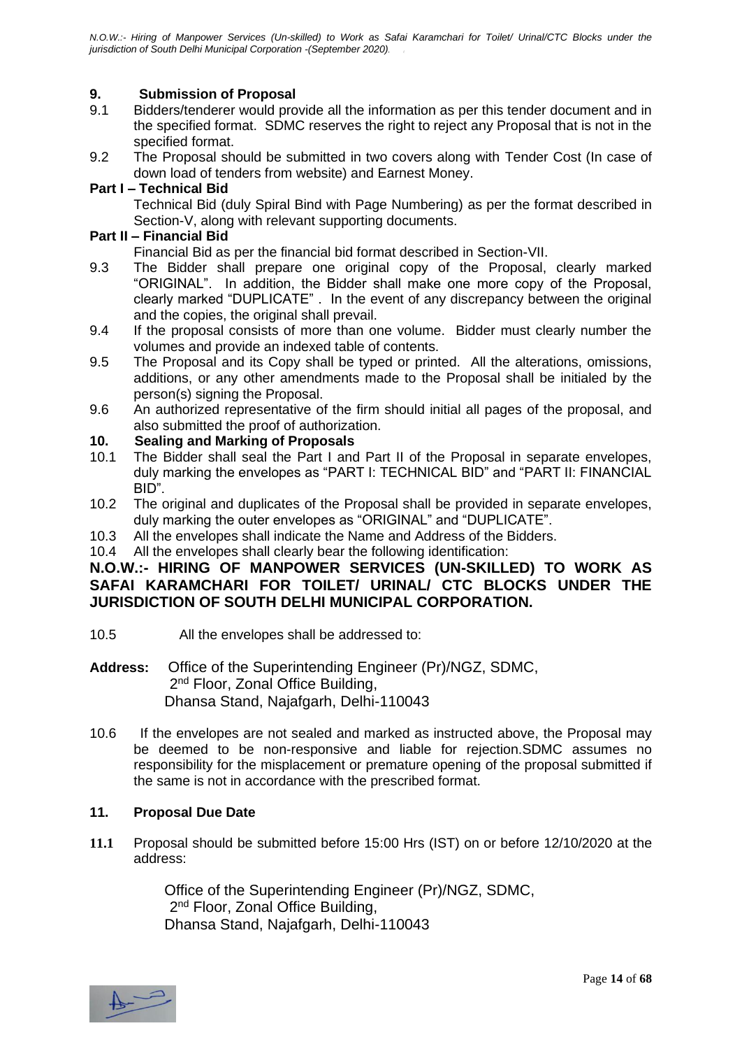## 9. Submission of Proposal

9.1 Bidders/tenderer would provide all the information as per this tender document and in the specified format. SDMC reserves the right to reject any Proposal that is not in the specified format.

9.2 The Proposal should be submitted in two covers along with Tender Cost (In case of down load of tenders from website) and Earnest Money.

**Part I – Technical Bid**

Technical Bid (duly Spiral Bind with Page Numbering) as per the format described in Section-V, along with relevant supporting documents.

**Part II – Financial Bid**

Financial Bid as per the financial bid format described in Section-VII.

9.3 The Bidder shall prepare one original copy of the Proposal, clearly marked "ORIGINAL". In addition, the Bidder shall make one more copy of the Proposal, clearly marked "DUPLICATE" . In the event of any discrepancy between the original and the copies, the original shall prevail.

9.4 If the proposal consists of more than one volume. Bidder must clearly number the volumes and provide an indexed table of contents.

9.5 The Proposal and its Copy shall be typed or printed. All the alterations, omissions, additions, or any other amendments made to the Proposal shall be initialed by the person(s) signing the Proposal.

9.6 An authorized representative of the firm should initial all pages of the proposal, and also submitted the proof of authorization.

## 10. Sealing and Marking of Proposals

10.1 The Bidder shall seal the Part I and Part II of the Proposal in separate envelopes, duly marking the envelopes as "PART I: TECHNICAL BID" and "PART II: FINANCIAL BID".

10.2 The original and duplicates of the Proposal shall be provided in separate envelopes, duly marking the outer envelopes as "ORIGINAL" and "DUPLICATE".

10.3 All the envelopes shall indicate the Name and Address of the Bidders.

10.4 All the envelopes shall clearly bear the following identification:

**N.O.W.:- HIRING OF MANPOWER SERVICES (UN-SKILLED) TO WORK AS SAFAI KARAMCHARI FOR TOILET/ URINAL/ CTC BLOCKS UNDER THE JURISDICTION OF SOUTH DELHI MUNICIPAL CORPORATION.**

10.5 All the envelopes shall be addressed to:

**Address:** Office of the Superintending Engineer (Pr)/NGZ, SDMC,
2nd Floor, Zonal Office Building,
Dhansa Stand, Najafgarh, Delhi-110043

10.6 If the envelopes are not sealed and marked as instructed above, the Proposal may be deemed to be non-responsive and liable for rejection.SDMC assumes no responsibility for the misplacement or premature opening of the proposal submitted if the same is not in accordance with the prescribed format.

## 11. Proposal Due Date

**11.1** Proposal should be submitted before 15:00 Hrs (IST) on or before 12/10/2020 at the address:

Office of the Superintending Engineer (Pr)/NGZ, SDMC,
2nd Floor, Zonal Office Building,
Dhansa Stand, Najafgarh, Delhi-110043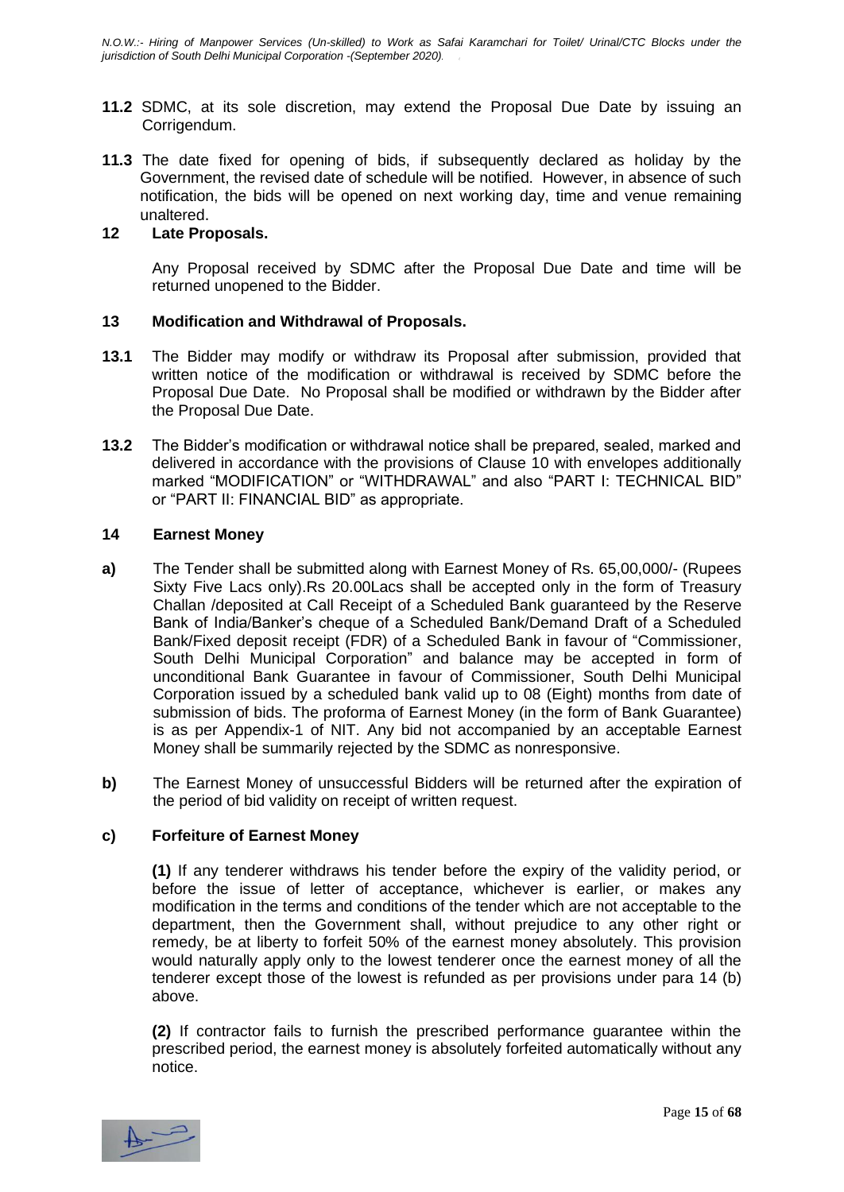**11.2** SDMC, at its sole discretion, may extend the Proposal Due Date by issuing an Corrigendum.

**11.3** The date fixed for opening of bids, if subsequently declared as holiday by the Government, the revised date of schedule will be notified. However, in absence of such notification, the bids will be opened on next working day, time and venue remaining unaltered.

## 12 Late Proposals.

Any Proposal received by SDMC after the Proposal Due Date and time will be returned unopened to the Bidder.

## 13 Modification and Withdrawal of Proposals.

**13.1** The Bidder may modify or withdraw its Proposal after submission, provided that written notice of the modification or withdrawal is received by SDMC before the Proposal Due Date. No Proposal shall be modified or withdrawn by the Bidder after the Proposal Due Date.

**13.2** The Bidder's modification or withdrawal notice shall be prepared, sealed, marked and delivered in accordance with the provisions of Clause 10 with envelopes additionally marked "MODIFICATION" or "WITHDRAWAL" and also "PART I: TECHNICAL BID" or "PART II: FINANCIAL BID" as appropriate.

## 14 Earnest Money

**a)** The Tender shall be submitted along with Earnest Money of Rs. 65,00,000/- (Rupees Sixty Five Lacs only).Rs 20.00Lacs shall be accepted only in the form of Treasury Challan /deposited at Call Receipt of a Scheduled Bank guaranteed by the Reserve Bank of India/Banker's cheque of a Scheduled Bank/Demand Draft of a Scheduled Bank/Fixed deposit receipt (FDR) of a Scheduled Bank in favour of "Commissioner, South Delhi Municipal Corporation" and balance may be accepted in form of unconditional Bank Guarantee in favour of Commissioner, South Delhi Municipal Corporation issued by a scheduled bank valid up to 08 (Eight) months from date of submission of bids. The proforma of Earnest Money (in the form of Bank Guarantee) is as per Appendix-1 of NIT. Any bid not accompanied by an acceptable Earnest Money shall be summarily rejected by the SDMC as nonresponsive.

**b)** The Earnest Money of unsuccessful Bidders will be returned after the expiration of the period of bid validity on receipt of written request.

**c) Forfeiture of Earnest Money**

**(1)** If any tenderer withdraws his tender before the expiry of the validity period, or before the issue of letter of acceptance, whichever is earlier, or makes any modification in the terms and conditions of the tender which are not acceptable to the department, then the Government shall, without prejudice to any other right or remedy, be at liberty to forfeit 50% of the earnest money absolutely. This provision would naturally apply only to the lowest tenderer once the earnest money of all the tenderer except those of the lowest is refunded as per provisions under para 14 (b) above.

**(2)** If contractor fails to furnish the prescribed performance guarantee within the prescribed period, the earnest money is absolutely forfeited automatically without any notice.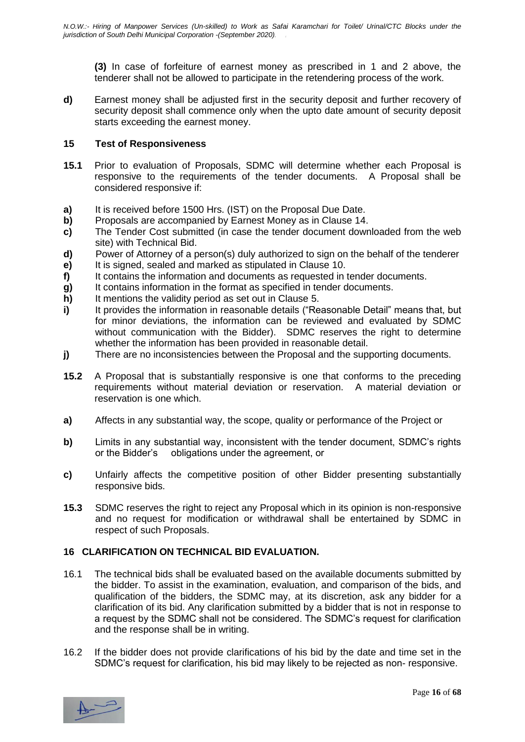**(3)** In case of forfeiture of earnest money as prescribed in 1 and 2 above, the tenderer shall not be allowed to participate in the retendering process of the work.

**d)** Earnest money shall be adjusted first in the security deposit and further recovery of security deposit shall commence only when the upto date amount of security deposit starts exceeding the earnest money.

## 15 Test of Responsiveness

**15.1** Prior to evaluation of Proposals, SDMC will determine whether each Proposal is responsive to the requirements of the tender documents. A Proposal shall be considered responsive if:

**a)** It is received before 1500 Hrs. (IST) on the Proposal Due Date.
**b)** Proposals are accompanied by Earnest Money as in Clause 14.
**c)** The Tender Cost submitted (in case the tender document downloaded from the web site) with Technical Bid.
**d)** Power of Attorney of a person(s) duly authorized to sign on the behalf of the tenderer
**e)** It is signed, sealed and marked as stipulated in Clause 10.
**f)** It contains the information and documents as requested in tender documents.
**g)** It contains information in the format as specified in tender documents.
**h)** It mentions the validity period as set out in Clause 5.
**i)** It provides the information in reasonable details ("Reasonable Detail" means that, but for minor deviations, the information can be reviewed and evaluated by SDMC without communication with the Bidder). SDMC reserves the right to determine whether the information has been provided in reasonable detail.
**j)** There are no inconsistencies between the Proposal and the supporting documents.

**15.2** A Proposal that is substantially responsive is one that conforms to the preceding requirements without material deviation or reservation. A material deviation or reservation is one which.

**a)** Affects in any substantial way, the scope, quality or performance of the Project or

**b)** Limits in any substantial way, inconsistent with the tender document, SDMC's rights or the Bidder's obligations under the agreement, or

**c)** Unfairly affects the competitive position of other Bidder presenting substantially responsive bids.

**15.3** SDMC reserves the right to reject any Proposal which in its opinion is non-responsive and no request for modification or withdrawal shall be entertained by SDMC in respect of such Proposals.

## 16 CLARIFICATION ON TECHNICAL BID EVALUATION.

16.1 The technical bids shall be evaluated based on the available documents submitted by the bidder. To assist in the examination, evaluation, and comparison of the bids, and qualification of the bidders, the SDMC may, at its discretion, ask any bidder for a clarification of its bid. Any clarification submitted by a bidder that is not in response to a request by the SDMC shall not be considered. The SDMC's request for clarification and the response shall be in writing.

16.2 If the bidder does not provide clarifications of his bid by the date and time set in the SDMC's request for clarification, his bid may likely to be rejected as non- responsive.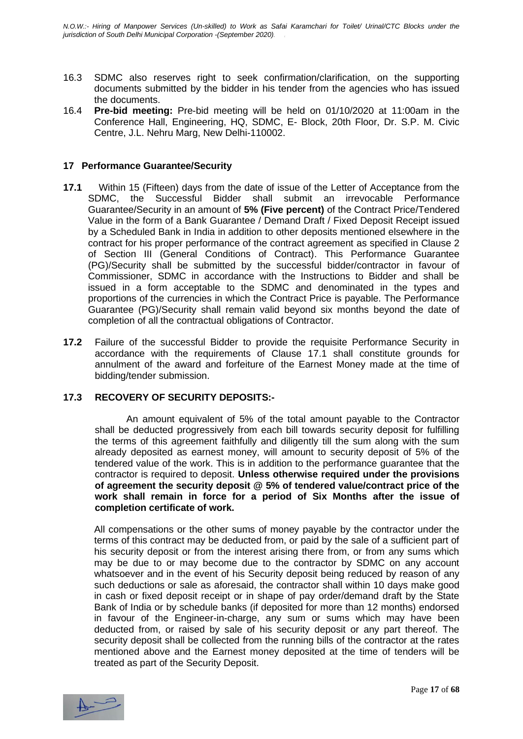16.3 SDMC also reserves right to seek confirmation/clarification, on the supporting documents submitted by the bidder in his tender from the agencies who has issued the documents.

16.4 **Pre-bid meeting:** Pre-bid meeting will be held on 01/10/2020 at 11:00am in the Conference Hall, Engineering, HQ, SDMC, E- Block, 20th Floor, Dr. S.P. M. Civic Centre, J.L. Nehru Marg, New Delhi-110002.

## 17 Performance Guarantee/Security

**17.1** Within 15 (Fifteen) days from the date of issue of the Letter of Acceptance from the SDMC, the Successful Bidder shall submit an irrevocable Performance Guarantee/Security in an amount of **5% (Five percent)** of the Contract Price/Tendered Value in the form of a Bank Guarantee / Demand Draft / Fixed Deposit Receipt issued by a Scheduled Bank in India in addition to other deposits mentioned elsewhere in the contract for his proper performance of the contract agreement as specified in Clause 2 of Section III (General Conditions of Contract). This Performance Guarantee (PG)/Security shall be submitted by the successful bidder/contractor in favour of Commissioner, SDMC in accordance with the Instructions to Bidder and shall be issued in a form acceptable to the SDMC and denominated in the types and proportions of the currencies in which the Contract Price is payable. The Performance Guarantee (PG)/Security shall remain valid beyond six months beyond the date of completion of all the contractual obligations of Contractor.

**17.2** Failure of the successful Bidder to provide the requisite Performance Security in accordance with the requirements of Clause 17.1 shall constitute grounds for annulment of the award and forfeiture of the Earnest Money made at the time of bidding/tender submission.

### 17.3 RECOVERY OF SECURITY DEPOSITS:-

An amount equivalent of 5% of the total amount payable to the Contractor shall be deducted progressively from each bill towards security deposit for fulfilling the terms of this agreement faithfully and diligently till the sum along with the sum already deposited as earnest money, will amount to security deposit of 5% of the tendered value of the work. This is in addition to the performance guarantee that the contractor is required to deposit. **Unless otherwise required under the provisions of agreement the security deposit @ 5% of tendered value/contract price of the work shall remain in force for a period of Six Months after the issue of completion certificate of work.**

All compensations or the other sums of money payable by the contractor under the terms of this contract may be deducted from, or paid by the sale of a sufficient part of his security deposit or from the interest arising there from, or from any sums which may be due to or may become due to the contractor by SDMC on any account whatsoever and in the event of his Security deposit being reduced by reason of any such deductions or sale as aforesaid, the contractor shall within 10 days make good in cash or fixed deposit receipt or in shape of pay order/demand draft by the State Bank of India or by schedule banks (if deposited for more than 12 months) endorsed in favour of the Engineer-in-charge, any sum or sums which may have been deducted from, or raised by sale of his security deposit or any part thereof. The security deposit shall be collected from the running bills of the contractor at the rates mentioned above and the Earnest money deposited at the time of tenders will be treated as part of the Security Deposit.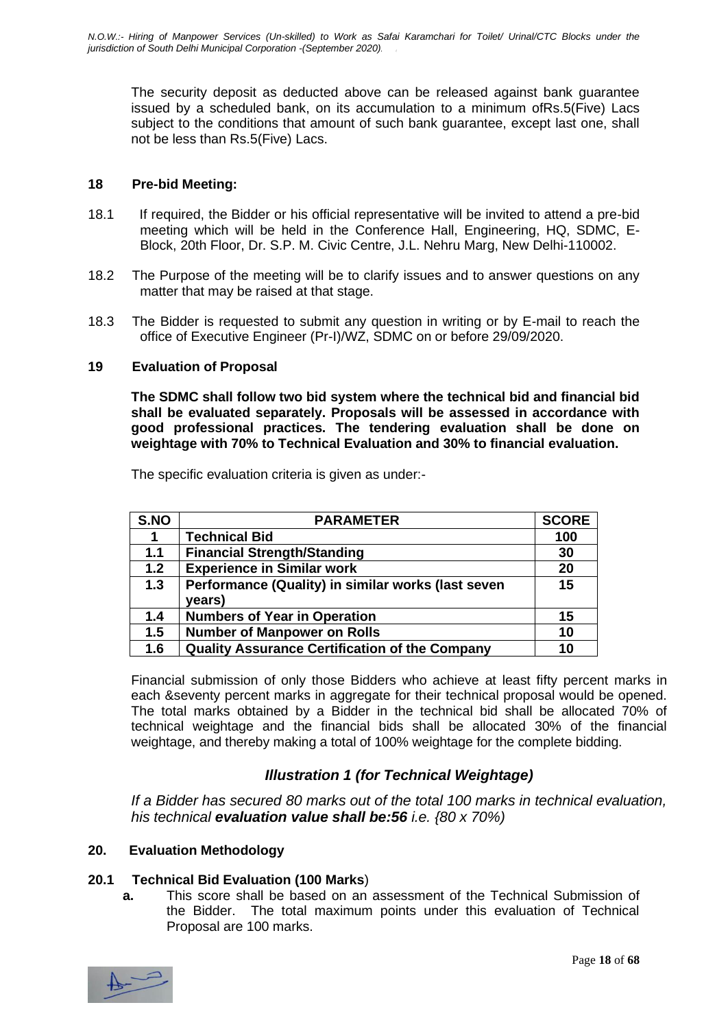The security deposit as deducted above can be released against bank guarantee issued by a scheduled bank, on its accumulation to a minimum ofRs.5(Five) Lacs subject to the conditions that amount of such bank guarantee, except last one, shall not be less than Rs.5(Five) Lacs.

**18 Pre-bid Meeting:**

18.1 If required, the Bidder or his official representative will be invited to attend a pre-bid meeting which will be held in the Conference Hall, Engineering, HQ, SDMC, E-Block, 20th Floor, Dr. S.P. M. Civic Centre, J.L. Nehru Marg, New Delhi-110002.

18.2 The Purpose of the meeting will be to clarify issues and to answer questions on any matter that may be raised at that stage.

18.3 The Bidder is requested to submit any question in writing or by E-mail to reach the office of Executive Engineer (Pr-I)/WZ, SDMC on or before 29/09/2020.

**19 Evaluation of Proposal**

**The SDMC shall follow two bid system where the technical bid and financial bid shall be evaluated separately. Proposals will be assessed in accordance with good professional practices. The tendering evaluation shall be done on weightage with 70% to Technical Evaluation and 30% to financial evaluation.**

The specific evaluation criteria is given as under:-

| S.NO | PARAMETER | SCORE |
|---|---|---|
| 1 | Technical Bid | 100 |
| 1.1 | Financial Strength/Standing | 30 |
| 1.2 | Experience in Similar work | 20 |
| 1.3 | Performance (Quality) in similar works (last seven years) | 15 |
| 1.4 | Numbers of Year in Operation | 15 |
| 1.5 | Number of Manpower on Rolls | 10 |
| 1.6 | Quality Assurance Certification of the Company | 10 |

Financial submission of only those Bidders who achieve at least fifty percent marks in each &seventy percent marks in aggregate for their technical proposal would be opened. The total marks obtained by a Bidder in the technical bid shall be allocated 70% of technical weightage and the financial bids shall be allocated 30% of the financial weightage, and thereby making a total of 100% weightage for the complete bidding.

### *Illustration 1 (for Technical Weightage)*

*If a Bidder has secured 80 marks out of the total 100 marks in technical evaluation, his technical* ***evaluation value shall be:56*** *i.e. {80 x 70%)*

**20. Evaluation Methodology**

**20.1 Technical Bid Evaluation (100 Marks**)

**a.** This score shall be based on an assessment of the Technical Submission of the Bidder. The total maximum points under this evaluation of Technical Proposal are 100 marks.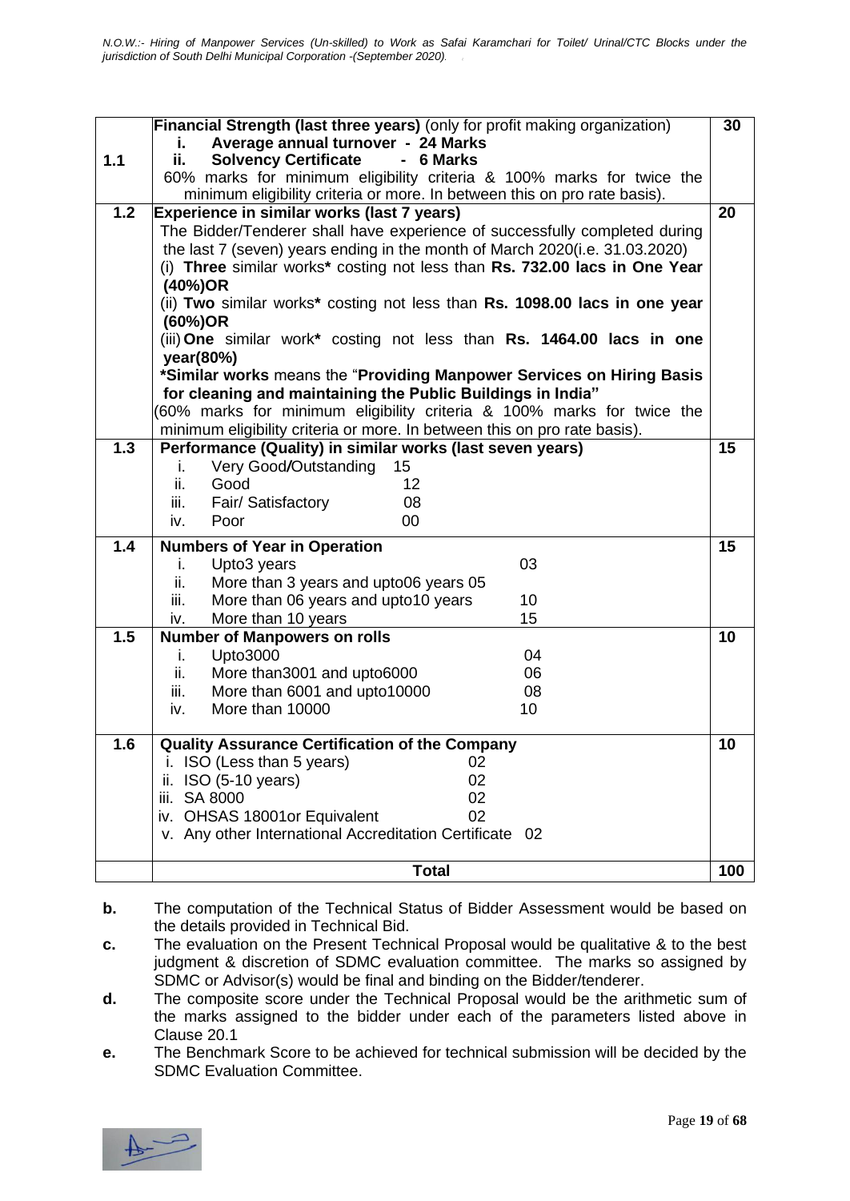| | | |
|---|---|---|
| 1.1 | **Financial Strength (last three years)** (only for profit making organization)<br>i. **Average annual turnover - 24 Marks**<br>ii. **Solvency Certificate - 6 Marks**<br>60% marks for minimum eligibility criteria & 100% marks for twice the minimum eligibility criteria or more. In between this on pro rate basis). | **30** |
| **1.2** | **Experience in similar works (last 7 years)**<br>The Bidder/Tenderer shall have experience of successfully completed during the last 7 (seven) years ending in the month of March 2020(i.e. 31.03.2020)<br>(i) **Three** similar works***** costing not less than **Rs. 732.00 lacs in One Year (40%)OR**<br>(ii) **Two** similar works***** costing not less than **Rs. 1098.00 lacs in one year (60%)OR**<br>(iii) **One** similar work***** costing not less than **Rs. 1464.00 lacs in one year(80%)**<br>***Similar works** means the "**Providing Manpower Services on Hiring Basis for cleaning and maintaining the Public Buildings in India"**<br>(60% marks for minimum eligibility criteria & 100% marks for twice the minimum eligibility criteria or more. In between this on pro rate basis). | **20** |
| **1.3** | **Performance (Quality) in similar works (last seven years)**<br>i. Very Good/Outstanding 15<br>ii. Good 12<br>iii. Fair/ Satisfactory 08<br>iv. Poor 00 | **15** |
| **1.4** | **Numbers of Year in Operation**<br>i. Upto3 years 03<br>ii. More than 3 years and upto06 years 05<br>iii. More than 06 years and upto10 years 10<br>iv. More than 10 years 15 | **15** |
| **1.5** | **Number of Manpowers on rolls**<br>i. Upto3000 04<br>ii. More than3001 and upto6000 06<br>iii. More than 6001 and upto10000 08<br>iv. More than 10000 10 | **10** |
| **1.6** | **Quality Assurance Certification of the Company**<br>i. ISO (Less than 5 years) 02<br>ii. ISO (5-10 years) 02<br>iii. SA 8000 02<br>iv. OHSAS 18001or Equivalent 02<br>v. Any other International Accreditation Certificate 02 | **10** |
| | **Total** | **100** |

**b.** The computation of the Technical Status of Bidder Assessment would be based on the details provided in Technical Bid.

**c.** The evaluation on the Present Technical Proposal would be qualitative & to the best judgment & discretion of SDMC evaluation committee. The marks so assigned by SDMC or Advisor(s) would be final and binding on the Bidder/tenderer.

**d.** The composite score under the Technical Proposal would be the arithmetic sum of the marks assigned to the bidder under each of the parameters listed above in Clause 20.1

**e.** The Benchmark Score to be achieved for technical submission will be decided by the SDMC Evaluation Committee.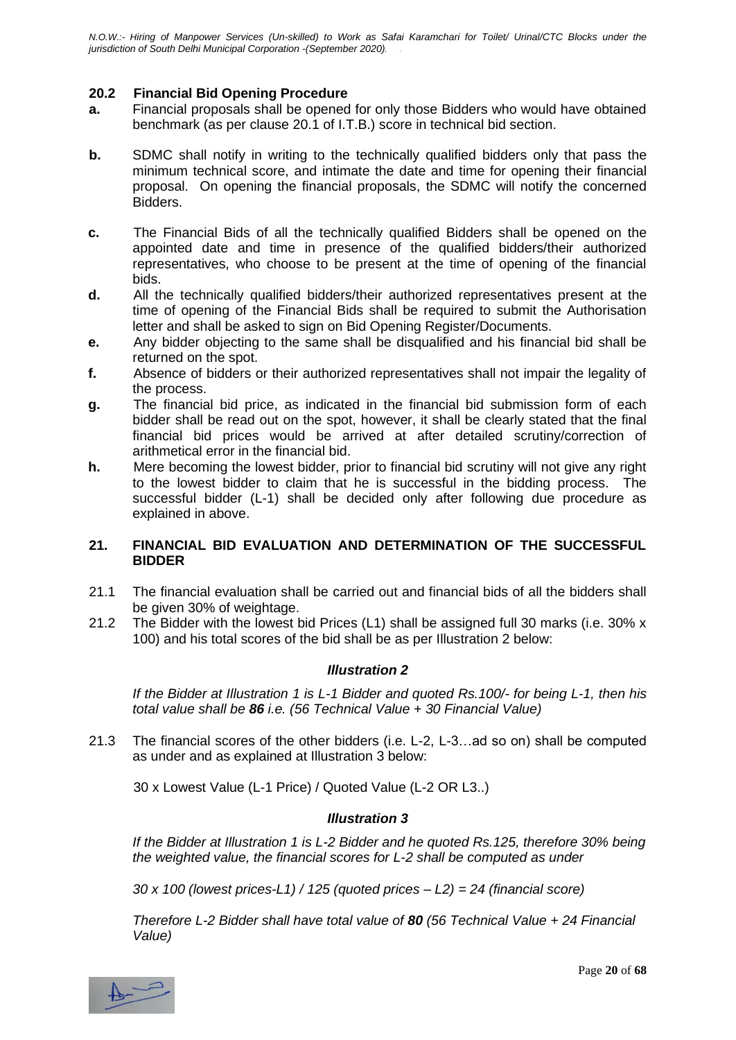### 20.2 Financial Bid Opening Procedure

**a.** Financial proposals shall be opened for only those Bidders who would have obtained benchmark (as per clause 20.1 of I.T.B.) score in technical bid section.

**b.** SDMC shall notify in writing to the technically qualified bidders only that pass the minimum technical score, and intimate the date and time for opening their financial proposal. On opening the financial proposals, the SDMC will notify the concerned Bidders.

**c.** The Financial Bids of all the technically qualified Bidders shall be opened on the appointed date and time in presence of the qualified bidders/their authorized representatives, who choose to be present at the time of opening of the financial bids.

**d.** All the technically qualified bidders/their authorized representatives present at the time of opening of the Financial Bids shall be required to submit the Authorisation letter and shall be asked to sign on Bid Opening Register/Documents.

**e.** Any bidder objecting to the same shall be disqualified and his financial bid shall be returned on the spot.

**f.** Absence of bidders or their authorized representatives shall not impair the legality of the process.

**g.** The financial bid price, as indicated in the financial bid submission form of each bidder shall be read out on the spot, however, it shall be clearly stated that the final financial bid prices would be arrived at after detailed scrutiny/correction of arithmetical error in the financial bid.

**h.** Mere becoming the lowest bidder, prior to financial bid scrutiny will not give any right to the lowest bidder to claim that he is successful in the bidding process. The successful bidder (L-1) shall be decided only after following due procedure as explained in above.

## 21. FINANCIAL BID EVALUATION AND DETERMINATION OF THE SUCCESSFUL BIDDER

21.1 The financial evaluation shall be carried out and financial bids of all the bidders shall be given 30% of weightage.

21.2 The Bidder with the lowest bid Prices (L1) shall be assigned full 30 marks (i.e. 30% x 100) and his total scores of the bid shall be as per Illustration 2 below:

***Illustration 2***

*If the Bidder at Illustration 1 is L-1 Bidder and quoted Rs.100/- for being L-1, then his total value shall be* ***86*** *i.e. (56 Technical Value + 30 Financial Value)*

21.3 The financial scores of the other bidders (i.e. L-2, L-3…ad so on) shall be computed as under and as explained at Illustration 3 below:

30 x Lowest Value (L-1 Price) / Quoted Value (L-2 OR L3..)

***Illustration 3***

*If the Bidder at Illustration 1 is L-2 Bidder and he quoted Rs.125, therefore 30% being the weighted value, the financial scores for L-2 shall be computed as under*

*30 x 100 (lowest prices-L1) / 125 (quoted prices – L2) = 24 (financial score)*

*Therefore L-2 Bidder shall have total value of* ***80*** *(56 Technical Value + 24 Financial Value)*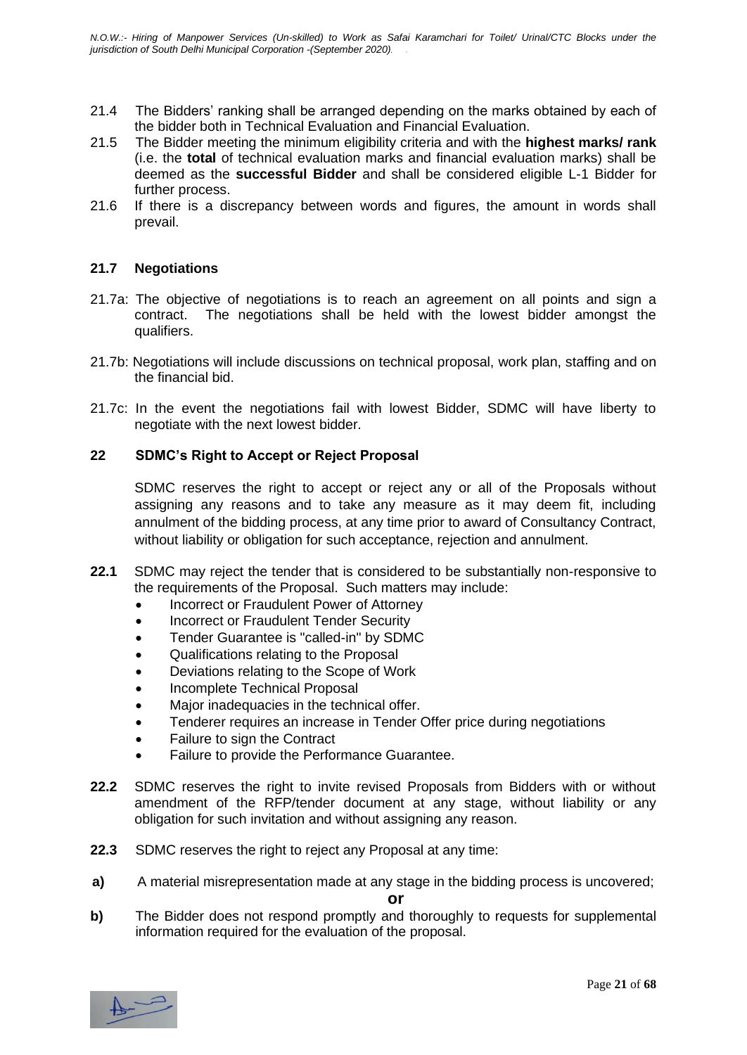21.4 The Bidders' ranking shall be arranged depending on the marks obtained by each of the bidder both in Technical Evaluation and Financial Evaluation.

21.5 The Bidder meeting the minimum eligibility criteria and with the **highest marks/ rank** (i.e. the **total** of technical evaluation marks and financial evaluation marks) shall be deemed as the **successful Bidder** and shall be considered eligible L-1 Bidder for further process.

21.6 If there is a discrepancy between words and figures, the amount in words shall prevail.

### 21.7 Negotiations

21.7a: The objective of negotiations is to reach an agreement on all points and sign a contract. The negotiations shall be held with the lowest bidder amongst the qualifiers.

21.7b: Negotiations will include discussions on technical proposal, work plan, staffing and on the financial bid.

21.7c: In the event the negotiations fail with lowest Bidder, SDMC will have liberty to negotiate with the next lowest bidder.

## 22 SDMC's Right to Accept or Reject Proposal

SDMC reserves the right to accept or reject any or all of the Proposals without assigning any reasons and to take any measure as it may deem fit, including annulment of the bidding process, at any time prior to award of Consultancy Contract, without liability or obligation for such acceptance, rejection and annulment.

**22.1** SDMC may reject the tender that is considered to be substantially non-responsive to the requirements of the Proposal. Such matters may include:

- Incorrect or Fraudulent Power of Attorney
- Incorrect or Fraudulent Tender Security
- Tender Guarantee is "called-in" by SDMC
- Qualifications relating to the Proposal
- Deviations relating to the Scope of Work
- Incomplete Technical Proposal
- Major inadequacies in the technical offer.
- Tenderer requires an increase in Tender Offer price during negotiations
- Failure to sign the Contract
- Failure to provide the Performance Guarantee.

**22.2** SDMC reserves the right to invite revised Proposals from Bidders with or without amendment of the RFP/tender document at any stage, without liability or any obligation for such invitation and without assigning any reason.

**22.3** SDMC reserves the right to reject any Proposal at any time:

**a)** A material misrepresentation made at any stage in the bidding process is uncovered;

**or**

**b)** The Bidder does not respond promptly and thoroughly to requests for supplemental information required for the evaluation of the proposal.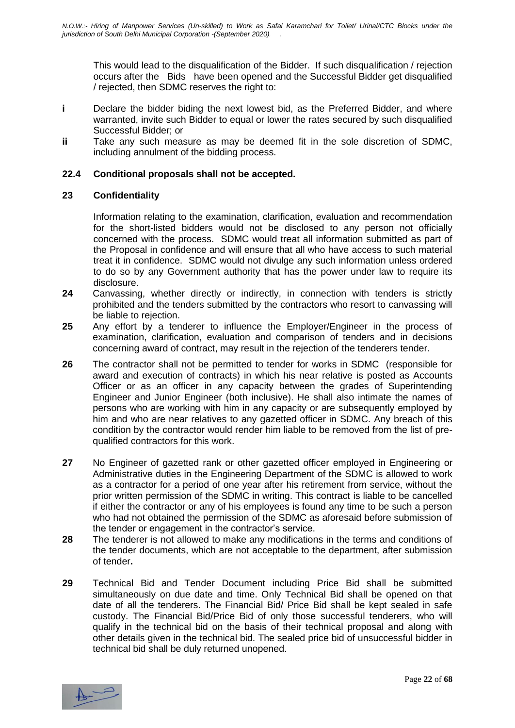This would lead to the disqualification of the Bidder. If such disqualification / rejection occurs after the Bids have been opened and the Successful Bidder get disqualified / rejected, then SDMC reserves the right to:

**i** Declare the bidder biding the next lowest bid, as the Preferred Bidder, and where warranted, invite such Bidder to equal or lower the rates secured by such disqualified Successful Bidder; or

**ii** Take any such measure as may be deemed fit in the sole discretion of SDMC, including annulment of the bidding process.

**22.4 Conditional proposals shall not be accepted.**

**23 Confidentiality**

Information relating to the examination, clarification, evaluation and recommendation for the short-listed bidders would not be disclosed to any person not officially concerned with the process. SDMC would treat all information submitted as part of the Proposal in confidence and will ensure that all who have access to such material treat it in confidence. SDMC would not divulge any such information unless ordered to do so by any Government authority that has the power under law to require its disclosure.

**24** Canvassing, whether directly or indirectly, in connection with tenders is strictly prohibited and the tenders submitted by the contractors who resort to canvassing will be liable to rejection.

**25** Any effort by a tenderer to influence the Employer/Engineer in the process of examination, clarification, evaluation and comparison of tenders and in decisions concerning award of contract, may result in the rejection of the tenderers tender.

**26** The contractor shall not be permitted to tender for works in SDMC (responsible for award and execution of contracts) in which his near relative is posted as Accounts Officer or as an officer in any capacity between the grades of Superintending Engineer and Junior Engineer (both inclusive). He shall also intimate the names of persons who are working with him in any capacity or are subsequently employed by him and who are near relatives to any gazetted officer in SDMC. Any breach of this condition by the contractor would render him liable to be removed from the list of pre-qualified contractors for this work.

**27** No Engineer of gazetted rank or other gazetted officer employed in Engineering or Administrative duties in the Engineering Department of the SDMC is allowed to work as a contractor for a period of one year after his retirement from service, without the prior written permission of the SDMC in writing. This contract is liable to be cancelled if either the contractor or any of his employees is found any time to be such a person who had not obtained the permission of the SDMC as aforesaid before submission of the tender or engagement in the contractor's service.

**28** The tenderer is not allowed to make any modifications in the terms and conditions of the tender documents, which are not acceptable to the department, after submission of tender**.**

**29** Technical Bid and Tender Document including Price Bid shall be submitted simultaneously on due date and time. Only Technical Bid shall be opened on that date of all the tenderers. The Financial Bid/ Price Bid shall be kept sealed in safe custody. The Financial Bid/Price Bid of only those successful tenderers, who will qualify in the technical bid on the basis of their technical proposal and along with other details given in the technical bid. The sealed price bid of unsuccessful bidder in technical bid shall be duly returned unopened.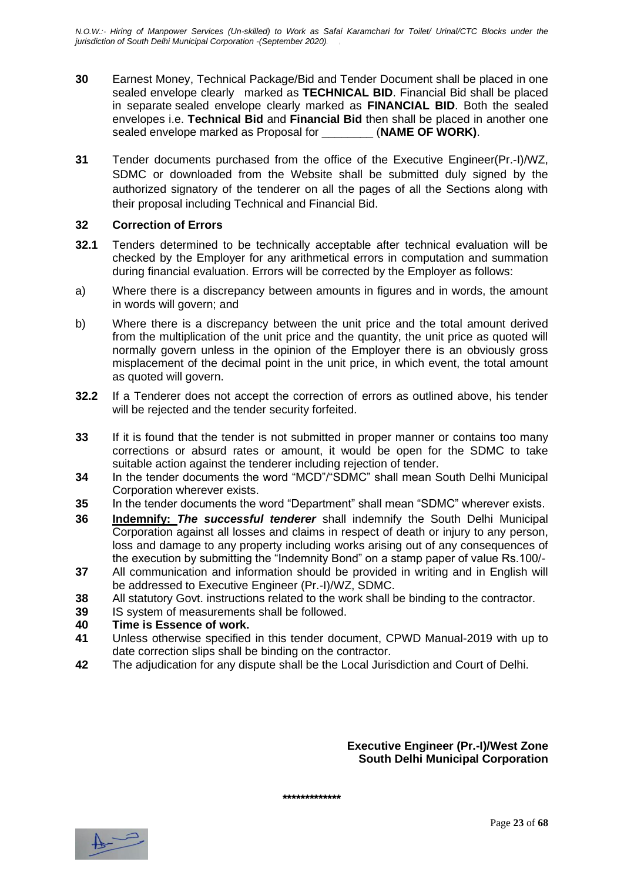**30** Earnest Money, Technical Package/Bid and Tender Document shall be placed in one sealed envelope clearly marked as **TECHNICAL BID**. Financial Bid shall be placed in separate sealed envelope clearly marked as **FINANCIAL BID**. Both the sealed envelopes i.e. **Technical Bid** and **Financial Bid** then shall be placed in another one sealed envelope marked as Proposal for ________ (**NAME OF WORK)**.

**31** Tender documents purchased from the office of the Executive Engineer(Pr.-I)/WZ, SDMC or downloaded from the Website shall be submitted duly signed by the authorized signatory of the tenderer on all the pages of all the Sections along with their proposal including Technical and Financial Bid.

**32 Correction of Errors**

**32.1** Tenders determined to be technically acceptable after technical evaluation will be checked by the Employer for any arithmetical errors in computation and summation during financial evaluation. Errors will be corrected by the Employer as follows:

a) Where there is a discrepancy between amounts in figures and in words, the amount in words will govern; and

b) Where there is a discrepancy between the unit price and the total amount derived from the multiplication of the unit price and the quantity, the unit price as quoted will normally govern unless in the opinion of the Employer there is an obviously gross misplacement of the decimal point in the unit price, in which event, the total amount as quoted will govern.

**32.2** If a Tenderer does not accept the correction of errors as outlined above, his tender will be rejected and the tender security forfeited.

**33** If it is found that the tender is not submitted in proper manner or contains too many corrections or absurd rates or amount, it would be open for the SDMC to take suitable action against the tenderer including rejection of tender.

**34** In the tender documents the word "MCD"/"SDMC" shall mean South Delhi Municipal Corporation wherever exists.

**35** In the tender documents the word "Department" shall mean "SDMC" wherever exists.

**36** **Indemnify:** ***The successful tenderer*** shall indemnify the South Delhi Municipal Corporation against all losses and claims in respect of death or injury to any person, loss and damage to any property including works arising out of any consequences of the execution by submitting the "Indemnity Bond" on a stamp paper of value Rs.100/-

**37** All communication and information should be provided in writing and in English will be addressed to Executive Engineer (Pr.-I)/WZ, SDMC.

**38** All statutory Govt. instructions related to the work shall be binding to the contractor.

**39** IS system of measurements shall be followed.

**40** **Time is Essence of work.**

**41** Unless otherwise specified in this tender document, CPWD Manual-2019 with up to date correction slips shall be binding on the contractor.

**42** The adjudication for any dispute shall be the Local Jurisdiction and Court of Delhi.

**Executive Engineer (Pr.-I)/West Zone**
**South Delhi Municipal Corporation**

\*\*\*\*\*\*\*\*\*\*\*\*\*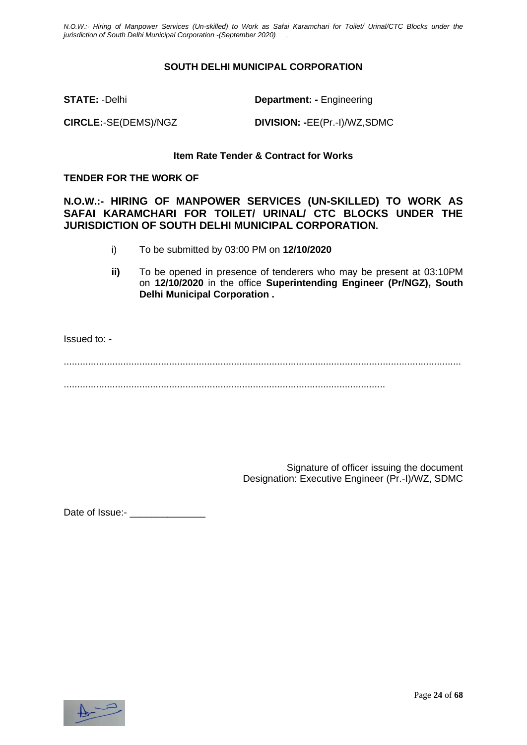## SOUTH DELHI MUNICIPAL CORPORATION

**STATE:** -Delhi **Department: -** Engineering

**CIRCLE:**-SE(DEMS)/NGZ **DIVISION: -**EE(Pr.-I)/WZ,SDMC

**Item Rate Tender & Contract for Works**

**TENDER FOR THE WORK OF**

**N.O.W.:- HIRING OF MANPOWER SERVICES (UN-SKILLED) TO WORK AS SAFAI KARAMCHARI FOR TOILET/ URINAL/ CTC BLOCKS UNDER THE JURISDICTION OF SOUTH DELHI MUNICIPAL CORPORATION.**

i) To be submitted by 03:00 PM on **12/10/2020**

**ii)** To be opened in presence of tenderers who may be present at 03:10PM on **12/10/2020** in the office **Superintending Engineer (Pr/NGZ), South Delhi Municipal Corporation .**

Issued to: -

..................................................................................................................................................

......................................................................................................................

Signature of officer issuing the document
Designation: Executive Engineer (Pr.-I)/WZ, SDMC

Date of Issue:- ______________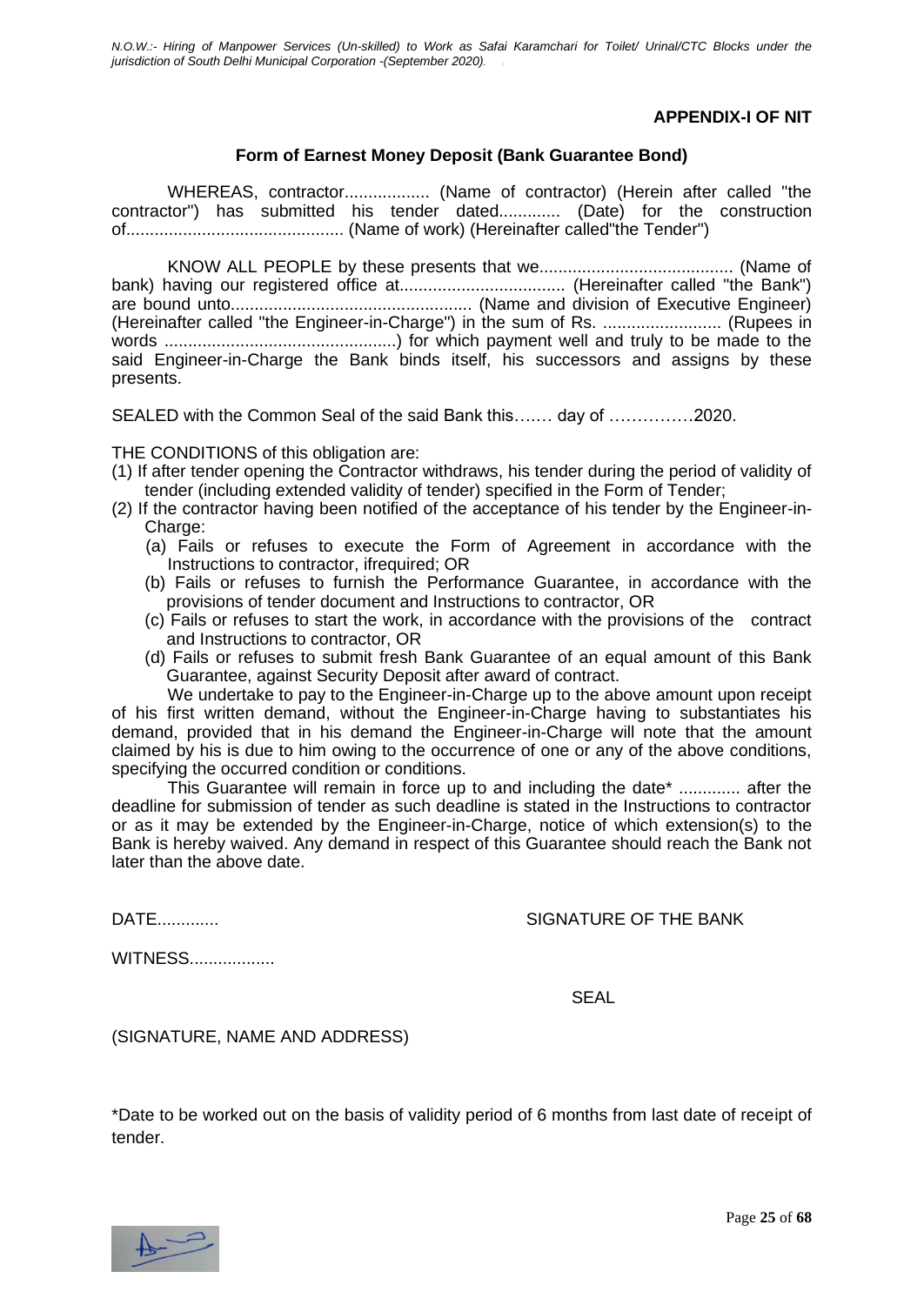**APPENDIX-I OF NIT**

**Form of Earnest Money Deposit (Bank Guarantee Bond)**

WHEREAS, contractor.................. (Name of contractor) (Herein after called "the contractor") has submitted his tender dated............. (Date) for the construction of.............................................. (Name of work) (Hereinafter called"the Tender")

KNOW ALL PEOPLE by these presents that we......................................... (Name of bank) having our registered office at................................... (Hereinafter called "the Bank") are bound unto................................................... (Name and division of Executive Engineer) (Hereinafter called "the Engineer-in-Charge") in the sum of Rs. ......................... (Rupees in words .................................................) for which payment well and truly to be made to the said Engineer-in-Charge the Bank binds itself, his successors and assigns by these presents.

SEALED with the Common Seal of the said Bank this……. day of ……………2020.

THE CONDITIONS of this obligation are:

(1) If after tender opening the Contractor withdraws, his tender during the period of validity of tender (including extended validity of tender) specified in the Form of Tender;
(2) If the contractor having been notified of the acceptance of his tender by the Engineer-in-Charge:
   (a) Fails or refuses to execute the Form of Agreement in accordance with the Instructions to contractor, ifrequired; OR
   (b) Fails or refuses to furnish the Performance Guarantee, in accordance with the provisions of tender document and Instructions to contractor, OR
   (c) Fails or refuses to start the work, in accordance with the provisions of the contract and Instructions to contractor, OR
   (d) Fails or refuses to submit fresh Bank Guarantee of an equal amount of this Bank Guarantee, against Security Deposit after award of contract.

We undertake to pay to the Engineer-in-Charge up to the above amount upon receipt of his first written demand, without the Engineer-in-Charge having to substantiates his demand, provided that in his demand the Engineer-in-Charge will note that the amount claimed by his is due to him owing to the occurrence of one or any of the above conditions, specifying the occurred condition or conditions.

This Guarantee will remain in force up to and including the date* ............. after the deadline for submission of tender as such deadline is stated in the Instructions to contractor or as it may be extended by the Engineer-in-Charge, notice of which extension(s) to the Bank is hereby waived. Any demand in respect of this Guarantee should reach the Bank not later than the above date.

DATE.............                                        SIGNATURE OF THE BANK

WITNESS..................

SEAL

(SIGNATURE, NAME AND ADDRESS)

*Date to be worked out on the basis of validity period of 6 months from last date of receipt of tender.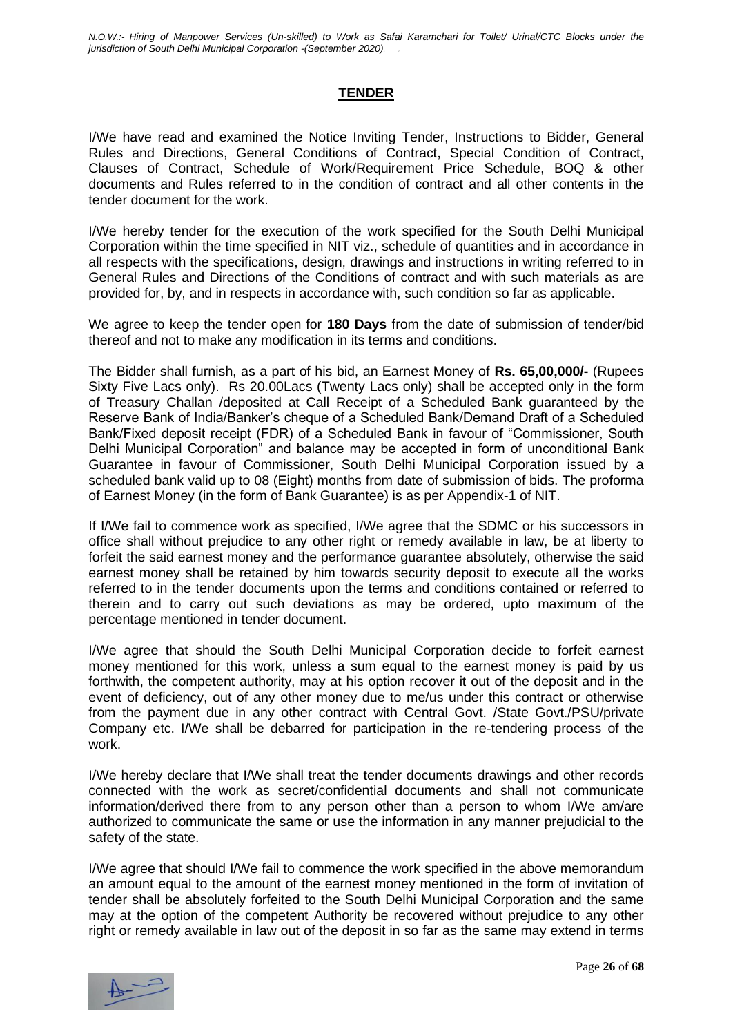## TENDER

I/We have read and examined the Notice Inviting Tender, Instructions to Bidder, General Rules and Directions, General Conditions of Contract, Special Condition of Contract, Clauses of Contract, Schedule of Work/Requirement Price Schedule, BOQ & other documents and Rules referred to in the condition of contract and all other contents in the tender document for the work.

I/We hereby tender for the execution of the work specified for the South Delhi Municipal Corporation within the time specified in NIT viz., schedule of quantities and in accordance in all respects with the specifications, design, drawings and instructions in writing referred to in General Rules and Directions of the Conditions of contract and with such materials as are provided for, by, and in respects in accordance with, such condition so far as applicable.

We agree to keep the tender open for **180 Days** from the date of submission of tender/bid thereof and not to make any modification in its terms and conditions.

The Bidder shall furnish, as a part of his bid, an Earnest Money of **Rs. 65,00,000/-** (Rupees Sixty Five Lacs only). Rs 20.00Lacs (Twenty Lacs only) shall be accepted only in the form of Treasury Challan /deposited at Call Receipt of a Scheduled Bank guaranteed by the Reserve Bank of India/Banker's cheque of a Scheduled Bank/Demand Draft of a Scheduled Bank/Fixed deposit receipt (FDR) of a Scheduled Bank in favour of "Commissioner, South Delhi Municipal Corporation" and balance may be accepted in form of unconditional Bank Guarantee in favour of Commissioner, South Delhi Municipal Corporation issued by a scheduled bank valid up to 08 (Eight) months from date of submission of bids. The proforma of Earnest Money (in the form of Bank Guarantee) is as per Appendix-1 of NIT.

If I/We fail to commence work as specified, I/We agree that the SDMC or his successors in office shall without prejudice to any other right or remedy available in law, be at liberty to forfeit the said earnest money and the performance guarantee absolutely, otherwise the said earnest money shall be retained by him towards security deposit to execute all the works referred to in the tender documents upon the terms and conditions contained or referred to therein and to carry out such deviations as may be ordered, upto maximum of the percentage mentioned in tender document.

I/We agree that should the South Delhi Municipal Corporation decide to forfeit earnest money mentioned for this work, unless a sum equal to the earnest money is paid by us forthwith, the competent authority, may at his option recover it out of the deposit and in the event of deficiency, out of any other money due to me/us under this contract or otherwise from the payment due in any other contract with Central Govt. /State Govt./PSU/private Company etc. I/We shall be debarred for participation in the re-tendering process of the work.

I/We hereby declare that I/We shall treat the tender documents drawings and other records connected with the work as secret/confidential documents and shall not communicate information/derived there from to any person other than a person to whom I/We am/are authorized to communicate the same or use the information in any manner prejudicial to the safety of the state.

I/We agree that should I/We fail to commence the work specified in the above memorandum an amount equal to the amount of the earnest money mentioned in the form of invitation of tender shall be absolutely forfeited to the South Delhi Municipal Corporation and the same may at the option of the competent Authority be recovered without prejudice to any other right or remedy available in law out of the deposit in so far as the same may extend in terms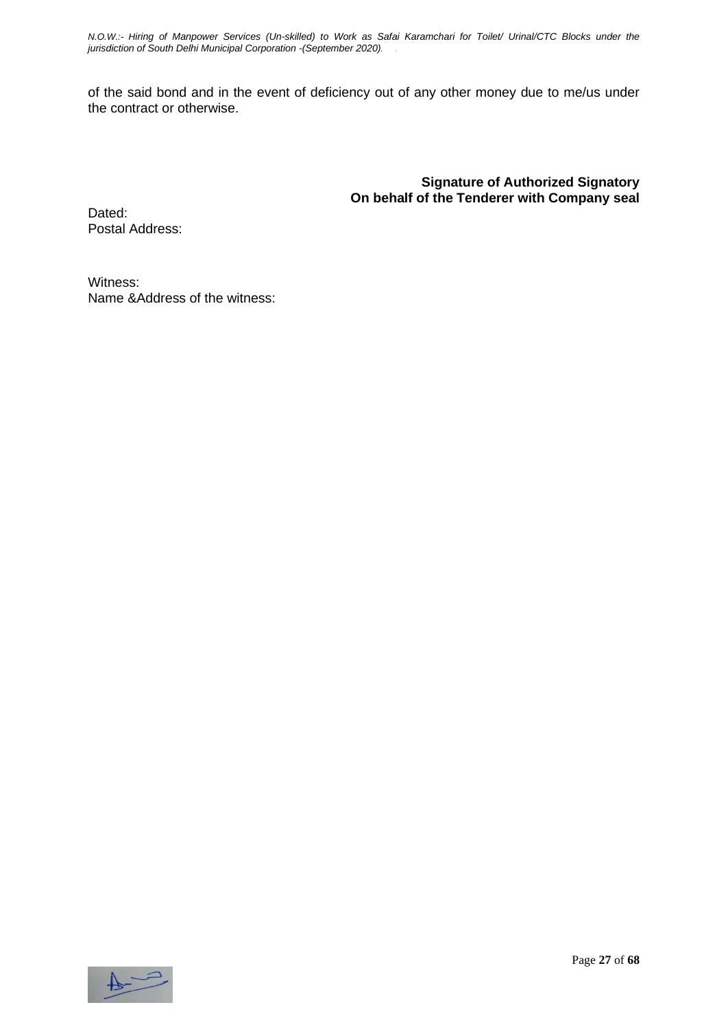of the said bond and in the event of deficiency out of any other money due to me/us under the contract or otherwise.

**Signature of Authorized Signatory**
**On behalf of the Tenderer with Company seal**

Dated:
Postal Address:

Witness:
Name &Address of the witness: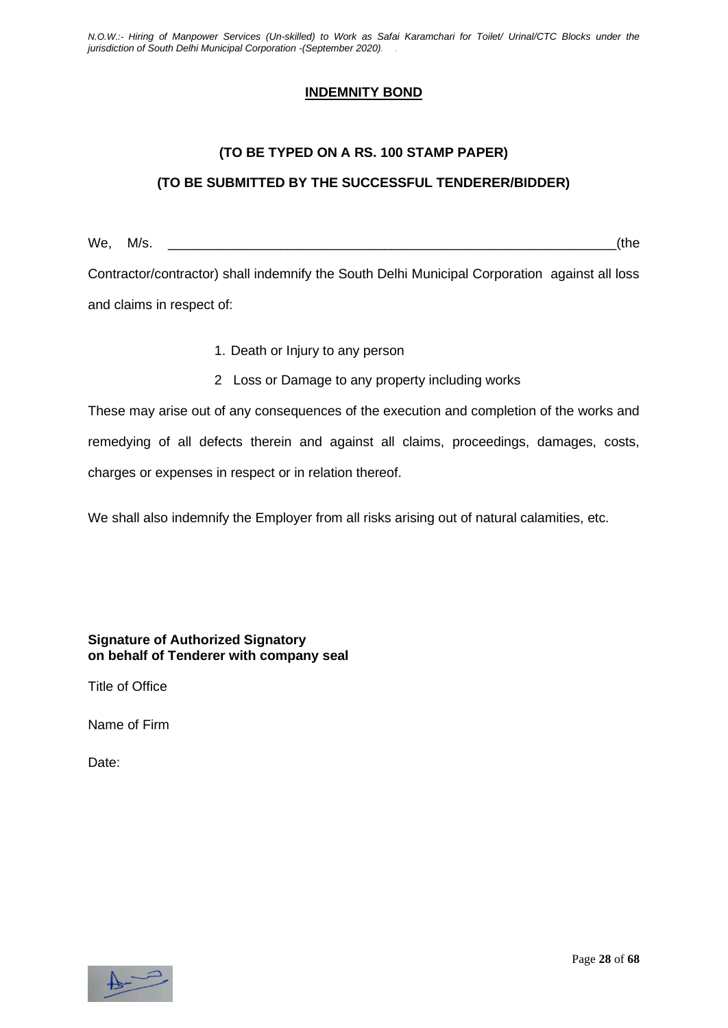## INDEMNITY BOND

**(TO BE TYPED ON A RS. 100 STAMP PAPER)**

**(TO BE SUBMITTED BY THE SUCCESSFUL TENDERER/BIDDER)**

We, M/s. ____________________________________________________________(the Contractor/contractor) shall indemnify the South Delhi Municipal Corporation against all loss and claims in respect of:

1. Death or Injury to any person
2. Loss or Damage to any property including works

These may arise out of any consequences of the execution and completion of the works and remedying of all defects therein and against all claims, proceedings, damages, costs, charges or expenses in respect or in relation thereof.

We shall also indemnify the Employer from all risks arising out of natural calamities, etc.

**Signature of Authorized Signatory**
**on behalf of Tenderer with company seal**

Title of Office

Name of Firm

Date: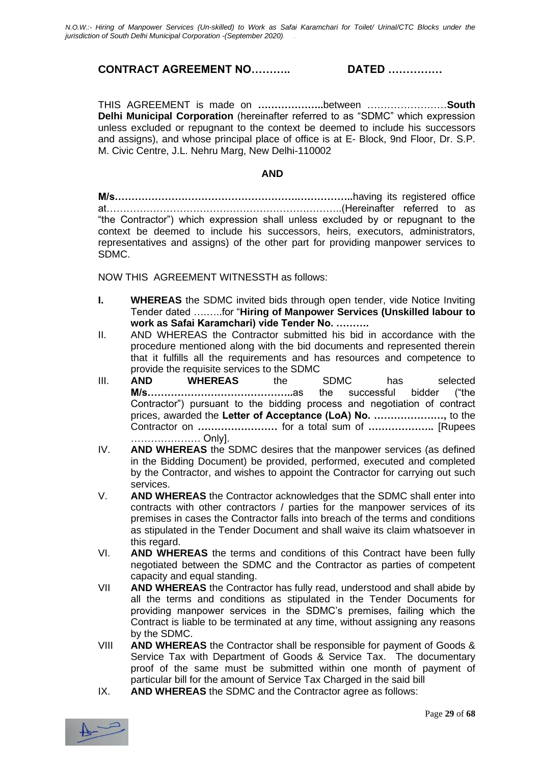## CONTRACT AGREEMENT NO……….. DATED ……………

THIS AGREEMENT is made on **………………..**between ……………………**South Delhi Municipal Corporation** (hereinafter referred to as "SDMC" which expression unless excluded or repugnant to the context be deemed to include his successors and assigns), and whose principal place of office is at E- Block, 9nd Floor, Dr. S.P. M. Civic Centre, J.L. Nehru Marg, New Delhi-110002

**AND**

**M/s……………………………………………….…………..**having its registered office at…………………………………………………………..(Hereinafter referred to as "the Contractor") which expression shall unless excluded by or repugnant to the context be deemed to include his successors, heirs, executors, administrators, representatives and assigns) of the other part for providing manpower services to SDMC.

NOW THIS AGREEMENT WITNESSTH as follows:

- **I.** **WHEREAS** the SDMC invited bids through open tender, vide Notice Inviting Tender dated ……..for "**Hiring of Manpower Services (Unskilled labour to work as Safai Karamchari) vide Tender No. ……….**
- II. AND WHEREAS the Contractor submitted his bid in accordance with the procedure mentioned along with the bid documents and represented therein that it fulfills all the requirements and has resources and competence to provide the requisite services to the SDMC
- III. **AND WHEREAS** the SDMC has selected **M/s……………………………………..**as the successful bidder ("the Contractor") pursuant to the bidding process and negotiation of contract prices, awarded the **Letter of Acceptance (LoA) No. …………………,** to the Contractor on **……………………** for a total sum of **………………..** [Rupees ………………… Only].
- IV. **AND WHEREAS** the SDMC desires that the manpower services (as defined in the Bidding Document) be provided, performed, executed and completed by the Contractor, and wishes to appoint the Contractor for carrying out such services.
- V. **AND WHEREAS** the Contractor acknowledges that the SDMC shall enter into contracts with other contractors / parties for the manpower services of its premises in cases the Contractor falls into breach of the terms and conditions as stipulated in the Tender Document and shall waive its claim whatsoever in this regard.
- VI. **AND WHEREAS** the terms and conditions of this Contract have been fully negotiated between the SDMC and the Contractor as parties of competent capacity and equal standing.
- VII **AND WHEREAS** the Contractor has fully read, understood and shall abide by all the terms and conditions as stipulated in the Tender Documents for providing manpower services in the SDMC's premises, failing which the Contract is liable to be terminated at any time, without assigning any reasons by the SDMC.
- VIII **AND WHEREAS** the Contractor shall be responsible for payment of Goods & Service Tax with Department of Goods & Service Tax. The documentary proof of the same must be submitted within one month of payment of particular bill for the amount of Service Tax Charged in the said bill
- IX. **AND WHEREAS** the SDMC and the Contractor agree as follows: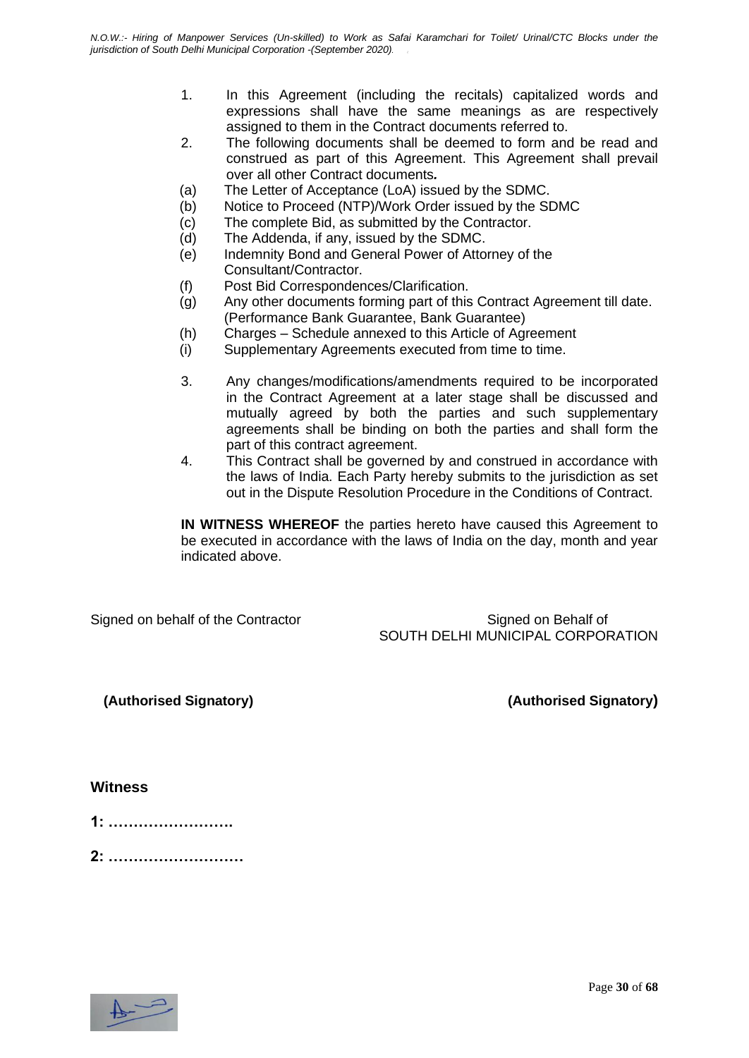1. In this Agreement (including the recitals) capitalized words and expressions shall have the same meanings as are respectively assigned to them in the Contract documents referred to.
2. The following documents shall be deemed to form and be read and construed as part of this Agreement. This Agreement shall prevail over all other Contract documents*.*

(a) The Letter of Acceptance (LoA) issued by the SDMC.

(b) Notice to Proceed (NTP)/Work Order issued by the SDMC

(c) The complete Bid, as submitted by the Contractor.

(d) The Addenda, if any, issued by the SDMC.

(e) Indemnity Bond and General Power of Attorney of the Consultant/Contractor.

(f) Post Bid Correspondences/Clarification.

(g) Any other documents forming part of this Contract Agreement till date. (Performance Bank Guarantee, Bank Guarantee)

(h) Charges – Schedule annexed to this Article of Agreement

(i) Supplementary Agreements executed from time to time.

3. Any changes/modifications/amendments required to be incorporated in the Contract Agreement at a later stage shall be discussed and mutually agreed by both the parties and such supplementary agreements shall be binding on both the parties and shall form the part of this contract agreement.
4. This Contract shall be governed by and construed in accordance with the laws of India. Each Party hereby submits to the jurisdiction as set out in the Dispute Resolution Procedure in the Conditions of Contract.

**IN WITNESS WHEREOF** the parties hereto have caused this Agreement to be executed in accordance with the laws of India on the day, month and year indicated above.

Signed on behalf of the Contractor

Signed on Behalf of SOUTH DELHI MUNICIPAL CORPORATION

**(Authorised Signatory)**

**(Authorised Signatory)**

**Witness**

**1: …………………….**

**2: ………………………**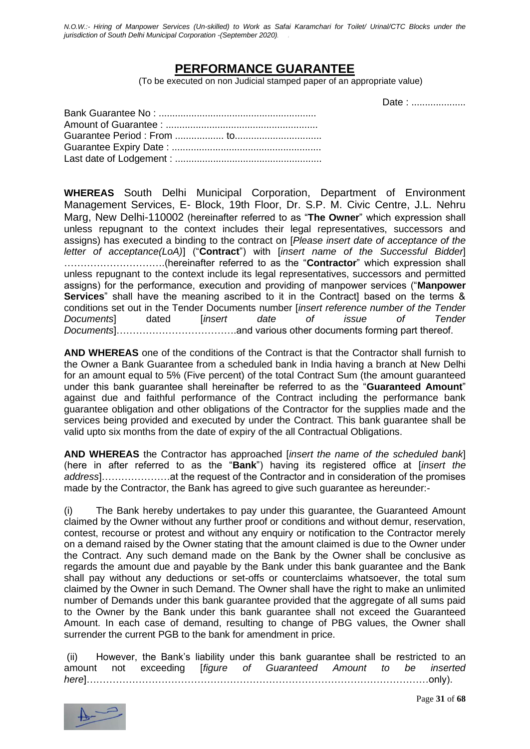# PERFORMANCE GUARANTEE

(To be executed on non Judicial stamped paper of an appropriate value)

Date : ....................

Bank Guarantee No : ..........................................................
Amount of Guarantee : .......................................................
Guarantee Period : From .................. to................................
Guarantee Expiry Date : ......................................................
Last date of Lodgement : .....................................................

**WHEREAS** South Delhi Municipal Corporation, Department of Environment Management Services, E- Block, 19th Floor, Dr. S.P. M. Civic Centre, J.L. Nehru Marg, New Delhi-110002 (hereinafter referred to as "**The Owner**" which expression shall unless repugnant to the context includes their legal representatives, successors and assigns) has executed a binding to the contract on [*Please insert date of acceptance of the letter of acceptance(LoA)*] ("**Contract**") with [*insert name of the Successful Bidder*] …………………………..(hereinafter referred to as the "**Contractor**" which expression shall unless repugnant to the context include its legal representatives, successors and permitted assigns) for the performance, execution and providing of manpower services ("**Manpower Services**" shall have the meaning ascribed to it in the Contract] based on the terms & conditions set out in the Tender Documents number [*insert reference number of the Tender Documents*] dated [*insert date of issue of Tender Documents*]……………………………….and various other documents forming part thereof.

**AND WHEREAS** one of the conditions of the Contract is that the Contractor shall furnish to the Owner a Bank Guarantee from a scheduled bank in India having a branch at New Delhi for an amount equal to 5% (Five percent) of the total Contract Sum (the amount guaranteed under this bank guarantee shall hereinafter be referred to as the "**Guaranteed Amount**" against due and faithful performance of the Contract including the performance bank guarantee obligation and other obligations of the Contractor for the supplies made and the services being provided and executed by under the Contract. This bank guarantee shall be valid upto six months from the date of expiry of the all Contractual Obligations.

**AND WHEREAS** the Contractor has approached [*insert the name of the scheduled bank*] (here in after referred to as the "**Bank**") having its registered office at [*insert the address*]…………………at the request of the Contractor and in consideration of the promises made by the Contractor, the Bank has agreed to give such guarantee as hereunder:-

(i) The Bank hereby undertakes to pay under this guarantee, the Guaranteed Amount claimed by the Owner without any further proof or conditions and without demur, reservation, contest, recourse or protest and without any enquiry or notification to the Contractor merely on a demand raised by the Owner stating that the amount claimed is due to the Owner under the Contract. Any such demand made on the Bank by the Owner shall be conclusive as regards the amount due and payable by the Bank under this bank guarantee and the Bank shall pay without any deductions or set-offs or counterclaims whatsoever, the total sum claimed by the Owner in such Demand. The Owner shall have the right to make an unlimited number of Demands under this bank guarantee provided that the aggregate of all sums paid to the Owner by the Bank under this bank guarantee shall not exceed the Guaranteed Amount. In each case of demand, resulting to change of PBG values, the Owner shall surrender the current PGB to the bank for amendment in price.

(ii) However, the Bank's liability under this bank guarantee shall be restricted to an amount not exceeding [*figure of Guaranteed Amount to be inserted here*]……………………………………………………………………………………………only).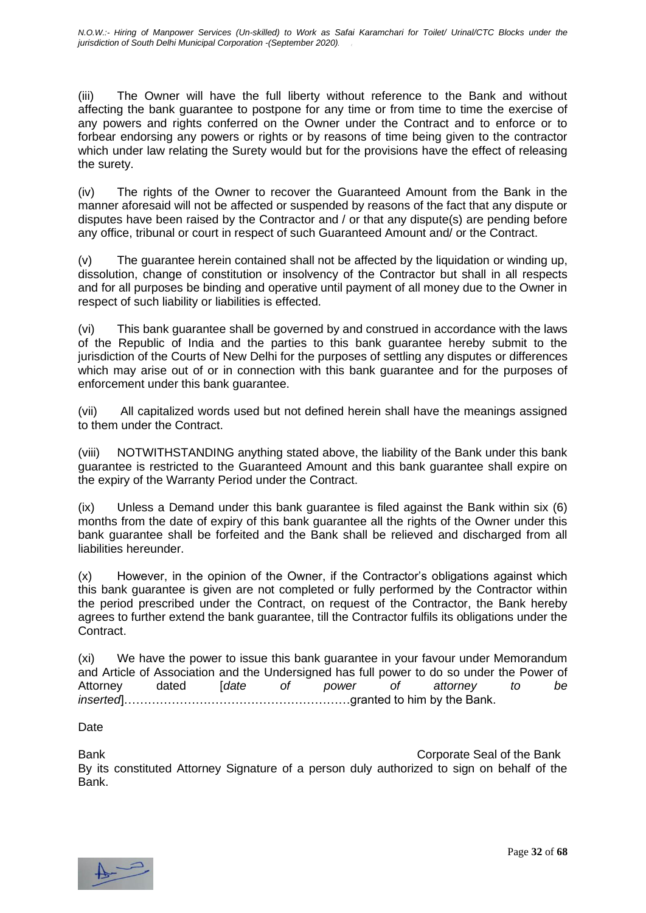(iii) The Owner will have the full liberty without reference to the Bank and without affecting the bank guarantee to postpone for any time or from time to time the exercise of any powers and rights conferred on the Owner under the Contract and to enforce or to forbear endorsing any powers or rights or by reasons of time being given to the contractor which under law relating the Surety would but for the provisions have the effect of releasing the surety.

(iv) The rights of the Owner to recover the Guaranteed Amount from the Bank in the manner aforesaid will not be affected or suspended by reasons of the fact that any dispute or disputes have been raised by the Contractor and / or that any dispute(s) are pending before any office, tribunal or court in respect of such Guaranteed Amount and/ or the Contract.

(v) The guarantee herein contained shall not be affected by the liquidation or winding up, dissolution, change of constitution or insolvency of the Contractor but shall in all respects and for all purposes be binding and operative until payment of all money due to the Owner in respect of such liability or liabilities is effected.

(vi) This bank guarantee shall be governed by and construed in accordance with the laws of the Republic of India and the parties to this bank guarantee hereby submit to the jurisdiction of the Courts of New Delhi for the purposes of settling any disputes or differences which may arise out of or in connection with this bank guarantee and for the purposes of enforcement under this bank guarantee.

(vii) All capitalized words used but not defined herein shall have the meanings assigned to them under the Contract.

(viii) NOTWITHSTANDING anything stated above, the liability of the Bank under this bank guarantee is restricted to the Guaranteed Amount and this bank guarantee shall expire on the expiry of the Warranty Period under the Contract.

(ix) Unless a Demand under this bank guarantee is filed against the Bank within six (6) months from the date of expiry of this bank guarantee all the rights of the Owner under this bank guarantee shall be forfeited and the Bank shall be relieved and discharged from all liabilities hereunder.

(x) However, in the opinion of the Owner, if the Contractor's obligations against which this bank guarantee is given are not completed or fully performed by the Contractor within the period prescribed under the Contract, on request of the Contractor, the Bank hereby agrees to further extend the bank guarantee, till the Contractor fulfils its obligations under the Contract.

(xi) We have the power to issue this bank guarantee in your favour under Memorandum and Article of Association and the Undersigned has full power to do so under the Power of Attorney dated [*date of power of attorney to be inserted*]…………………………………………………granted to him by the Bank.

Date

Bank Corporate Seal of the Bank

By its constituted Attorney Signature of a person duly authorized to sign on behalf of the Bank.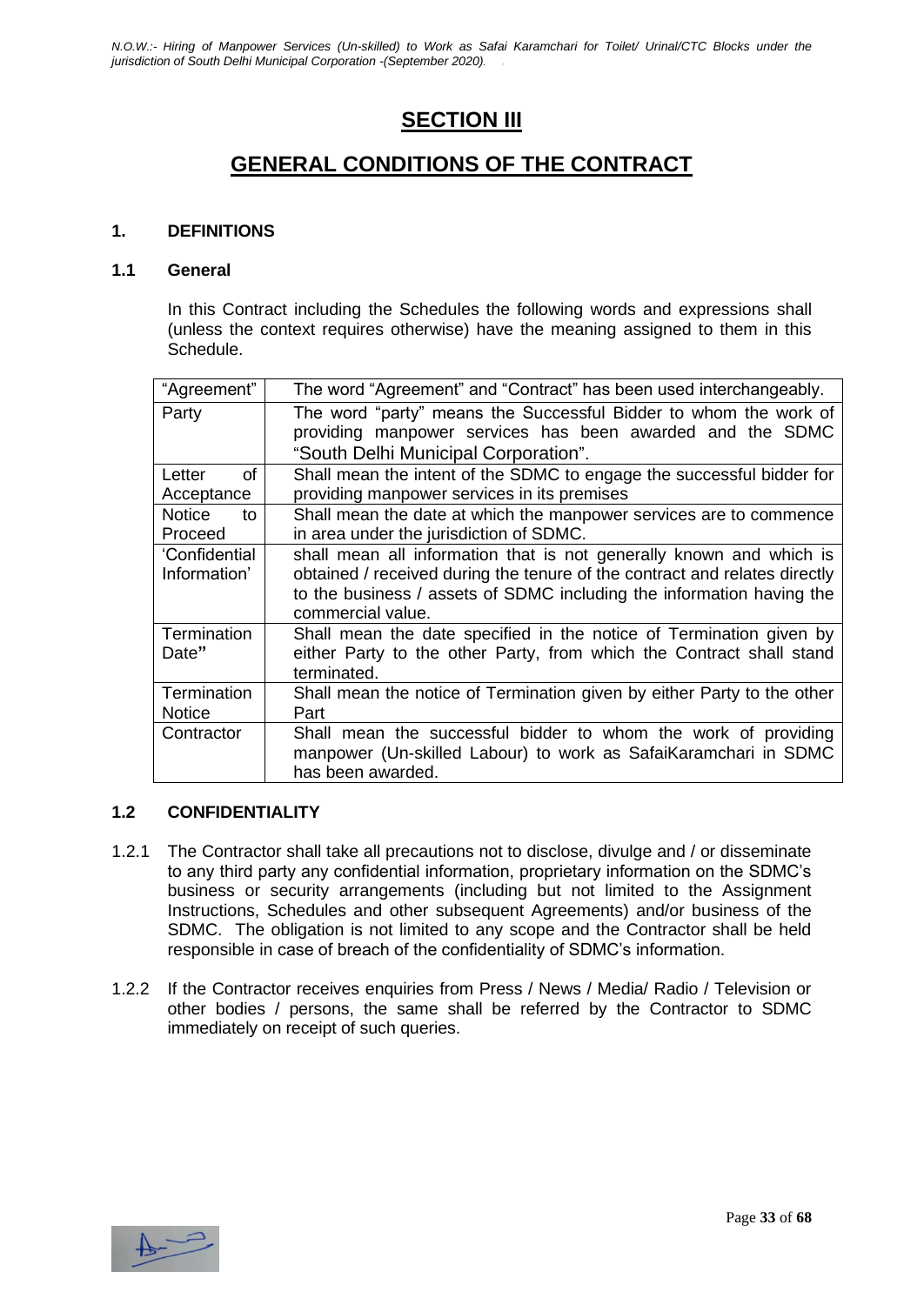# SECTION III

# GENERAL CONDITIONS OF THE CONTRACT

### 1. DEFINITIONS

### 1.1 General

In this Contract including the Schedules the following words and expressions shall (unless the context requires otherwise) have the meaning assigned to them in this Schedule.

| | |
|---|---|
| "Agreement" | The word "Agreement" and "Contract" has been used interchangeably. |
| Party | The word "party" means the Successful Bidder to whom the work of providing manpower services has been awarded and the SDMC "South Delhi Municipal Corporation". |
| Letter of Acceptance | Shall mean the intent of the SDMC to engage the successful bidder for providing manpower services in its premises |
| Notice to Proceed | Shall mean the date at which the manpower services are to commence in area under the jurisdiction of SDMC. |
| 'Confidential Information' | shall mean all information that is not generally known and which is obtained / received during the tenure of the contract and relates directly to the business / assets of SDMC including the information having the commercial value. |
| Termination Date" | Shall mean the date specified in the notice of Termination given by either Party to the other Party, from which the Contract shall stand terminated. |
| Termination Notice | Shall mean the notice of Termination given by either Party to the other Part |
| Contractor | Shall mean the successful bidder to whom the work of providing manpower (Un-skilled Labour) to work as SafaiKaramchari in SDMC has been awarded. |

### 1.2 CONFIDENTIALITY

1.2.1 The Contractor shall take all precautions not to disclose, divulge and / or disseminate to any third party any confidential information, proprietary information on the SDMC's business or security arrangements (including but not limited to the Assignment Instructions, Schedules and other subsequent Agreements) and/or business of the SDMC. The obligation is not limited to any scope and the Contractor shall be held responsible in case of breach of the confidentiality of SDMC's information.

1.2.2 If the Contractor receives enquiries from Press / News / Media/ Radio / Television or other bodies / persons, the same shall be referred by the Contractor to SDMC immediately on receipt of such queries.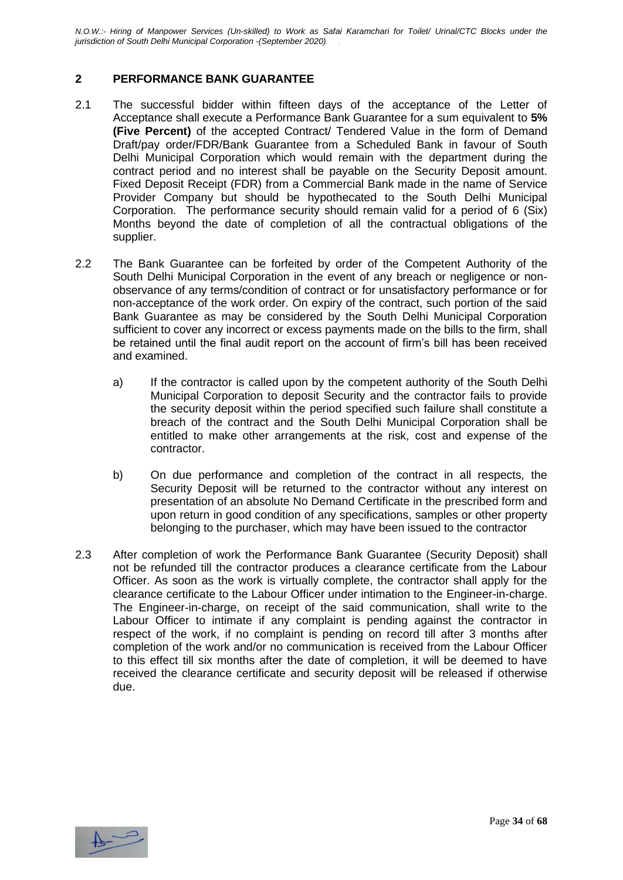## 2 PERFORMANCE BANK GUARANTEE

2.1 The successful bidder within fifteen days of the acceptance of the Letter of Acceptance shall execute a Performance Bank Guarantee for a sum equivalent to **5% (Five Percent)** of the accepted Contract/ Tendered Value in the form of Demand Draft/pay order/FDR/Bank Guarantee from a Scheduled Bank in favour of South Delhi Municipal Corporation which would remain with the department during the contract period and no interest shall be payable on the Security Deposit amount. Fixed Deposit Receipt (FDR) from a Commercial Bank made in the name of Service Provider Company but should be hypothecated to the South Delhi Municipal Corporation. The performance security should remain valid for a period of 6 (Six) Months beyond the date of completion of all the contractual obligations of the supplier.

2.2 The Bank Guarantee can be forfeited by order of the Competent Authority of the South Delhi Municipal Corporation in the event of any breach or negligence or non-observance of any terms/condition of contract or for unsatisfactory performance or for non-acceptance of the work order. On expiry of the contract, such portion of the said Bank Guarantee as may be considered by the South Delhi Municipal Corporation sufficient to cover any incorrect or excess payments made on the bills to the firm, shall be retained until the final audit report on the account of firm's bill has been received and examined.

a) If the contractor is called upon by the competent authority of the South Delhi Municipal Corporation to deposit Security and the contractor fails to provide the security deposit within the period specified such failure shall constitute a breach of the contract and the South Delhi Municipal Corporation shall be entitled to make other arrangements at the risk, cost and expense of the contractor.

b) On due performance and completion of the contract in all respects, the Security Deposit will be returned to the contractor without any interest on presentation of an absolute No Demand Certificate in the prescribed form and upon return in good condition of any specifications, samples or other property belonging to the purchaser, which may have been issued to the contractor

2.3 After completion of work the Performance Bank Guarantee (Security Deposit) shall not be refunded till the contractor produces a clearance certificate from the Labour Officer. As soon as the work is virtually complete, the contractor shall apply for the clearance certificate to the Labour Officer under intimation to the Engineer-in-charge. The Engineer-in-charge, on receipt of the said communication, shall write to the Labour Officer to intimate if any complaint is pending against the contractor in respect of the work, if no complaint is pending on record till after 3 months after completion of the work and/or no communication is received from the Labour Officer to this effect till six months after the date of completion, it will be deemed to have received the clearance certificate and security deposit will be released if otherwise due.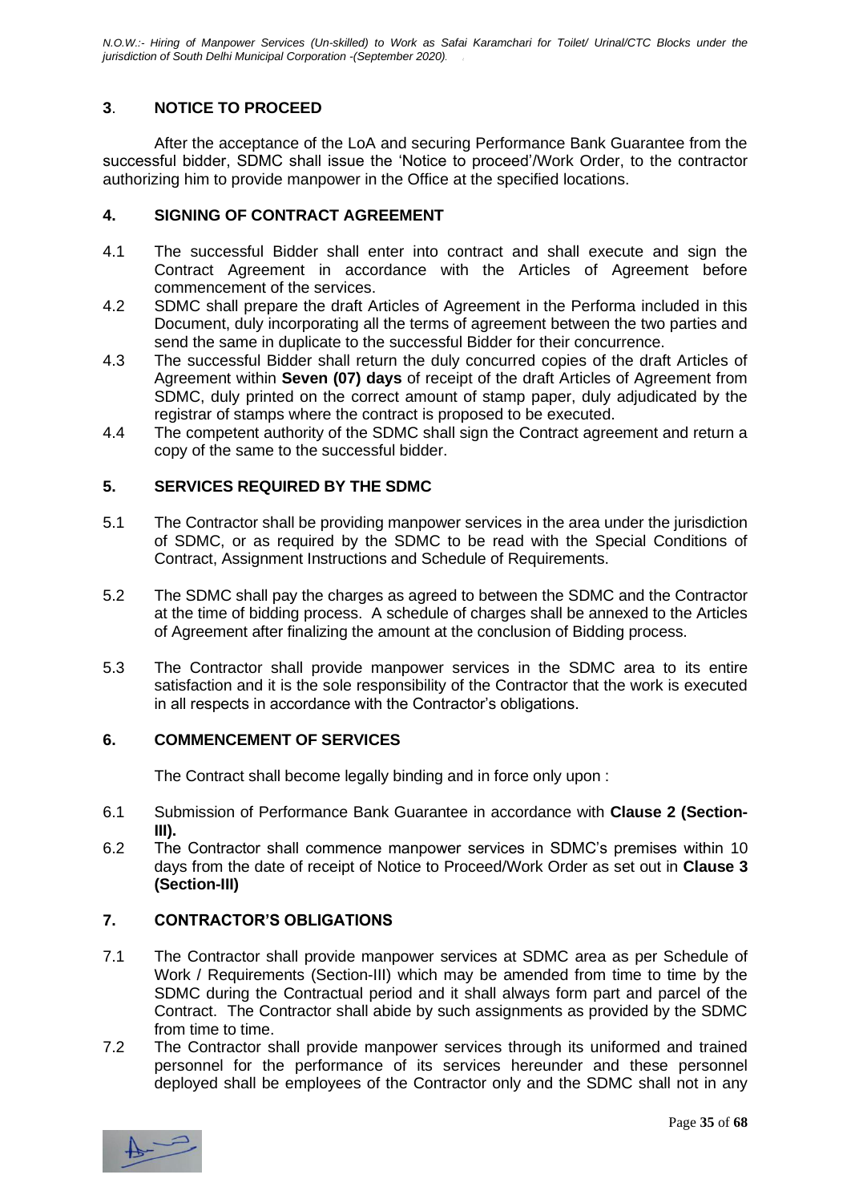## 3. NOTICE TO PROCEED

After the acceptance of the LoA and securing Performance Bank Guarantee from the successful bidder, SDMC shall issue the 'Notice to proceed'/Work Order, to the contractor authorizing him to provide manpower in the Office at the specified locations.

## 4. SIGNING OF CONTRACT AGREEMENT

4.1 The successful Bidder shall enter into contract and shall execute and sign the Contract Agreement in accordance with the Articles of Agreement before commencement of the services.

4.2 SDMC shall prepare the draft Articles of Agreement in the Performa included in this Document, duly incorporating all the terms of agreement between the two parties and send the same in duplicate to the successful Bidder for their concurrence.

4.3 The successful Bidder shall return the duly concurred copies of the draft Articles of Agreement within **Seven (07) days** of receipt of the draft Articles of Agreement from SDMC, duly printed on the correct amount of stamp paper, duly adjudicated by the registrar of stamps where the contract is proposed to be executed.

4.4 The competent authority of the SDMC shall sign the Contract agreement and return a copy of the same to the successful bidder.

## 5. SERVICES REQUIRED BY THE SDMC

5.1 The Contractor shall be providing manpower services in the area under the jurisdiction of SDMC, or as required by the SDMC to be read with the Special Conditions of Contract, Assignment Instructions and Schedule of Requirements.

5.2 The SDMC shall pay the charges as agreed to between the SDMC and the Contractor at the time of bidding process. A schedule of charges shall be annexed to the Articles of Agreement after finalizing the amount at the conclusion of Bidding process.

5.3 The Contractor shall provide manpower services in the SDMC area to its entire satisfaction and it is the sole responsibility of the Contractor that the work is executed in all respects in accordance with the Contractor's obligations.

## 6. COMMENCEMENT OF SERVICES

The Contract shall become legally binding and in force only upon :

6.1 Submission of Performance Bank Guarantee in accordance with **Clause 2 (Section-III).**

6.2 The Contractor shall commence manpower services in SDMC's premises within 10 days from the date of receipt of Notice to Proceed/Work Order as set out in **Clause 3 (Section-III)**

## 7. CONTRACTOR'S OBLIGATIONS

7.1 The Contractor shall provide manpower services at SDMC area as per Schedule of Work / Requirements (Section-III) which may be amended from time to time by the SDMC during the Contractual period and it shall always form part and parcel of the Contract. The Contractor shall abide by such assignments as provided by the SDMC from time to time.

7.2 The Contractor shall provide manpower services through its uniformed and trained personnel for the performance of its services hereunder and these personnel deployed shall be employees of the Contractor only and the SDMC shall not in any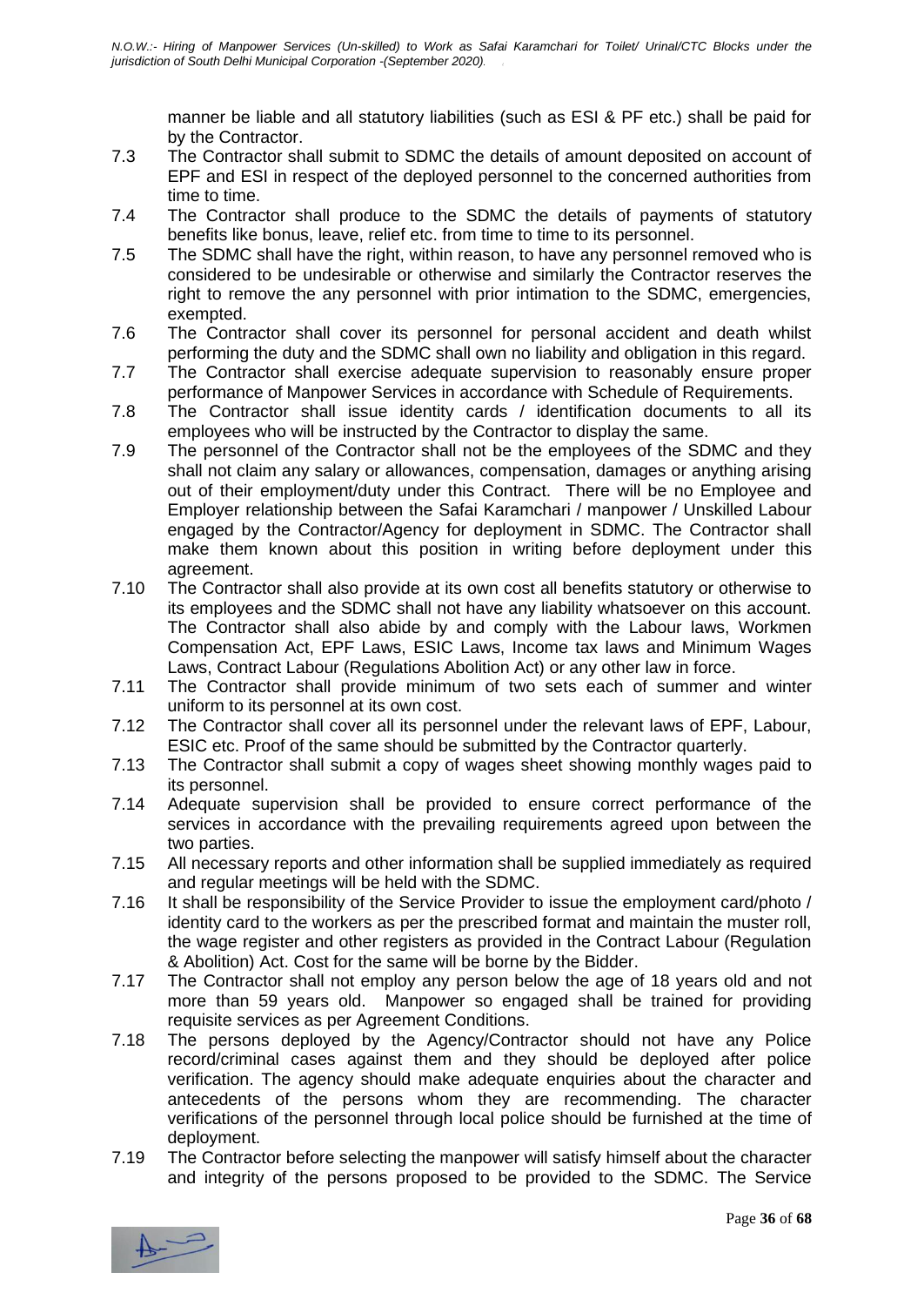manner be liable and all statutory liabilities (such as ESI & PF etc.) shall be paid for by the Contractor.

7.3 The Contractor shall submit to SDMC the details of amount deposited on account of EPF and ESI in respect of the deployed personnel to the concerned authorities from time to time.

7.4 The Contractor shall produce to the SDMC the details of payments of statutory benefits like bonus, leave, relief etc. from time to time to its personnel.

7.5 The SDMC shall have the right, within reason, to have any personnel removed who is considered to be undesirable or otherwise and similarly the Contractor reserves the right to remove the any personnel with prior intimation to the SDMC, emergencies, exempted.

7.6 The Contractor shall cover its personnel for personal accident and death whilst performing the duty and the SDMC shall own no liability and obligation in this regard.

7.7 The Contractor shall exercise adequate supervision to reasonably ensure proper performance of Manpower Services in accordance with Schedule of Requirements.

7.8 The Contractor shall issue identity cards / identification documents to all its employees who will be instructed by the Contractor to display the same.

7.9 The personnel of the Contractor shall not be the employees of the SDMC and they shall not claim any salary or allowances, compensation, damages or anything arising out of their employment/duty under this Contract. There will be no Employee and Employer relationship between the Safai Karamchari / manpower / Unskilled Labour engaged by the Contractor/Agency for deployment in SDMC. The Contractor shall make them known about this position in writing before deployment under this agreement.

7.10 The Contractor shall also provide at its own cost all benefits statutory or otherwise to its employees and the SDMC shall not have any liability whatsoever on this account. The Contractor shall also abide by and comply with the Labour laws, Workmen Compensation Act, EPF Laws, ESIC Laws, Income tax laws and Minimum Wages Laws, Contract Labour (Regulations Abolition Act) or any other law in force.

7.11 The Contractor shall provide minimum of two sets each of summer and winter uniform to its personnel at its own cost.

7.12 The Contractor shall cover all its personnel under the relevant laws of EPF, Labour, ESIC etc. Proof of the same should be submitted by the Contractor quarterly.

7.13 The Contractor shall submit a copy of wages sheet showing monthly wages paid to its personnel.

7.14 Adequate supervision shall be provided to ensure correct performance of the services in accordance with the prevailing requirements agreed upon between the two parties.

7.15 All necessary reports and other information shall be supplied immediately as required and regular meetings will be held with the SDMC.

7.16 It shall be responsibility of the Service Provider to issue the employment card/photo / identity card to the workers as per the prescribed format and maintain the muster roll, the wage register and other registers as provided in the Contract Labour (Regulation & Abolition) Act. Cost for the same will be borne by the Bidder.

7.17 The Contractor shall not employ any person below the age of 18 years old and not more than 59 years old. Manpower so engaged shall be trained for providing requisite services as per Agreement Conditions.

7.18 The persons deployed by the Agency/Contractor should not have any Police record/criminal cases against them and they should be deployed after police verification. The agency should make adequate enquiries about the character and antecedents of the persons whom they are recommending. The character verifications of the personnel through local police should be furnished at the time of deployment.

7.19 The Contractor before selecting the manpower will satisfy himself about the character and integrity of the persons proposed to be provided to the SDMC. The Service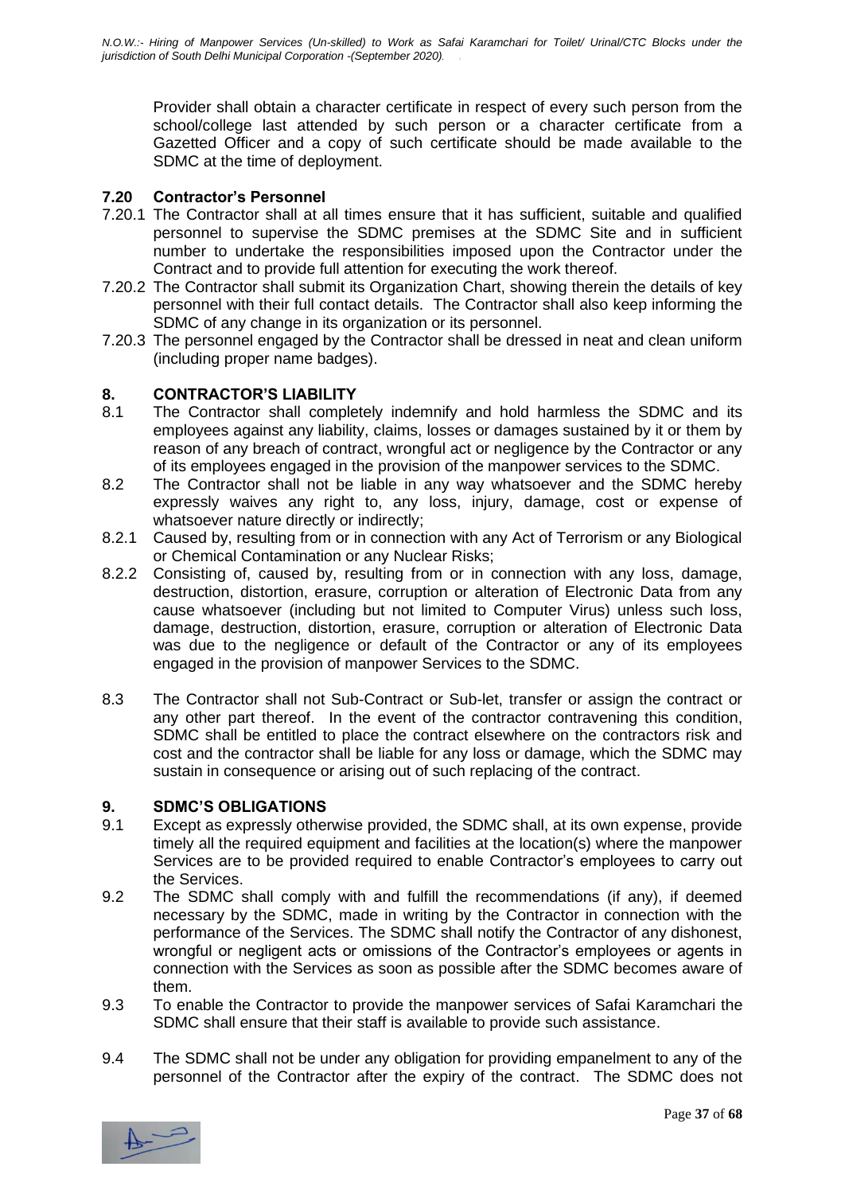Provider shall obtain a character certificate in respect of every such person from the school/college last attended by such person or a character certificate from a Gazetted Officer and a copy of such certificate should be made available to the SDMC at the time of deployment.

### 7.20 Contractor's Personnel

7.20.1 The Contractor shall at all times ensure that it has sufficient, suitable and qualified personnel to supervise the SDMC premises at the SDMC Site and in sufficient number to undertake the responsibilities imposed upon the Contractor under the Contract and to provide full attention for executing the work thereof.

7.20.2 The Contractor shall submit its Organization Chart, showing therein the details of key personnel with their full contact details. The Contractor shall also keep informing the SDMC of any change in its organization or its personnel.

7.20.3 The personnel engaged by the Contractor shall be dressed in neat and clean uniform (including proper name badges).

## 8. CONTRACTOR'S LIABILITY

8.1 The Contractor shall completely indemnify and hold harmless the SDMC and its employees against any liability, claims, losses or damages sustained by it or them by reason of any breach of contract, wrongful act or negligence by the Contractor or any of its employees engaged in the provision of the manpower services to the SDMC.

8.2 The Contractor shall not be liable in any way whatsoever and the SDMC hereby expressly waives any right to, any loss, injury, damage, cost or expense of whatsoever nature directly or indirectly;

8.2.1 Caused by, resulting from or in connection with any Act of Terrorism or any Biological or Chemical Contamination or any Nuclear Risks;

8.2.2 Consisting of, caused by, resulting from or in connection with any loss, damage, destruction, distortion, erasure, corruption or alteration of Electronic Data from any cause whatsoever (including but not limited to Computer Virus) unless such loss, damage, destruction, distortion, erasure, corruption or alteration of Electronic Data was due to the negligence or default of the Contractor or any of its employees engaged in the provision of manpower Services to the SDMC.

8.3 The Contractor shall not Sub-Contract or Sub-let, transfer or assign the contract or any other part thereof. In the event of the contractor contravening this condition, SDMC shall be entitled to place the contract elsewhere on the contractors risk and cost and the contractor shall be liable for any loss or damage, which the SDMC may sustain in consequence or arising out of such replacing of the contract.

## 9. SDMC'S OBLIGATIONS

9.1 Except as expressly otherwise provided, the SDMC shall, at its own expense, provide timely all the required equipment and facilities at the location(s) where the manpower Services are to be provided required to enable Contractor's employees to carry out the Services.

9.2 The SDMC shall comply with and fulfill the recommendations (if any), if deemed necessary by the SDMC, made in writing by the Contractor in connection with the performance of the Services. The SDMC shall notify the Contractor of any dishonest, wrongful or negligent acts or omissions of the Contractor's employees or agents in connection with the Services as soon as possible after the SDMC becomes aware of them.

9.3 To enable the Contractor to provide the manpower services of Safai Karamchari the SDMC shall ensure that their staff is available to provide such assistance.

9.4 The SDMC shall not be under any obligation for providing empanelment to any of the personnel of the Contractor after the expiry of the contract. The SDMC does not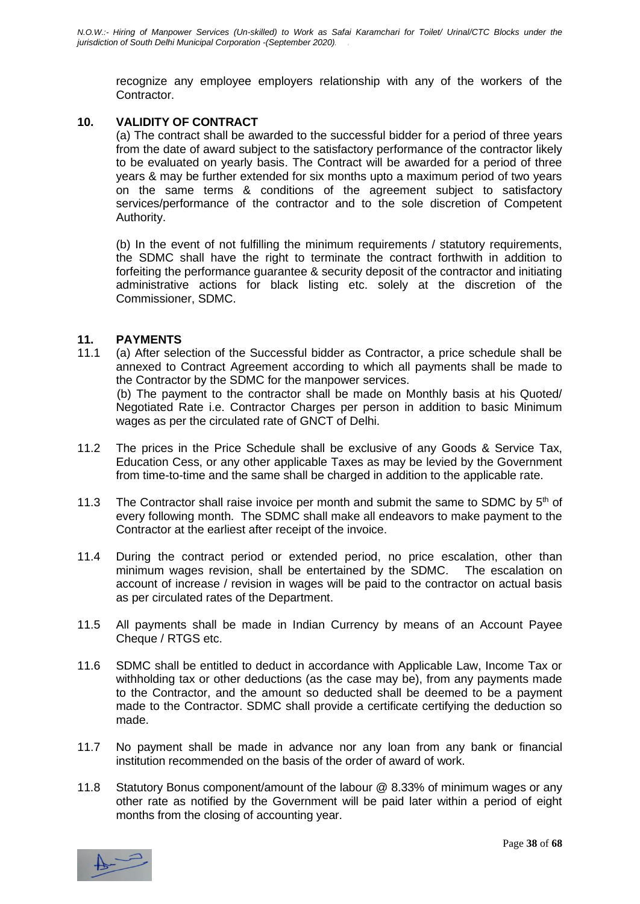recognize any employee employers relationship with any of the workers of the Contractor.

## 10. VALIDITY OF CONTRACT

(a) The contract shall be awarded to the successful bidder for a period of three years from the date of award subject to the satisfactory performance of the contractor likely to be evaluated on yearly basis. The Contract will be awarded for a period of three years & may be further extended for six months upto a maximum period of two years on the same terms & conditions of the agreement subject to satisfactory services/performance of the contractor and to the sole discretion of Competent Authority.

(b) In the event of not fulfilling the minimum requirements / statutory requirements, the SDMC shall have the right to terminate the contract forthwith in addition to forfeiting the performance guarantee & security deposit of the contractor and initiating administrative actions for black listing etc. solely at the discretion of the Commissioner, SDMC.

## 11. PAYMENTS

11.1 (a) After selection of the Successful bidder as Contractor, a price schedule shall be annexed to Contract Agreement according to which all payments shall be made to the Contractor by the SDMC for the manpower services.

(b) The payment to the contractor shall be made on Monthly basis at his Quoted/ Negotiated Rate i.e. Contractor Charges per person in addition to basic Minimum wages as per the circulated rate of GNCT of Delhi.

11.2 The prices in the Price Schedule shall be exclusive of any Goods & Service Tax, Education Cess, or any other applicable Taxes as may be levied by the Government from time-to-time and the same shall be charged in addition to the applicable rate.

11.3 The Contractor shall raise invoice per month and submit the same to SDMC by 5th of every following month. The SDMC shall make all endeavors to make payment to the Contractor at the earliest after receipt of the invoice.

11.4 During the contract period or extended period, no price escalation, other than minimum wages revision, shall be entertained by the SDMC. The escalation on account of increase / revision in wages will be paid to the contractor on actual basis as per circulated rates of the Department.

11.5 All payments shall be made in Indian Currency by means of an Account Payee Cheque / RTGS etc.

11.6 SDMC shall be entitled to deduct in accordance with Applicable Law, Income Tax or withholding tax or other deductions (as the case may be), from any payments made to the Contractor, and the amount so deducted shall be deemed to be a payment made to the Contractor. SDMC shall provide a certificate certifying the deduction so made.

11.7 No payment shall be made in advance nor any loan from any bank or financial institution recommended on the basis of the order of award of work.

11.8 Statutory Bonus component/amount of the labour @ 8.33% of minimum wages or any other rate as notified by the Government will be paid later within a period of eight months from the closing of accounting year.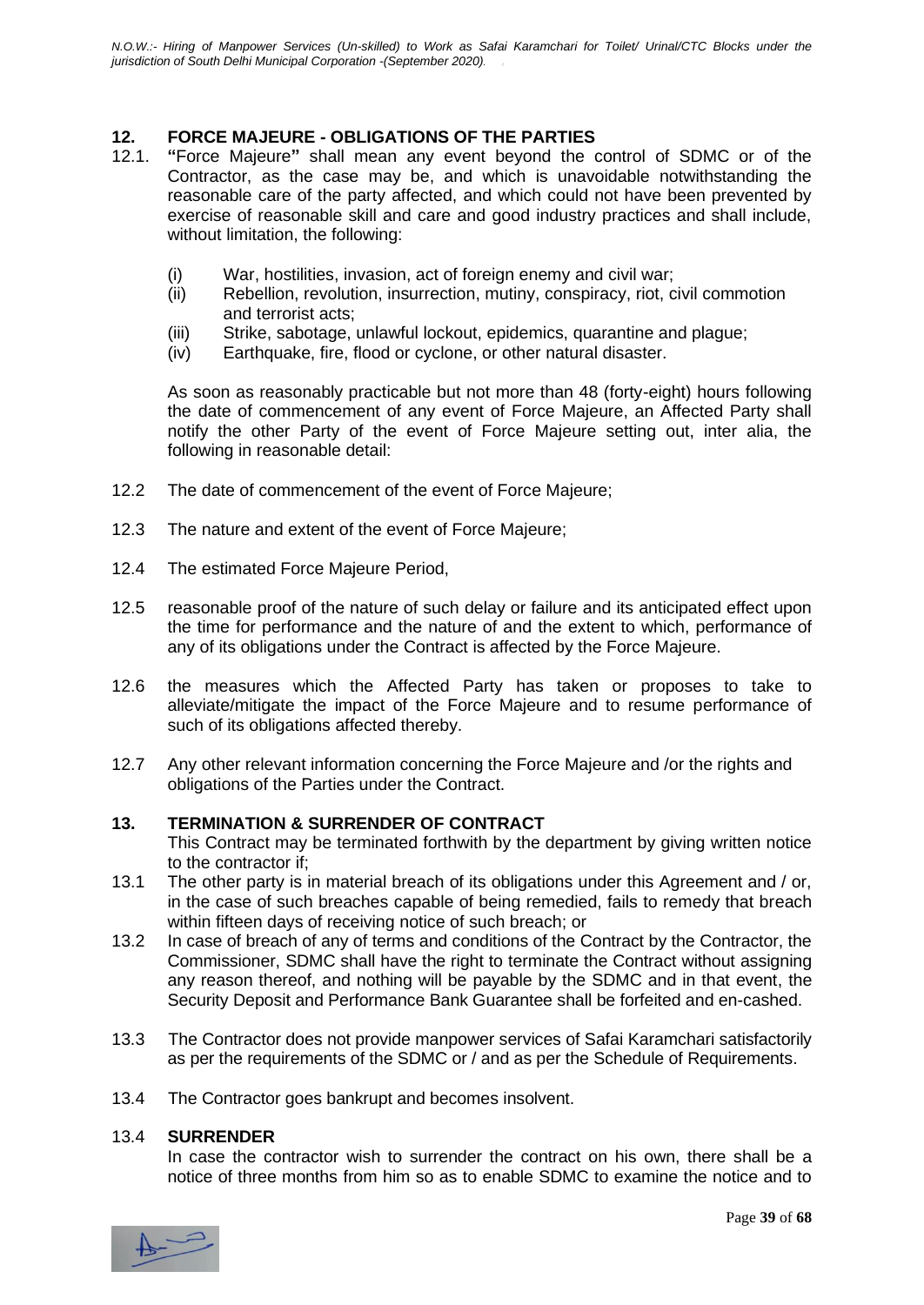## 12. FORCE MAJEURE - OBLIGATIONS OF THE PARTIES

12.1. **"**Force Majeure**"** shall mean any event beyond the control of SDMC or of the Contractor, as the case may be, and which is unavoidable notwithstanding the reasonable care of the party affected, and which could not have been prevented by exercise of reasonable skill and care and good industry practices and shall include, without limitation, the following:

(i) War, hostilities, invasion, act of foreign enemy and civil war;
(ii) Rebellion, revolution, insurrection, mutiny, conspiracy, riot, civil commotion and terrorist acts;
(iii) Strike, sabotage, unlawful lockout, epidemics, quarantine and plague;
(iv) Earthquake, fire, flood or cyclone, or other natural disaster.

As soon as reasonably practicable but not more than 48 (forty-eight) hours following the date of commencement of any event of Force Majeure, an Affected Party shall notify the other Party of the event of Force Majeure setting out, inter alia, the following in reasonable detail:

12.2 The date of commencement of the event of Force Majeure;

12.3 The nature and extent of the event of Force Majeure;

12.4 The estimated Force Majeure Period,

12.5 reasonable proof of the nature of such delay or failure and its anticipated effect upon the time for performance and the nature of and the extent to which, performance of any of its obligations under the Contract is affected by the Force Majeure.

12.6 the measures which the Affected Party has taken or proposes to take to alleviate/mitigate the impact of the Force Majeure and to resume performance of such of its obligations affected thereby.

12.7 Any other relevant information concerning the Force Majeure and /or the rights and obligations of the Parties under the Contract.

## 13. TERMINATION & SURRENDER OF CONTRACT

This Contract may be terminated forthwith by the department by giving written notice to the contractor if;

13.1 The other party is in material breach of its obligations under this Agreement and / or, in the case of such breaches capable of being remedied, fails to remedy that breach within fifteen days of receiving notice of such breach; or

13.2 In case of breach of any of terms and conditions of the Contract by the Contractor, the Commissioner, SDMC shall have the right to terminate the Contract without assigning any reason thereof, and nothing will be payable by the SDMC and in that event, the Security Deposit and Performance Bank Guarantee shall be forfeited and en-cashed.

13.3 The Contractor does not provide manpower services of Safai Karamchari satisfactorily as per the requirements of the SDMC or / and as per the Schedule of Requirements.

13.4 The Contractor goes bankrupt and becomes insolvent.

### 13.4 SURRENDER

In case the contractor wish to surrender the contract on his own, there shall be a notice of three months from him so as to enable SDMC to examine the notice and to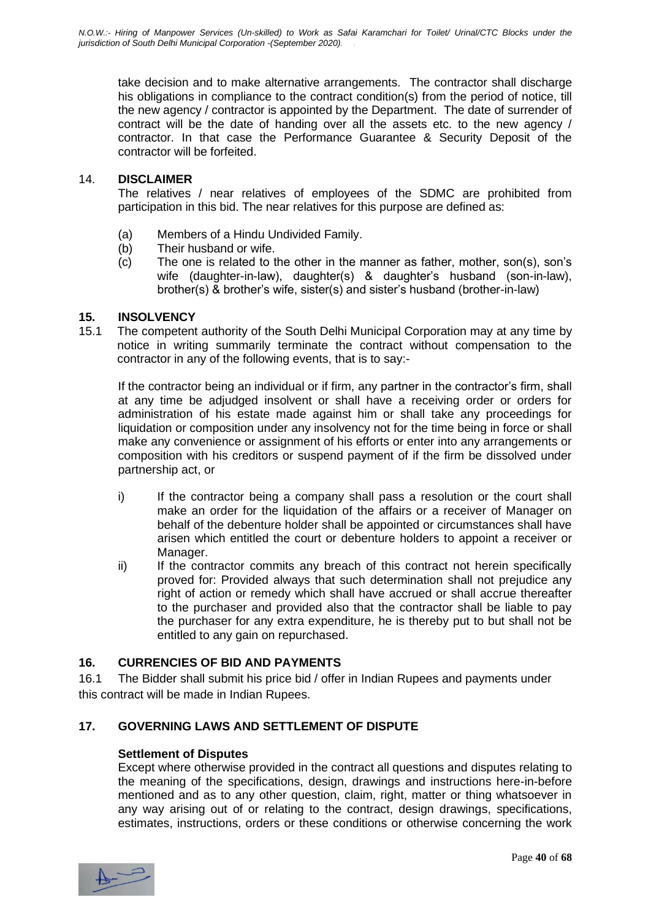take decision and to make alternative arrangements. The contractor shall discharge his obligations in compliance to the contract condition(s) from the period of notice, till the new agency / contractor is appointed by the Department. The date of surrender of contract will be the date of handing over all the assets etc. to the new agency / contractor. In that case the Performance Guarantee & Security Deposit of the contractor will be forfeited.

## 14. DISCLAIMER

The relatives / near relatives of employees of the SDMC are prohibited from participation in this bid. The near relatives for this purpose are defined as:

(a) Members of a Hindu Undivided Family.

(b) Their husband or wife.

(c) The one is related to the other in the manner as father, mother, son(s), son's wife (daughter-in-law), daughter(s) & daughter's husband (son-in-law), brother(s) & brother's wife, sister(s) and sister's husband (brother-in-law)

## 15. INSOLVENCY

15.1 The competent authority of the South Delhi Municipal Corporation may at any time by notice in writing summarily terminate the contract without compensation to the contractor in any of the following events, that is to say:-

If the contractor being an individual or if firm, any partner in the contractor's firm, shall at any time be adjudged insolvent or shall have a receiving order or orders for administration of his estate made against him or shall take any proceedings for liquidation or composition under any insolvency not for the time being in force or shall make any convenience or assignment of his efforts or enter into any arrangements or composition with his creditors or suspend payment of if the firm be dissolved under partnership act, or

i) If the contractor being a company shall pass a resolution or the court shall make an order for the liquidation of the affairs or a receiver of Manager on behalf of the debenture holder shall be appointed or circumstances shall have arisen which entitled the court or debenture holders to appoint a receiver or Manager.

ii) If the contractor commits any breach of this contract not herein specifically proved for: Provided always that such determination shall not prejudice any right of action or remedy which shall have accrued or shall accrue thereafter to the purchaser and provided also that the contractor shall be liable to pay the purchaser for any extra expenditure, he is thereby put to but shall not be entitled to any gain on repurchased.

## 16. CURRENCIES OF BID AND PAYMENTS

16.1 The Bidder shall submit his price bid / offer in Indian Rupees and payments under this contract will be made in Indian Rupees.

## 17. GOVERNING LAWS AND SETTLEMENT OF DISPUTE

**Settlement of Disputes**

Except where otherwise provided in the contract all questions and disputes relating to the meaning of the specifications, design, drawings and instructions here-in-before mentioned and as to any other question, claim, right, matter or thing whatsoever in any way arising out of or relating to the contract, design drawings, specifications, estimates, instructions, orders or these conditions or otherwise concerning the work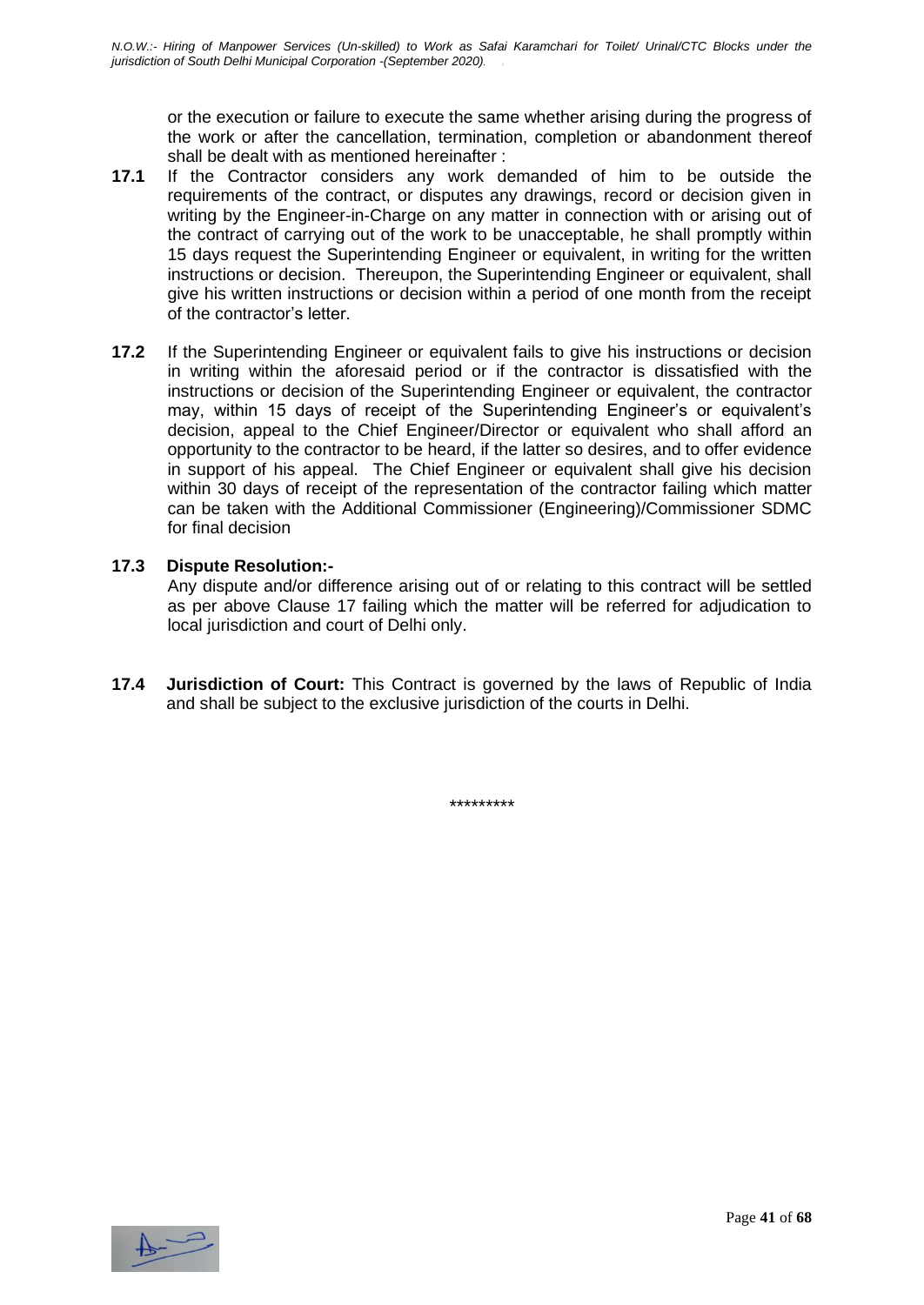or the execution or failure to execute the same whether arising during the progress of the work or after the cancellation, termination, completion or abandonment thereof shall be dealt with as mentioned hereinafter :

**17.1** If the Contractor considers any work demanded of him to be outside the requirements of the contract, or disputes any drawings, record or decision given in writing by the Engineer-in-Charge on any matter in connection with or arising out of the contract of carrying out of the work to be unacceptable, he shall promptly within 15 days request the Superintending Engineer or equivalent, in writing for the written instructions or decision. Thereupon, the Superintending Engineer or equivalent, shall give his written instructions or decision within a period of one month from the receipt of the contractor's letter.

**17.2** If the Superintending Engineer or equivalent fails to give his instructions or decision in writing within the aforesaid period or if the contractor is dissatisfied with the instructions or decision of the Superintending Engineer or equivalent, the contractor may, within 15 days of receipt of the Superintending Engineer's or equivalent's decision, appeal to the Chief Engineer/Director or equivalent who shall afford an opportunity to the contractor to be heard, if the latter so desires, and to offer evidence in support of his appeal. The Chief Engineer or equivalent shall give his decision within 30 days of receipt of the representation of the contractor failing which matter can be taken with the Additional Commissioner (Engineering)/Commissioner SDMC for final decision

**17.3 Dispute Resolution:-**

Any dispute and/or difference arising out of or relating to this contract will be settled as per above Clause 17 failing which the matter will be referred for adjudication to local jurisdiction and court of Delhi only.

**17.4 Jurisdiction of Court:** This Contract is governed by the laws of Republic of India and shall be subject to the exclusive jurisdiction of the courts in Delhi.

*********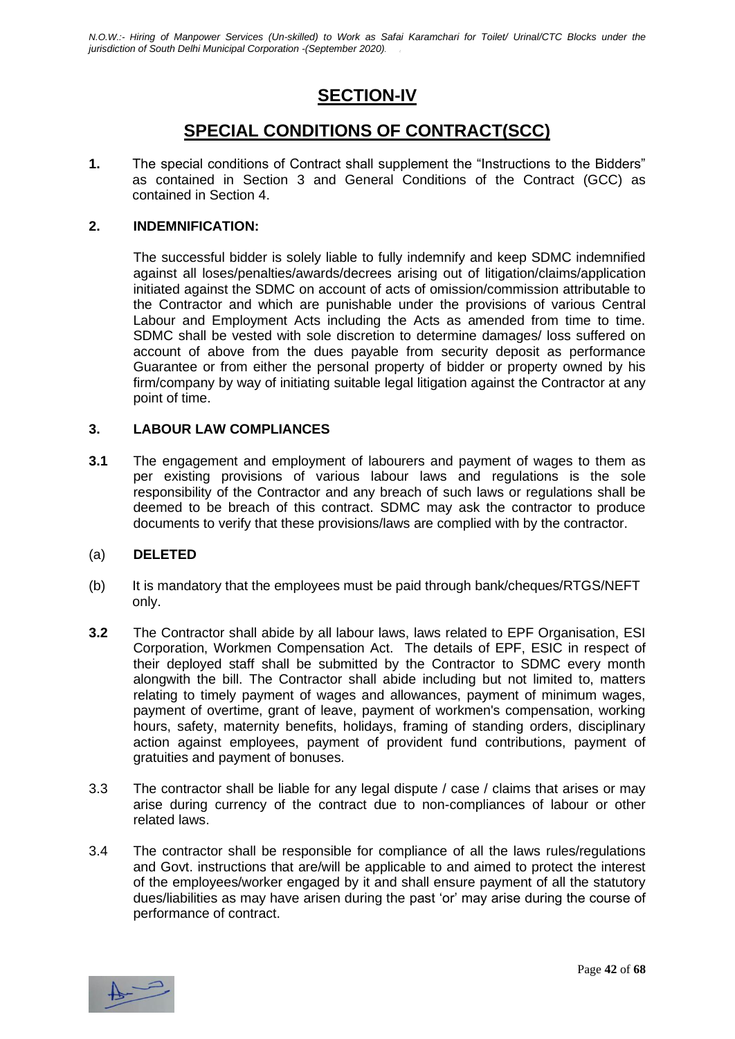# SECTION-IV

# SPECIAL CONDITIONS OF CONTRACT(SCC)

**1.** The special conditions of Contract shall supplement the "Instructions to the Bidders" as contained in Section 3 and General Conditions of the Contract (GCC) as contained in Section 4.

**2. INDEMNIFICATION:**

The successful bidder is solely liable to fully indemnify and keep SDMC indemnified against all loses/penalties/awards/decrees arising out of litigation/claims/application initiated against the SDMC on account of acts of omission/commission attributable to the Contractor and which are punishable under the provisions of various Central Labour and Employment Acts including the Acts as amended from time to time. SDMC shall be vested with sole discretion to determine damages/ loss suffered on account of above from the dues payable from security deposit as performance Guarantee or from either the personal property of bidder or property owned by his firm/company by way of initiating suitable legal litigation against the Contractor at any point of time.

**3. LABOUR LAW COMPLIANCES**

**3.1** The engagement and employment of labourers and payment of wages to them as per existing provisions of various labour laws and regulations is the sole responsibility of the Contractor and any breach of such laws or regulations shall be deemed to be breach of this contract. SDMC may ask the contractor to produce documents to verify that these provisions/laws are complied with by the contractor.

(a) **DELETED**

(b) It is mandatory that the employees must be paid through bank/cheques/RTGS/NEFT only.

**3.2** The Contractor shall abide by all labour laws, laws related to EPF Organisation, ESI Corporation, Workmen Compensation Act. The details of EPF, ESIC in respect of their deployed staff shall be submitted by the Contractor to SDMC every month alongwith the bill. The Contractor shall abide including but not limited to, matters relating to timely payment of wages and allowances, payment of minimum wages, payment of overtime, grant of leave, payment of workmen's compensation, working hours, safety, maternity benefits, holidays, framing of standing orders, disciplinary action against employees, payment of provident fund contributions, payment of gratuities and payment of bonuses.

3.3 The contractor shall be liable for any legal dispute / case / claims that arises or may arise during currency of the contract due to non-compliances of labour or other related laws.

3.4 The contractor shall be responsible for compliance of all the laws rules/regulations and Govt. instructions that are/will be applicable to and aimed to protect the interest of the employees/worker engaged by it and shall ensure payment of all the statutory dues/liabilities as may have arisen during the past 'or' may arise during the course of performance of contract.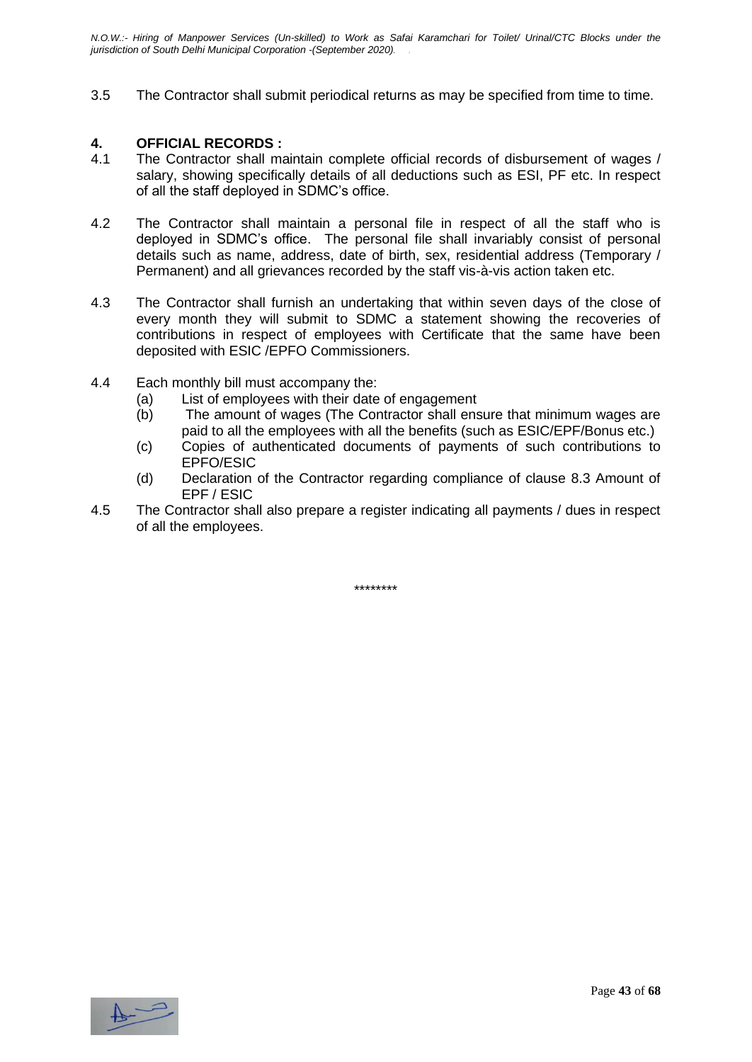3.5 The Contractor shall submit periodical returns as may be specified from time to time.

## 4. OFFICIAL RECORDS :

4.1 The Contractor shall maintain complete official records of disbursement of wages / salary, showing specifically details of all deductions such as ESI, PF etc. In respect of all the staff deployed in SDMC's office.

4.2 The Contractor shall maintain a personal file in respect of all the staff who is deployed in SDMC's office. The personal file shall invariably consist of personal details such as name, address, date of birth, sex, residential address (Temporary / Permanent) and all grievances recorded by the staff vis-à-vis action taken etc.

4.3 The Contractor shall furnish an undertaking that within seven days of the close of every month they will submit to SDMC a statement showing the recoveries of contributions in respect of employees with Certificate that the same have been deposited with ESIC /EPFO Commissioners.

4.4 Each monthly bill must accompany the:

- (a) List of employees with their date of engagement
- (b) The amount of wages (The Contractor shall ensure that minimum wages are paid to all the employees with all the benefits (such as ESIC/EPF/Bonus etc.)
- (c) Copies of authenticated documents of payments of such contributions to EPFO/ESIC
- (d) Declaration of the Contractor regarding compliance of clause 8.3 Amount of EPF / ESIC

4.5 The Contractor shall also prepare a register indicating all payments / dues in respect of all the employees.

********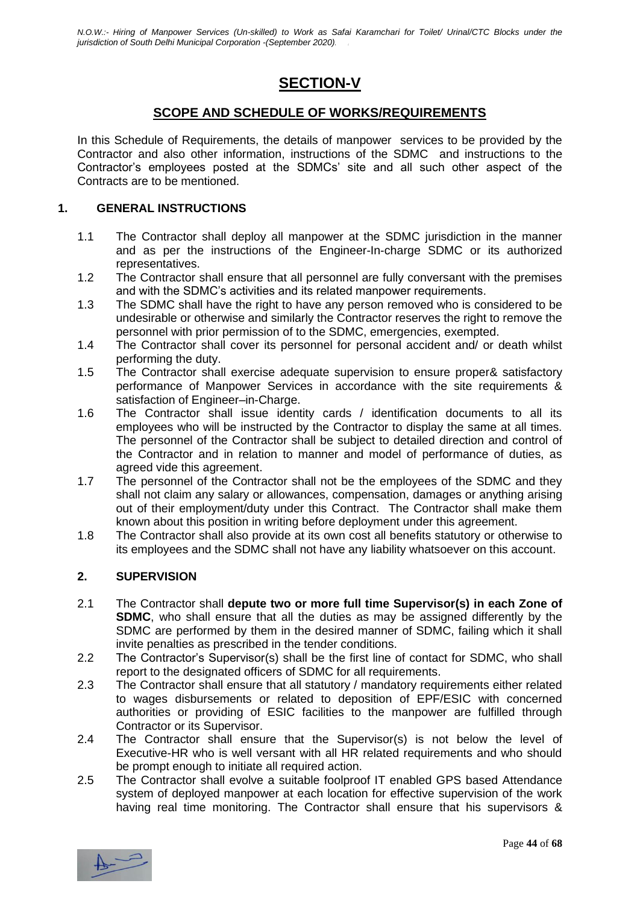# SECTION-V

## SCOPE AND SCHEDULE OF WORKS/REQUIREMENTS

In this Schedule of Requirements, the details of manpower services to be provided by the Contractor and also other information, instructions of the SDMC and instructions to the Contractor's employees posted at the SDMCs' site and all such other aspect of the Contracts are to be mentioned.

### 1. GENERAL INSTRUCTIONS

1.1 The Contractor shall deploy all manpower at the SDMC jurisdiction in the manner and as per the instructions of the Engineer-In-charge SDMC or its authorized representatives.

1.2 The Contractor shall ensure that all personnel are fully conversant with the premises and with the SDMC's activities and its related manpower requirements.

1.3 The SDMC shall have the right to have any person removed who is considered to be undesirable or otherwise and similarly the Contractor reserves the right to remove the personnel with prior permission of to the SDMC, emergencies, exempted.

1.4 The Contractor shall cover its personnel for personal accident and/ or death whilst performing the duty.

1.5 The Contractor shall exercise adequate supervision to ensure proper& satisfactory performance of Manpower Services in accordance with the site requirements & satisfaction of Engineer–in-Charge.

1.6 The Contractor shall issue identity cards / identification documents to all its employees who will be instructed by the Contractor to display the same at all times. The personnel of the Contractor shall be subject to detailed direction and control of the Contractor and in relation to manner and model of performance of duties, as agreed vide this agreement.

1.7 The personnel of the Contractor shall not be the employees of the SDMC and they shall not claim any salary or allowances, compensation, damages or anything arising out of their employment/duty under this Contract. The Contractor shall make them known about this position in writing before deployment under this agreement.

1.8 The Contractor shall also provide at its own cost all benefits statutory or otherwise to its employees and the SDMC shall not have any liability whatsoever on this account.

### 2. SUPERVISION

2.1 The Contractor shall **depute two or more full time Supervisor(s) in each Zone of SDMC**, who shall ensure that all the duties as may be assigned differently by the SDMC are performed by them in the desired manner of SDMC, failing which it shall invite penalties as prescribed in the tender conditions.

2.2 The Contractor's Supervisor(s) shall be the first line of contact for SDMC, who shall report to the designated officers of SDMC for all requirements.

2.3 The Contractor shall ensure that all statutory / mandatory requirements either related to wages disbursements or related to deposition of EPF/ESIC with concerned authorities or providing of ESIC facilities to the manpower are fulfilled through Contractor or its Supervisor.

2.4 The Contractor shall ensure that the Supervisor(s) is not below the level of Executive-HR who is well versant with all HR related requirements and who should be prompt enough to initiate all required action.

2.5 The Contractor shall evolve a suitable foolproof IT enabled GPS based Attendance system of deployed manpower at each location for effective supervision of the work having real time monitoring. The Contractor shall ensure that his supervisors &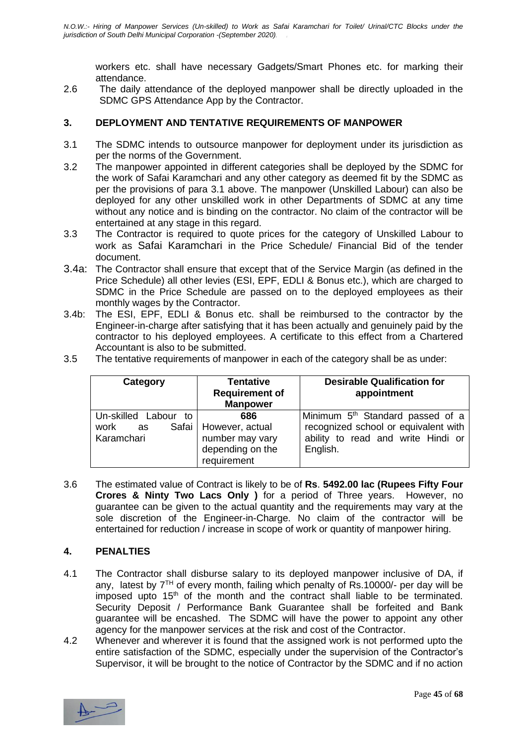workers etc. shall have necessary Gadgets/Smart Phones etc. for marking their attendance.

2.6 The daily attendance of the deployed manpower shall be directly uploaded in the SDMC GPS Attendance App by the Contractor.

## 3. DEPLOYMENT AND TENTATIVE REQUIREMENTS OF MANPOWER

3.1 The SDMC intends to outsource manpower for deployment under its jurisdiction as per the norms of the Government.

3.2 The manpower appointed in different categories shall be deployed by the SDMC for the work of Safai Karamchari and any other category as deemed fit by the SDMC as per the provisions of para 3.1 above. The manpower (Unskilled Labour) can also be deployed for any other unskilled work in other Departments of SDMC at any time without any notice and is binding on the contractor. No claim of the contractor will be entertained at any stage in this regard.

3.3 The Contractor is required to quote prices for the category of Unskilled Labour to work as Safai Karamchari in the Price Schedule/ Financial Bid of the tender document.

3.4a: The Contractor shall ensure that except that of the Service Margin (as defined in the Price Schedule) all other levies (ESI, EPF, EDLI & Bonus etc.), which are charged to SDMC in the Price Schedule are passed on to the deployed employees as their monthly wages by the Contractor.

3.4b: The ESI, EPF, EDLI & Bonus etc. shall be reimbursed to the contractor by the Engineer-in-charge after satisfying that it has been actually and genuinely paid by the contractor to his deployed employees. A certificate to this effect from a Chartered Accountant is also to be submitted.

3.5 The tentative requirements of manpower in each of the category shall be as under:

| Category | Tentative Requirement of Manpower | Desirable Qualification for appointment |
|---|---|---|
| Un-skilled Labour to work as Safai Karamchari | **686** However, actual number may vary depending on the requirement | Minimum 5th Standard passed of a recognized school or equivalent with ability to read and write Hindi or English. |

3.6 The estimated value of Contract is likely to be of **Rs**. **5492.00 lac (Rupees Fifty Four Crores & Ninty Two Lacs Only )** for a period of Three years. However, no guarantee can be given to the actual quantity and the requirements may vary at the sole discretion of the Engineer-in-Charge. No claim of the contractor will be entertained for reduction / increase in scope of work or quantity of manpower hiring.

## 4. PENALTIES

4.1 The Contractor shall disburse salary to its deployed manpower inclusive of DA, if any, latest by 7TH of every month, failing which penalty of Rs.10000/- per day will be imposed upto 15th of the month and the contract shall liable to be terminated. Security Deposit / Performance Bank Guarantee shall be forfeited and Bank guarantee will be encashed. The SDMC will have the power to appoint any other agency for the manpower services at the risk and cost of the Contractor.

4.2 Whenever and wherever it is found that the assigned work is not performed upto the entire satisfaction of the SDMC, especially under the supervision of the Contractor's Supervisor, it will be brought to the notice of Contractor by the SDMC and if no action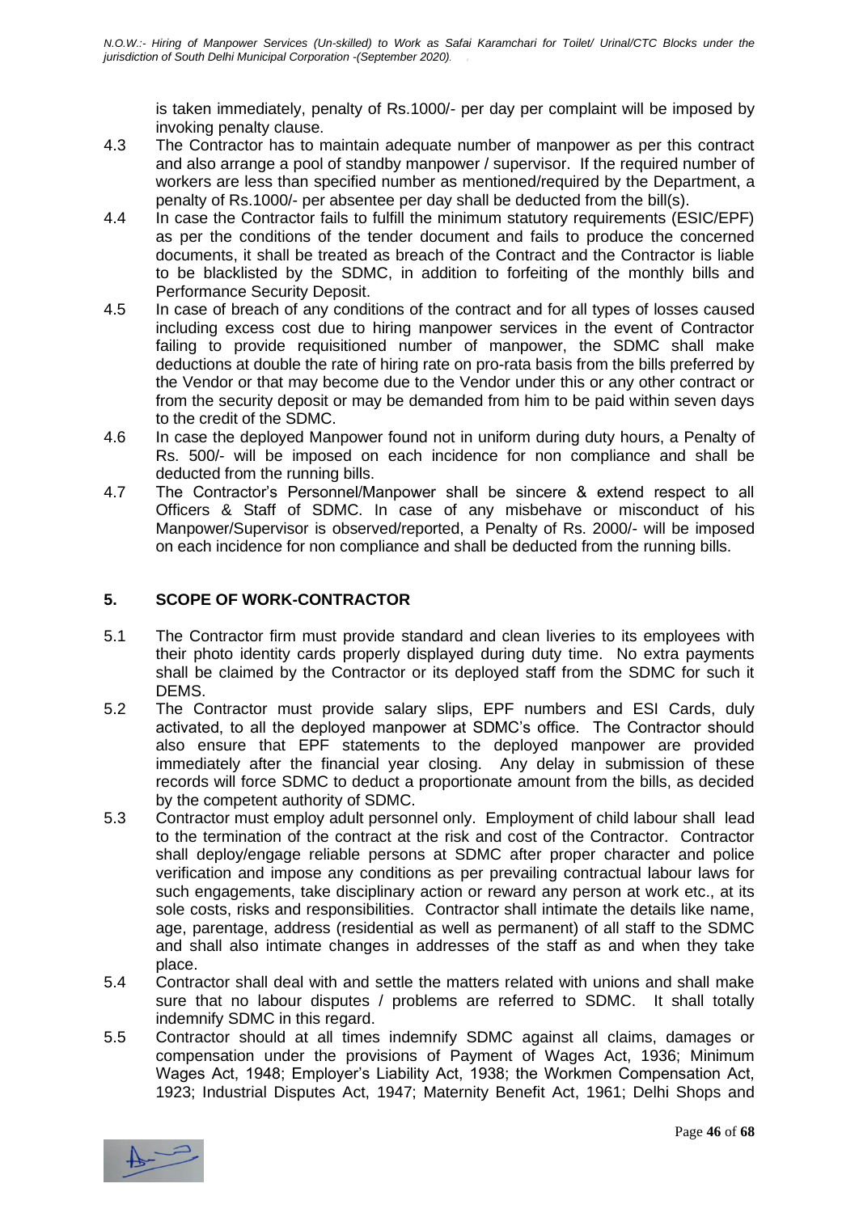is taken immediately, penalty of Rs.1000/- per day per complaint will be imposed by invoking penalty clause.

4.3 The Contractor has to maintain adequate number of manpower as per this contract and also arrange a pool of standby manpower / supervisor. If the required number of workers are less than specified number as mentioned/required by the Department, a penalty of Rs.1000/- per absentee per day shall be deducted from the bill(s).

4.4 In case the Contractor fails to fulfill the minimum statutory requirements (ESIC/EPF) as per the conditions of the tender document and fails to produce the concerned documents, it shall be treated as breach of the Contract and the Contractor is liable to be blacklisted by the SDMC, in addition to forfeiting of the monthly bills and Performance Security Deposit.

4.5 In case of breach of any conditions of the contract and for all types of losses caused including excess cost due to hiring manpower services in the event of Contractor failing to provide requisitioned number of manpower, the SDMC shall make deductions at double the rate of hiring rate on pro-rata basis from the bills preferred by the Vendor or that may become due to the Vendor under this or any other contract or from the security deposit or may be demanded from him to be paid within seven days to the credit of the SDMC.

4.6 In case the deployed Manpower found not in uniform during duty hours, a Penalty of Rs. 500/- will be imposed on each incidence for non compliance and shall be deducted from the running bills.

4.7 The Contractor's Personnel/Manpower shall be sincere & extend respect to all Officers & Staff of SDMC. In case of any misbehave or misconduct of his Manpower/Supervisor is observed/reported, a Penalty of Rs. 2000/- will be imposed on each incidence for non compliance and shall be deducted from the running bills.

## 5. SCOPE OF WORK-CONTRACTOR

5.1 The Contractor firm must provide standard and clean liveries to its employees with their photo identity cards properly displayed during duty time. No extra payments shall be claimed by the Contractor or its deployed staff from the SDMC for such it DEMS.

5.2 The Contractor must provide salary slips, EPF numbers and ESI Cards, duly activated, to all the deployed manpower at SDMC's office. The Contractor should also ensure that EPF statements to the deployed manpower are provided immediately after the financial year closing. Any delay in submission of these records will force SDMC to deduct a proportionate amount from the bills, as decided by the competent authority of SDMC.

5.3 Contractor must employ adult personnel only. Employment of child labour shall lead to the termination of the contract at the risk and cost of the Contractor. Contractor shall deploy/engage reliable persons at SDMC after proper character and police verification and impose any conditions as per prevailing contractual labour laws for such engagements, take disciplinary action or reward any person at work etc., at its sole costs, risks and responsibilities. Contractor shall intimate the details like name, age, parentage, address (residential as well as permanent) of all staff to the SDMC and shall also intimate changes in addresses of the staff as and when they take place.

5.4 Contractor shall deal with and settle the matters related with unions and shall make sure that no labour disputes / problems are referred to SDMC. It shall totally indemnify SDMC in this regard.

5.5 Contractor should at all times indemnify SDMC against all claims, damages or compensation under the provisions of Payment of Wages Act, 1936; Minimum Wages Act, 1948; Employer's Liability Act, 1938; the Workmen Compensation Act, 1923; Industrial Disputes Act, 1947; Maternity Benefit Act, 1961; Delhi Shops and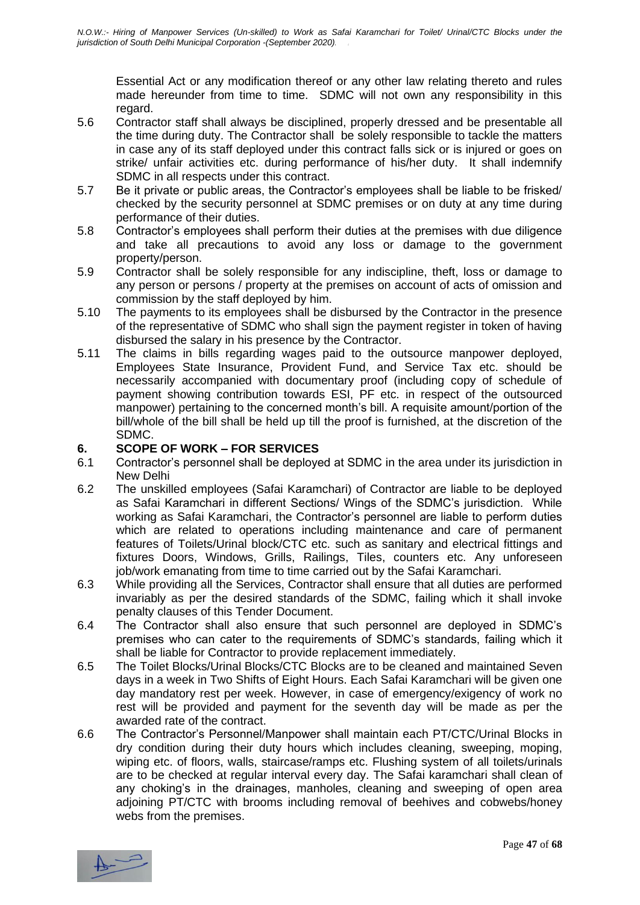Essential Act or any modification thereof or any other law relating thereto and rules made hereunder from time to time. SDMC will not own any responsibility in this regard.

5.6 Contractor staff shall always be disciplined, properly dressed and be presentable all the time during duty. The Contractor shall be solely responsible to tackle the matters in case any of its staff deployed under this contract falls sick or is injured or goes on strike/ unfair activities etc. during performance of his/her duty. It shall indemnify SDMC in all respects under this contract.

5.7 Be it private or public areas, the Contractor's employees shall be liable to be frisked/ checked by the security personnel at SDMC premises or on duty at any time during performance of their duties.

5.8 Contractor's employees shall perform their duties at the premises with due diligence and take all precautions to avoid any loss or damage to the government property/person.

5.9 Contractor shall be solely responsible for any indiscipline, theft, loss or damage to any person or persons / property at the premises on account of acts of omission and commission by the staff deployed by him.

5.10 The payments to its employees shall be disbursed by the Contractor in the presence of the representative of SDMC who shall sign the payment register in token of having disbursed the salary in his presence by the Contractor.

5.11 The claims in bills regarding wages paid to the outsource manpower deployed, Employees State Insurance, Provident Fund, and Service Tax etc. should be necessarily accompanied with documentary proof (including copy of schedule of payment showing contribution towards ESI, PF etc. in respect of the outsourced manpower) pertaining to the concerned month's bill. A requisite amount/portion of the bill/whole of the bill shall be held up till the proof is furnished, at the discretion of the SDMC.

## 6. SCOPE OF WORK – FOR SERVICES

6.1 Contractor's personnel shall be deployed at SDMC in the area under its jurisdiction in New Delhi

6.2 The unskilled employees (Safai Karamchari) of Contractor are liable to be deployed as Safai Karamchari in different Sections/ Wings of the SDMC's jurisdiction. While working as Safai Karamchari, the Contractor's personnel are liable to perform duties which are related to operations including maintenance and care of permanent features of Toilets/Urinal block/CTC etc. such as sanitary and electrical fittings and fixtures Doors, Windows, Grills, Railings, Tiles, counters etc. Any unforeseen job/work emanating from time to time carried out by the Safai Karamchari.

6.3 While providing all the Services, Contractor shall ensure that all duties are performed invariably as per the desired standards of the SDMC, failing which it shall invoke penalty clauses of this Tender Document.

6.4 The Contractor shall also ensure that such personnel are deployed in SDMC's premises who can cater to the requirements of SDMC's standards, failing which it shall be liable for Contractor to provide replacement immediately.

6.5 The Toilet Blocks/Urinal Blocks/CTC Blocks are to be cleaned and maintained Seven days in a week in Two Shifts of Eight Hours. Each Safai Karamchari will be given one day mandatory rest per week. However, in case of emergency/exigency of work no rest will be provided and payment for the seventh day will be made as per the awarded rate of the contract.

6.6 The Contractor's Personnel/Manpower shall maintain each PT/CTC/Urinal Blocks in dry condition during their duty hours which includes cleaning, sweeping, moping, wiping etc. of floors, walls, staircase/ramps etc. Flushing system of all toilets/urinals are to be checked at regular interval every day. The Safai karamchari shall clean of any choking's in the drainages, manholes, cleaning and sweeping of open area adjoining PT/CTC with brooms including removal of beehives and cobwebs/honey webs from the premises.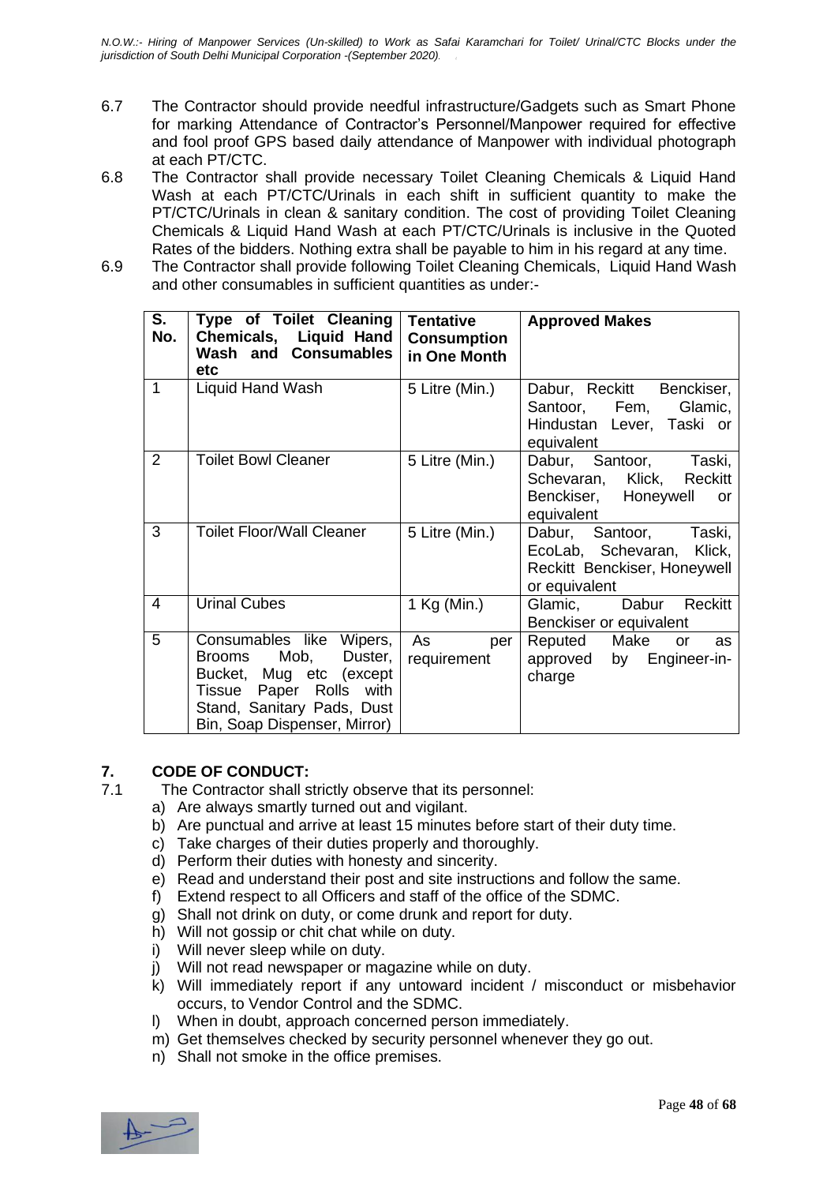6.7 The Contractor should provide needful infrastructure/Gadgets such as Smart Phone for marking Attendance of Contractor's Personnel/Manpower required for effective and fool proof GPS based daily attendance of Manpower with individual photograph at each PT/CTC.

6.8 The Contractor shall provide necessary Toilet Cleaning Chemicals & Liquid Hand Wash at each PT/CTC/Urinals in each shift in sufficient quantity to make the PT/CTC/Urinals in clean & sanitary condition. The cost of providing Toilet Cleaning Chemicals & Liquid Hand Wash at each PT/CTC/Urinals is inclusive in the Quoted Rates of the bidders. Nothing extra shall be payable to him in his regard at any time.

6.9 The Contractor shall provide following Toilet Cleaning Chemicals, Liquid Hand Wash and other consumables in sufficient quantities as under:-

| S. No. | Type of Toilet Cleaning Chemicals, Liquid Hand Wash and Consumables etc | Tentative Consumption in One Month | Approved Makes |
|---|---|---|---|
| 1 | Liquid Hand Wash | 5 Litre (Min.) | Dabur, Reckitt Benckiser, Santoor, Fem, Glamic, Hindustan Lever, Taski or equivalent |
| 2 | Toilet Bowl Cleaner | 5 Litre (Min.) | Dabur, Santoor, Taski, Schevaran, Klick, Reckitt Benckiser, Honeywell or equivalent |
| 3 | Toilet Floor/Wall Cleaner | 5 Litre (Min.) | Dabur, Santoor, Taski, EcoLab, Schevaran, Klick, Reckitt Benckiser, Honeywell or equivalent |
| 4 | Urinal Cubes | 1 Kg (Min.) | Glamic, Dabur Reckitt Benckiser or equivalent |
| 5 | Consumables like Wipers, Brooms Mob, Duster, Bucket, Mug etc (except Tissue Paper Rolls with Stand, Sanitary Pads, Dust Bin, Soap Dispenser, Mirror) | As per requirement | Reputed Make or as approved by Engineer-in-charge |

## 7. CODE OF CONDUCT:

7.1 The Contractor shall strictly observe that its personnel:

a) Are always smartly turned out and vigilant.
b) Are punctual and arrive at least 15 minutes before start of their duty time.
c) Take charges of their duties properly and thoroughly.
d) Perform their duties with honesty and sincerity.
e) Read and understand their post and site instructions and follow the same.
f) Extend respect to all Officers and staff of the office of the SDMC.
g) Shall not drink on duty, or come drunk and report for duty.
h) Will not gossip or chit chat while on duty.
i) Will never sleep while on duty.
j) Will not read newspaper or magazine while on duty.
k) Will immediately report if any untoward incident / misconduct or misbehavior occurs, to Vendor Control and the SDMC.
l) When in doubt, approach concerned person immediately.
m) Get themselves checked by security personnel whenever they go out.
n) Shall not smoke in the office premises.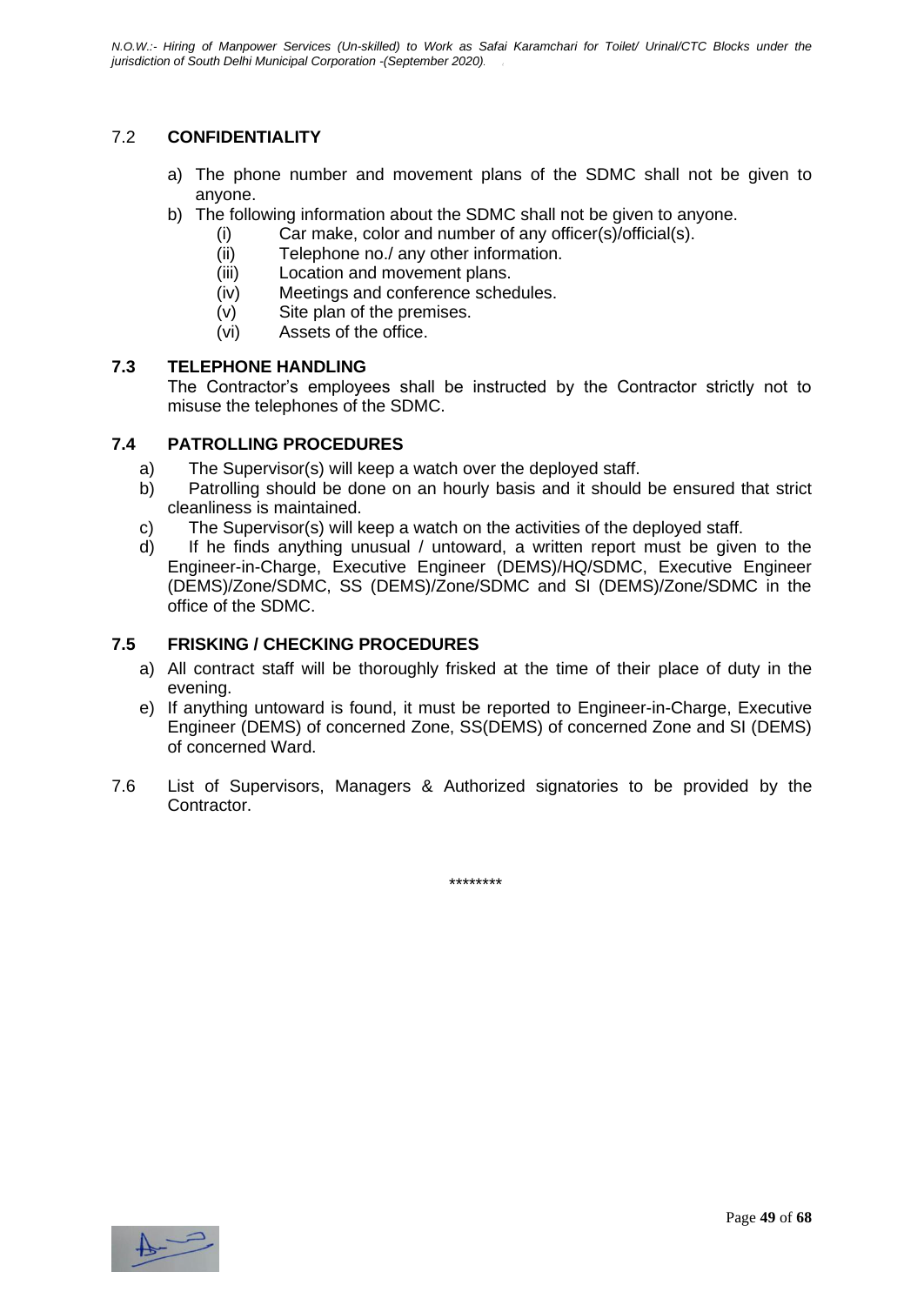## 7.2 CONFIDENTIALITY

a) The phone number and movement plans of the SDMC shall not be given to anyone.

b) The following information about the SDMC shall not be given to anyone.
   - (i) Car make, color and number of any officer(s)/official(s).
   - (ii) Telephone no./ any other information.
   - (iii) Location and movement plans.
   - (iv) Meetings and conference schedules.
   - (v) Site plan of the premises.
   - (vi) Assets of the office.

## 7.3 TELEPHONE HANDLING

The Contractor's employees shall be instructed by the Contractor strictly not to misuse the telephones of the SDMC.

## 7.4 PATROLLING PROCEDURES

a) The Supervisor(s) will keep a watch over the deployed staff.

b) Patrolling should be done on an hourly basis and it should be ensured that strict cleanliness is maintained.

c) The Supervisor(s) will keep a watch on the activities of the deployed staff.

d) If he finds anything unusual / untoward, a written report must be given to the Engineer-in-Charge, Executive Engineer (DEMS)/HQ/SDMC, Executive Engineer (DEMS)/Zone/SDMC, SS (DEMS)/Zone/SDMC and SI (DEMS)/Zone/SDMC in the office of the SDMC.

## 7.5 FRISKING / CHECKING PROCEDURES

a) All contract staff will be thoroughly frisked at the time of their place of duty in the evening.

e) If anything untoward is found, it must be reported to Engineer-in-Charge, Executive Engineer (DEMS) of concerned Zone, SS(DEMS) of concerned Zone and SI (DEMS) of concerned Ward.

7.6 List of Supervisors, Managers & Authorized signatories to be provided by the Contractor.

\*\*\*\*\*\*\*\*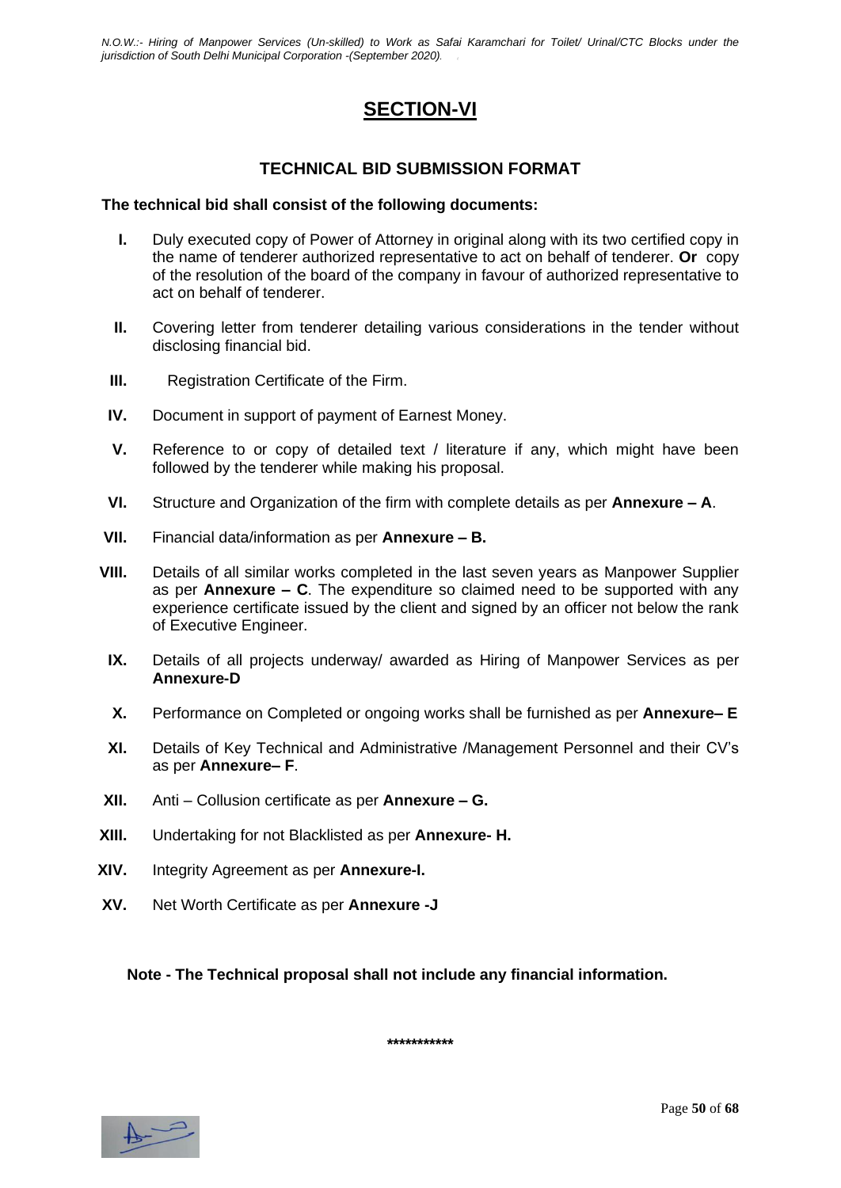# SECTION-VI

## TECHNICAL BID SUBMISSION FORMAT

**The technical bid shall consist of the following documents:**

- **I.** Duly executed copy of Power of Attorney in original along with its two certified copy in the name of tenderer authorized representative to act on behalf of tenderer. **Or** copy of the resolution of the board of the company in favour of authorized representative to act on behalf of tenderer.
- **II.** Covering letter from tenderer detailing various considerations in the tender without disclosing financial bid.
- **III.** Registration Certificate of the Firm.
- **IV.** Document in support of payment of Earnest Money.
- **V.** Reference to or copy of detailed text / literature if any, which might have been followed by the tenderer while making his proposal.
- **VI.** Structure and Organization of the firm with complete details as per **Annexure – A**.
- **VII.** Financial data/information as per **Annexure – B.**
- **VIII.** Details of all similar works completed in the last seven years as Manpower Supplier as per **Annexure – C**. The expenditure so claimed need to be supported with any experience certificate issued by the client and signed by an officer not below the rank of Executive Engineer.
- **IX.** Details of all projects underway/ awarded as Hiring of Manpower Services as per **Annexure-D**
- **X.** Performance on Completed or ongoing works shall be furnished as per **Annexure– E**
- **XI.** Details of Key Technical and Administrative /Management Personnel and their CV's as per **Annexure– F**.
- **XII.** Anti – Collusion certificate as per **Annexure – G.**
- **XIII.** Undertaking for not Blacklisted as per **Annexure- H.**
- **XIV.** Integrity Agreement as per **Annexure-I.**
- **XV.** Net Worth Certificate as per **Annexure -J**

**Note - The Technical proposal shall not include any financial information.**

***********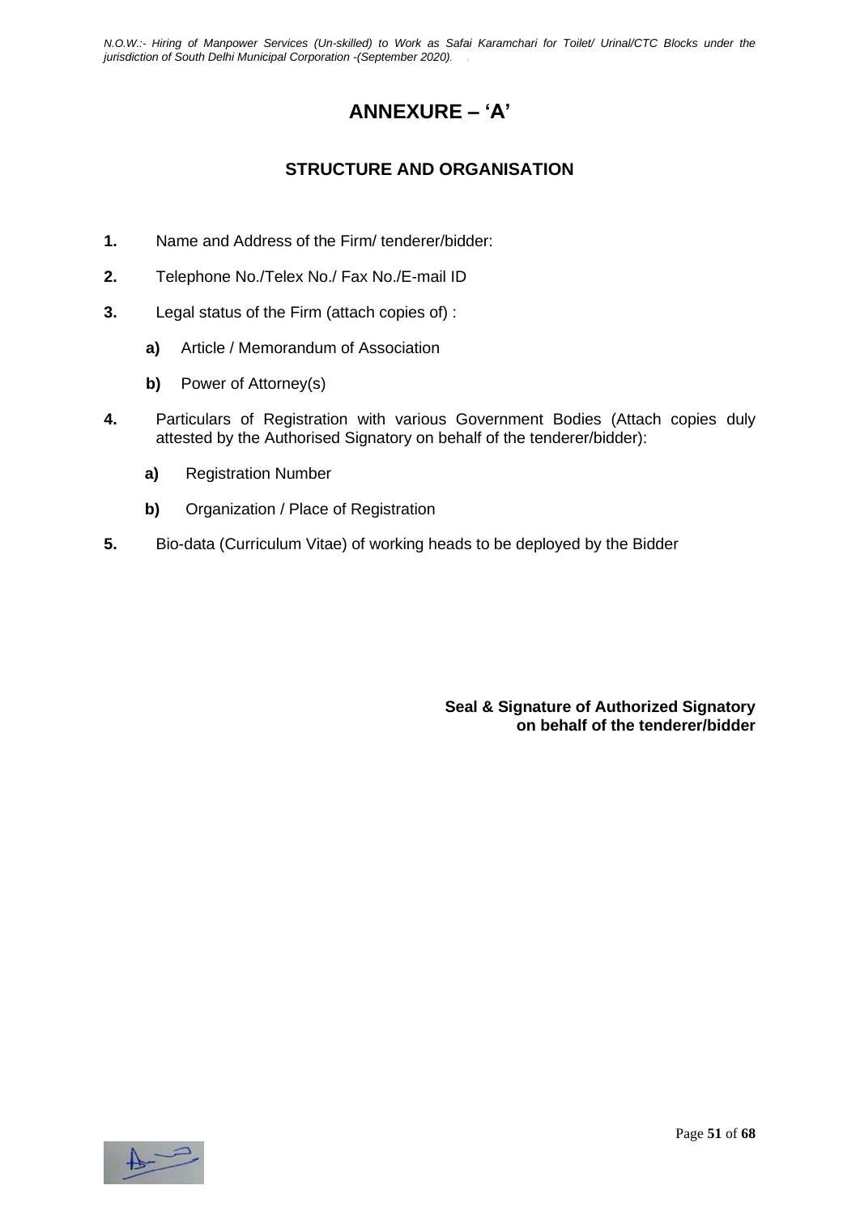# ANNEXURE – 'A'

## STRUCTURE AND ORGANISATION

**1.** Name and Address of the Firm/ tenderer/bidder:

**2.** Telephone No./Telex No./ Fax No./E-mail ID

**3.** Legal status of the Firm (attach copies of) :

- **a)** Article / Memorandum of Association
- **b)** Power of Attorney(s)

**4.** Particulars of Registration with various Government Bodies (Attach copies duly attested by the Authorised Signatory on behalf of the tenderer/bidder):

- **a)** Registration Number
- **b)** Organization / Place of Registration

**5.** Bio-data (Curriculum Vitae) of working heads to be deployed by the Bidder

**Seal & Signature of Authorized Signatory on behalf of the tenderer/bidder**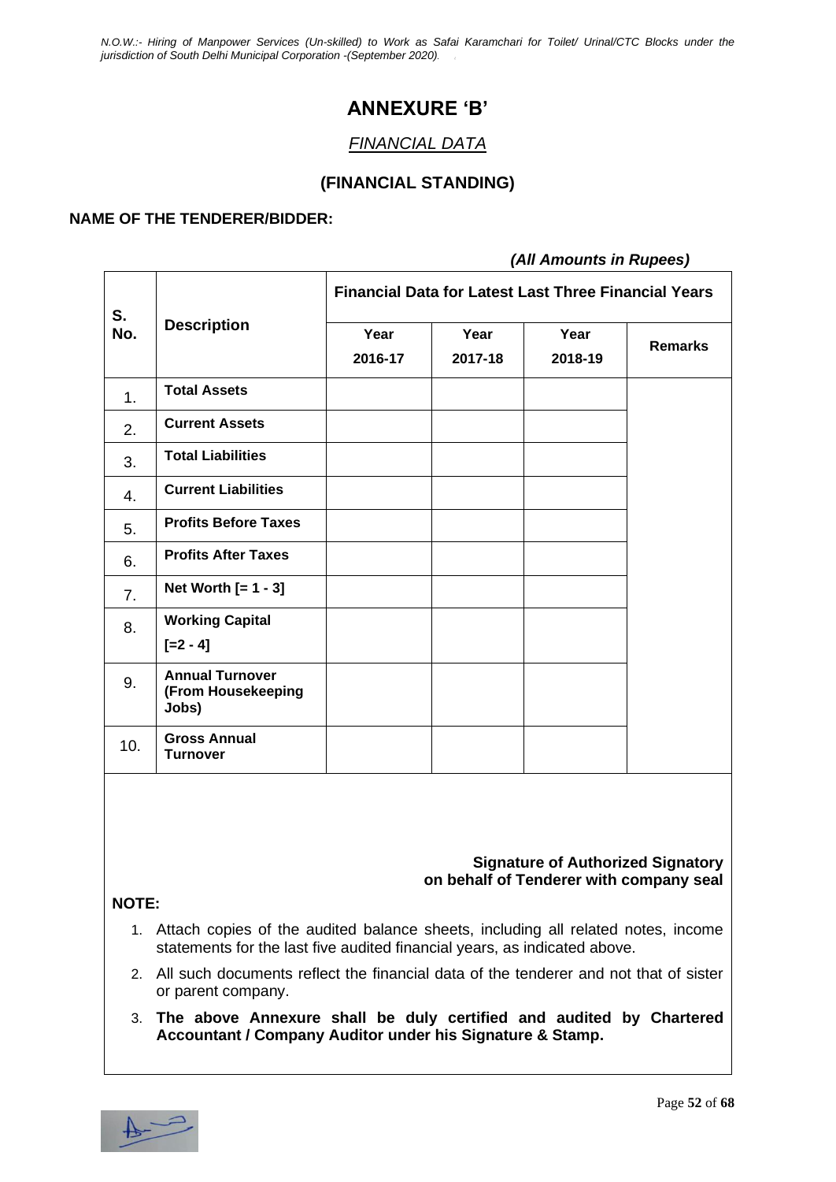# ANNEXURE 'B'

## *FINANCIAL DATA*

## (FINANCIAL STANDING)

**NAME OF THE TENDERER/BIDDER:**

***(All Amounts in Rupees)***

| S. No. | Description | Financial Data for Latest Last Three Financial Years | | | |
|---|---|---|---|---|---|
| | | Year 2016-17 | Year 2017-18 | Year 2018-19 | Remarks |
| 1. | **Total Assets** | | | | |
| 2. | **Current Assets** | | | | |
| 3. | **Total Liabilities** | | | | |
| 4. | **Current Liabilities** | | | | |
| 5. | **Profits Before Taxes** | | | | |
| 6. | **Profits After Taxes** | | | | |
| 7. | **Net Worth [= 1 - 3]** | | | | |
| 8. | **Working Capital [=2 - 4]** | | | | |
| 9. | **Annual Turnover (From Housekeeping Jobs)** | | | | |
| 10. | **Gross Annual Turnover** | | | | |

**Signature of Authorized Signatory on behalf of Tenderer with company seal**

**NOTE:**

1. Attach copies of the audited balance sheets, including all related notes, income statements for the last five audited financial years, as indicated above.
2. All such documents reflect the financial data of the tenderer and not that of sister or parent company.
3. **The above Annexure shall be duly certified and audited by Chartered Accountant / Company Auditor under his Signature & Stamp.**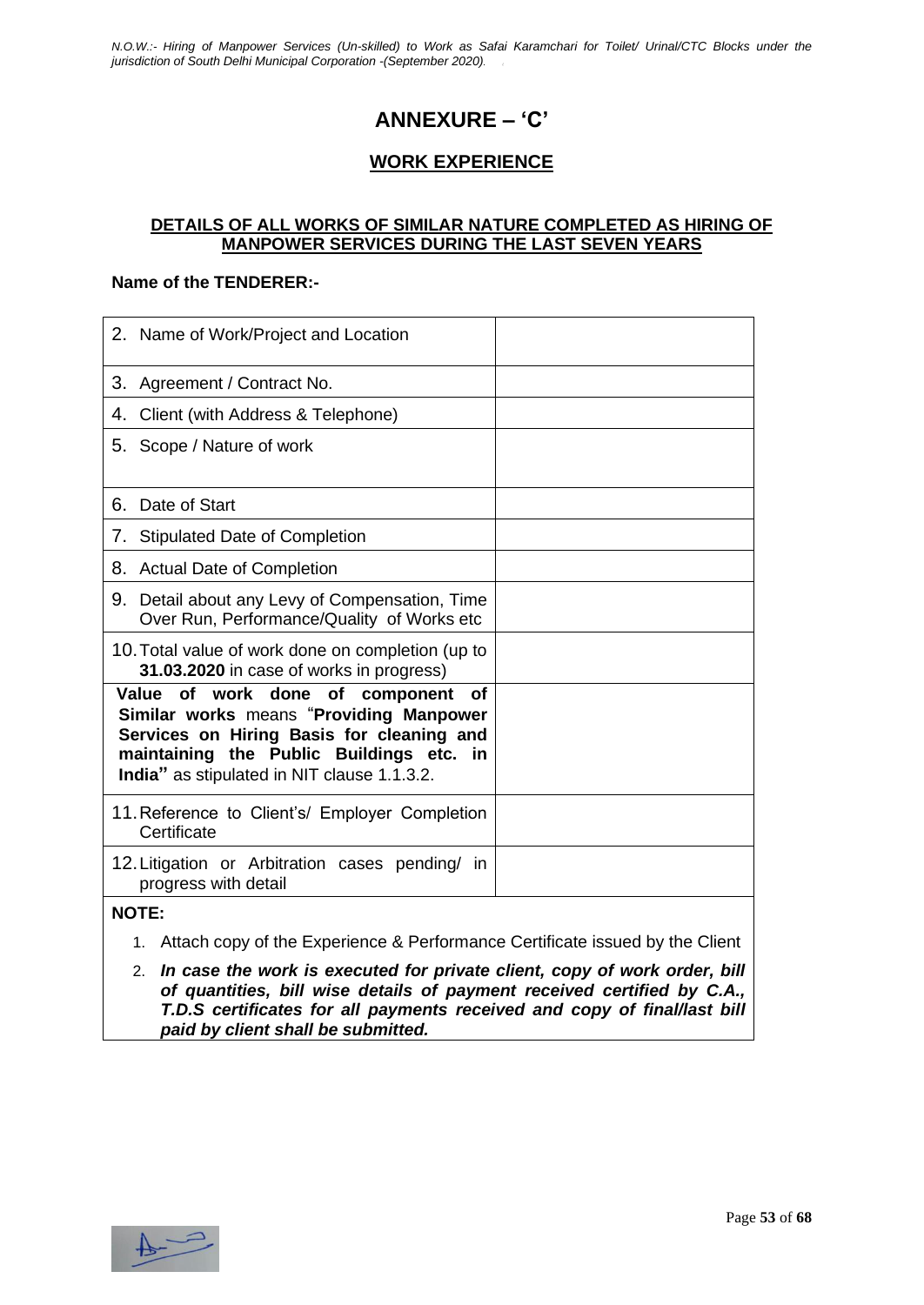# ANNEXURE – 'C'

## WORK EXPERIENCE

**DETAILS OF ALL WORKS OF SIMILAR NATURE COMPLETED AS HIRING OF MANPOWER SERVICES DURING THE LAST SEVEN YEARS**

**Name of the TENDERER:-**

| | |
|---|---|
| 2. Name of Work/Project and Location | |
| 3. Agreement / Contract No. | |
| 4. Client (with Address & Telephone) | |
| 5. Scope / Nature of work | |
| 6. Date of Start | |
| 7. Stipulated Date of Completion | |
| 8. Actual Date of Completion | |
| 9. Detail about any Levy of Compensation, Time Over Run, Performance/Quality of Works etc | |
| 10. Total value of work done on completion (up to **31.03.2020** in case of works in progress) | |
| **Value of work done of component of Similar works** means "**Providing Manpower Services on Hiring Basis for cleaning and maintaining the Public Buildings etc. in India"** as stipulated in NIT clause 1.1.3.2. | |
| 11. Reference to Client's/ Employer Completion Certificate | |
| 12. Litigation or Arbitration cases pending/ in progress with detail | |

**NOTE:**

1. Attach copy of the Experience & Performance Certificate issued by the Client
2. ***In case the work is executed for private client, copy of work order, bill of quantities, bill wise details of payment received certified by C.A., T.D.S certificates for all payments received and copy of final/last bill paid by client shall be submitted.***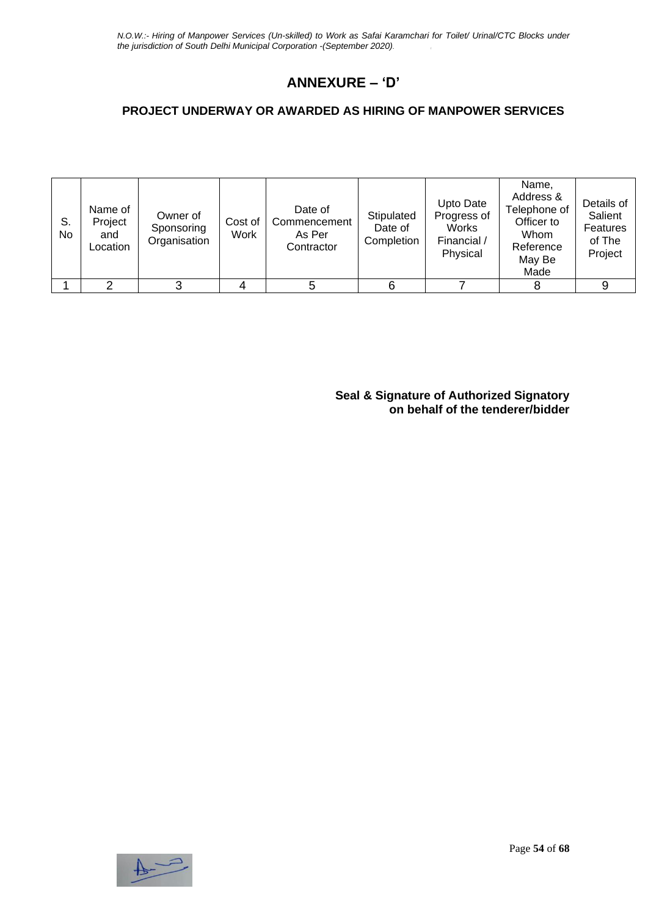# ANNEXURE – 'D'

## PROJECT UNDERWAY OR AWARDED AS HIRING OF MANPOWER SERVICES

| S. No | Name of Project and Location | Owner of Sponsoring Organisation | Cost of Work | Date of Commencement As Per Contractor | Stipulated Date of Completion | Upto Date Progress of Works Financial / Physical | Name, Address & Telephone of Officer to Whom Reference May Be Made | Details of Salient Features of The Project |
|---|---|---|---|---|---|---|---|---|
| 1 | 2 | 3 | 4 | 5 | 6 | 7 | 8 | 9 |

**Seal & Signature of Authorized Signatory on behalf of the tenderer/bidder**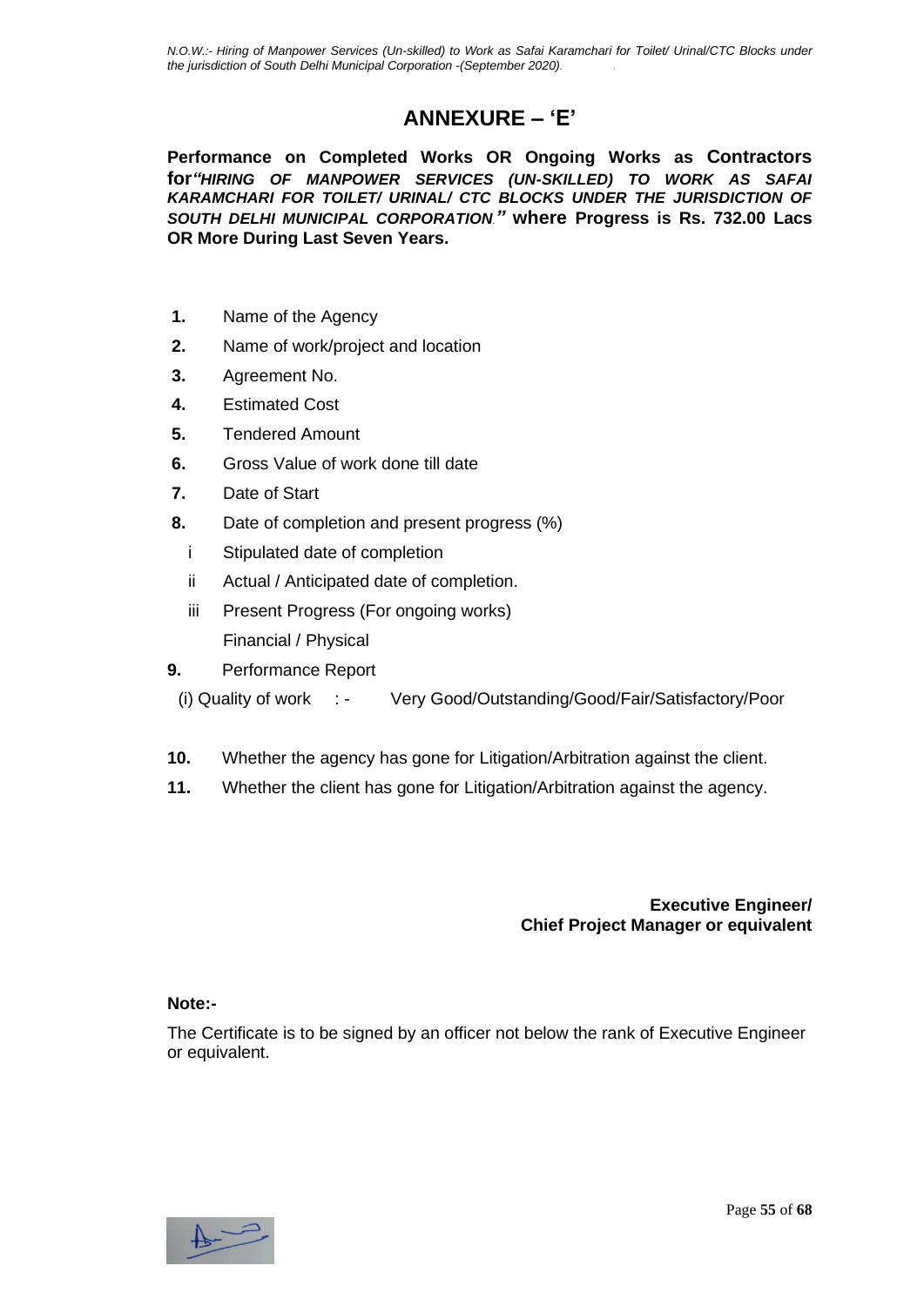# ANNEXURE – 'E'

**Performance on Completed Works OR Ongoing Works as Contractors for*"HIRING OF MANPOWER SERVICES (UN-SKILLED) TO WORK AS SAFAI KARAMCHARI FOR TOILET/ URINAL/ CTC BLOCKS UNDER THE JURISDICTION OF SOUTH DELHI MUNICIPAL CORPORATION."* where Progress is Rs. 732.00 Lacs OR More During Last Seven Years.**

**1.** Name of the Agency

**2.** Name of work/project and location

**3.** Agreement No.

**4.** Estimated Cost

**5.** Tendered Amount

**6.** Gross Value of work done till date

**7.** Date of Start

**8.** Date of completion and present progress (%)

  i  Stipulated date of completion

  ii  Actual / Anticipated date of completion.

  iii  Present Progress (For ongoing works)
    Financial / Physical

**9.** Performance Report

  (i) Quality of work  : -  Very Good/Outstanding/Good/Fair/Satisfactory/Poor

**10.** Whether the agency has gone for Litigation/Arbitration against the client.

**11.** Whether the client has gone for Litigation/Arbitration against the agency.

**Executive Engineer/**
**Chief Project Manager or equivalent**

**Note:-**

The Certificate is to be signed by an officer not below the rank of Executive Engineer or equivalent.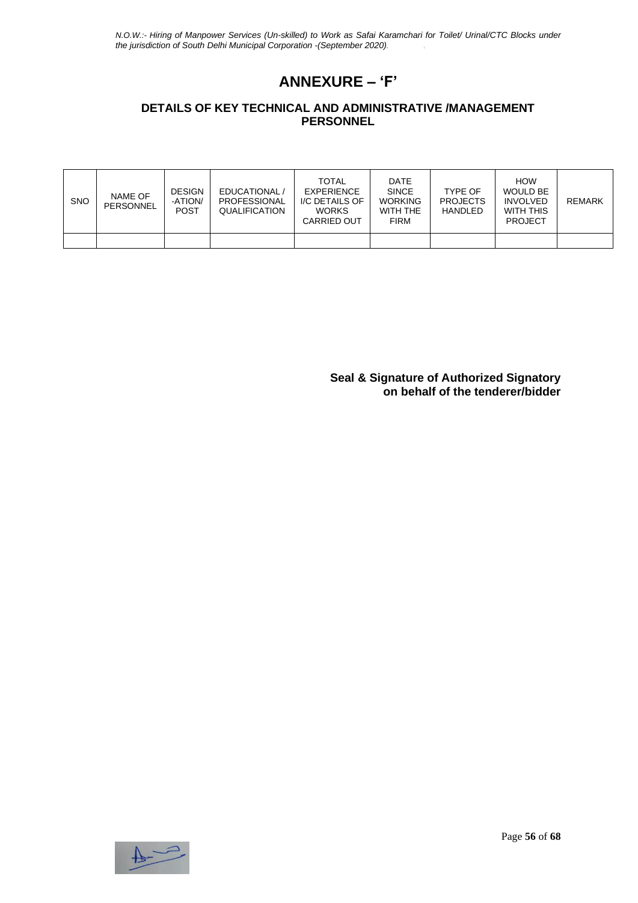# ANNEXURE – 'F'

## DETAILS OF KEY TECHNICAL AND ADMINISTRATIVE /MANAGEMENT PERSONNEL

| SNO | NAME OF PERSONNEL | DESIGN-ATION/ POST | EDUCATIONAL / PROFESSIONAL QUALIFICATION | TOTAL EXPERIENCE I/C DETAILS OF WORKS CARRIED OUT | DATE SINCE WORKING WITH THE FIRM | TYPE OF PROJECTS HANDLED | HOW WOULD BE INVOLVED WITH THIS PROJECT | REMARK |
|---|---|---|---|---|---|---|---|---|
| | | | | | | | | |

**Seal & Signature of Authorized Signatory on behalf of the tenderer/bidder**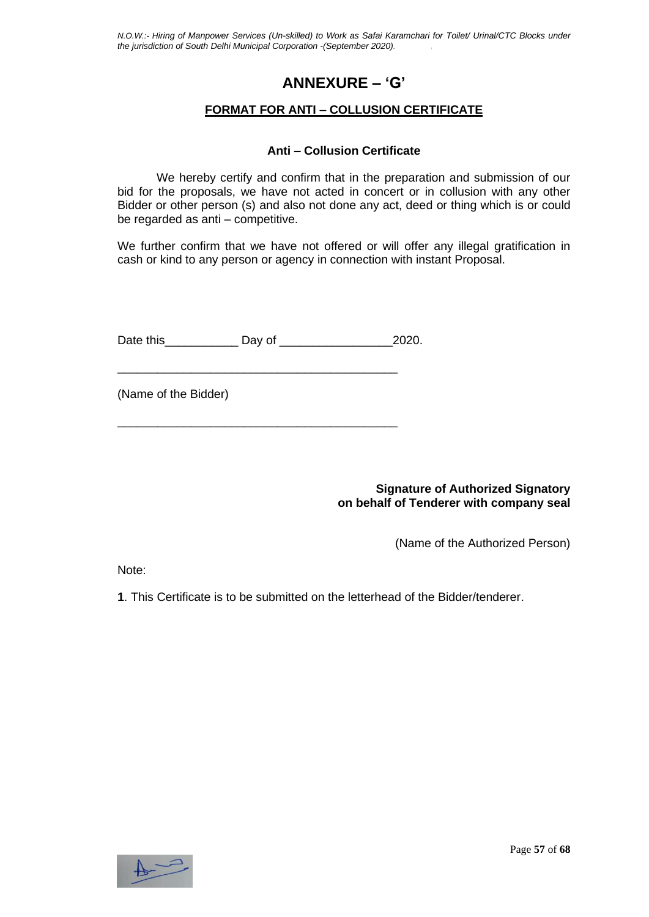# ANNEXURE – 'G'

## FORMAT FOR ANTI – COLLUSION CERTIFICATE

### Anti – Collusion Certificate

We hereby certify and confirm that in the preparation and submission of our bid for the proposals, we have not acted in concert or in collusion with any other Bidder or other person (s) and also not done any act, deed or thing which is or could be regarded as anti – competitive.

We further confirm that we have not offered or will offer any illegal gratification in cash or kind to any person or agency in connection with instant Proposal.

Date this___________ Day of _________________2020.

___________________________________________

(Name of the Bidder)

___________________________________________

**Signature of Authorized Signatory on behalf of Tenderer with company seal**

(Name of the Authorized Person)

Note:

**1**. This Certificate is to be submitted on the letterhead of the Bidder/tenderer.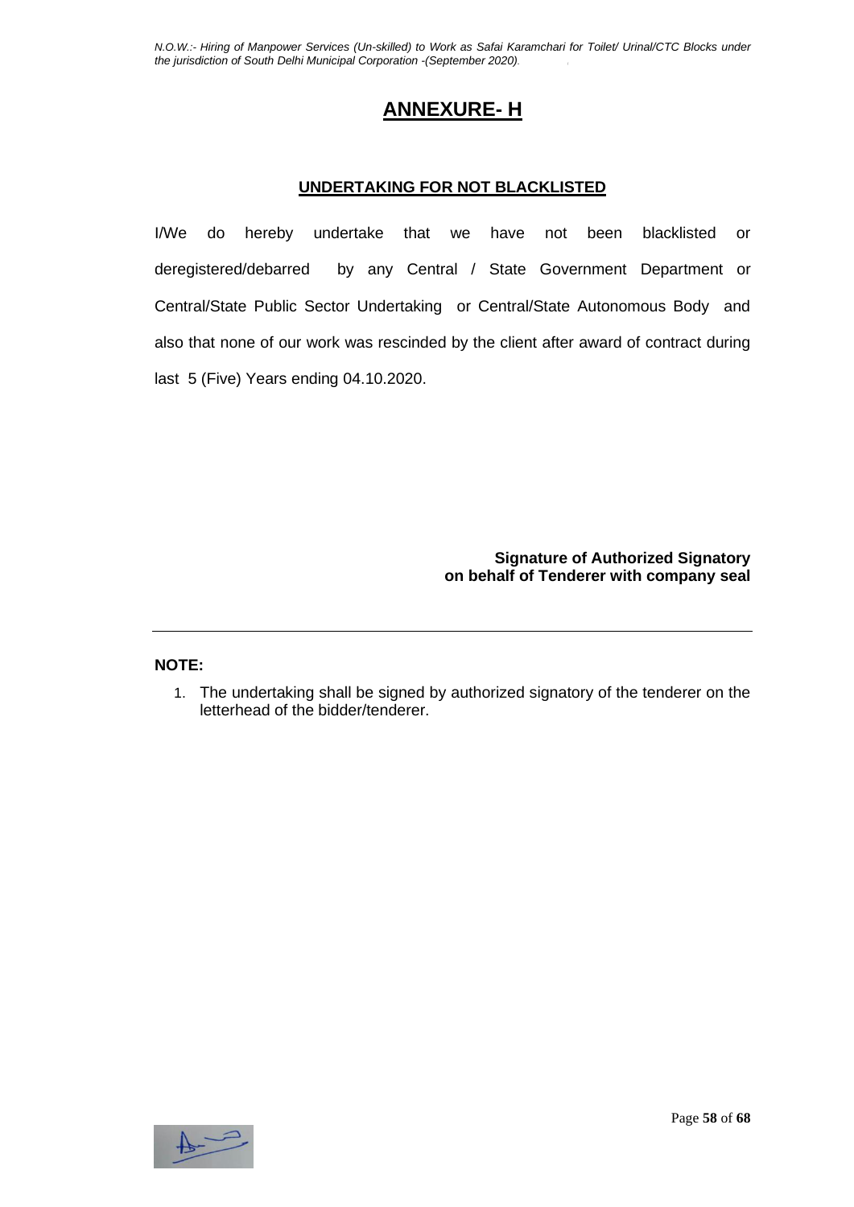# ANNEXURE- H

## UNDERTAKING FOR NOT BLACKLISTED

I/We do hereby undertake that we have not been blacklisted or deregistered/debarred by any Central / State Government Department or Central/State Public Sector Undertaking or Central/State Autonomous Body and also that none of our work was rescinded by the client after award of contract during last 5 (Five) Years ending 04.10.2020.

**Signature of Authorized Signatory**
**on behalf of Tenderer with company seal**

---

**NOTE:**

1. The undertaking shall be signed by authorized signatory of the tenderer on the letterhead of the bidder/tenderer.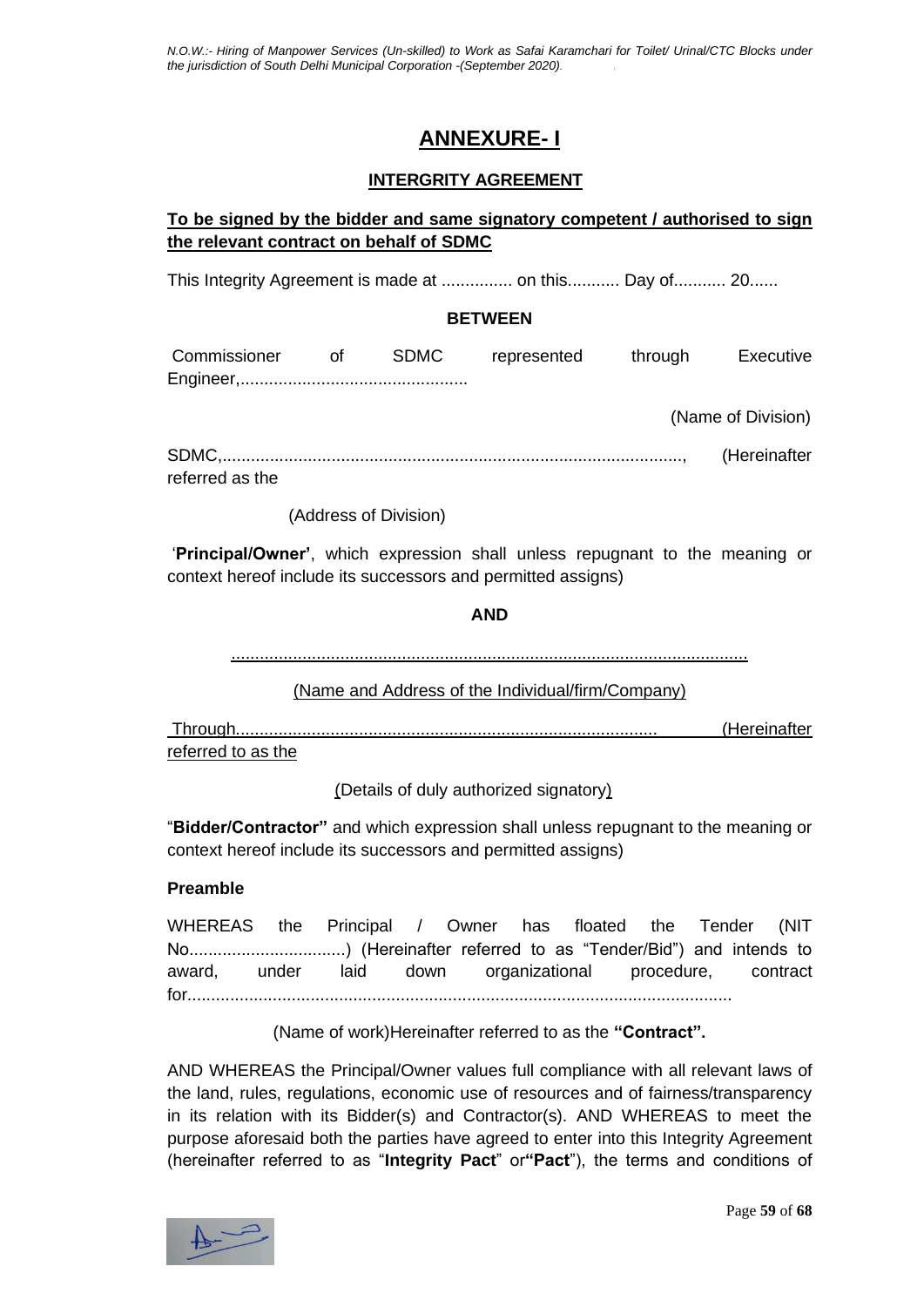# ANNEXURE- I

## INTERGRITY AGREEMENT

**To be signed by the bidder and same signatory competent / authorised to sign the relevant contract on behalf of SDMC**

This Integrity Agreement is made at ............... on this........... Day of........... 20......

**BETWEEN**

Commissioner of SDMC represented through Executive Engineer,.................................................

(Name of Division)

SDMC,.................................................................................................., (Hereinafter referred as the

(Address of Division)

'**Principal/Owner'**, which expression shall unless repugnant to the meaning or context hereof include its successors and permitted assigns)

**AND**

.............................................................................................................

(Name and Address of the Individual/firm/Company)

Through......................................................................................... (Hereinafter referred to as the

(Details of duly authorized signatory)

"**Bidder/Contractor"** and which expression shall unless repugnant to the meaning or context hereof include its successors and permitted assigns)

**Preamble**

WHEREAS the Principal / Owner has floated the Tender (NIT No.................................) (Hereinafter referred to as "Tender/Bid") and intends to award, under laid down organizational procedure, contract for...................................................................................................................

(Name of work)Hereinafter referred to as the **"Contract".**

AND WHEREAS the Principal/Owner values full compliance with all relevant laws of the land, rules, regulations, economic use of resources and of fairness/transparency in its relation with its Bidder(s) and Contractor(s). AND WHEREAS to meet the purpose aforesaid both the parties have agreed to enter into this Integrity Agreement (hereinafter referred to as "**Integrity Pact**" or**"Pact**"), the terms and conditions of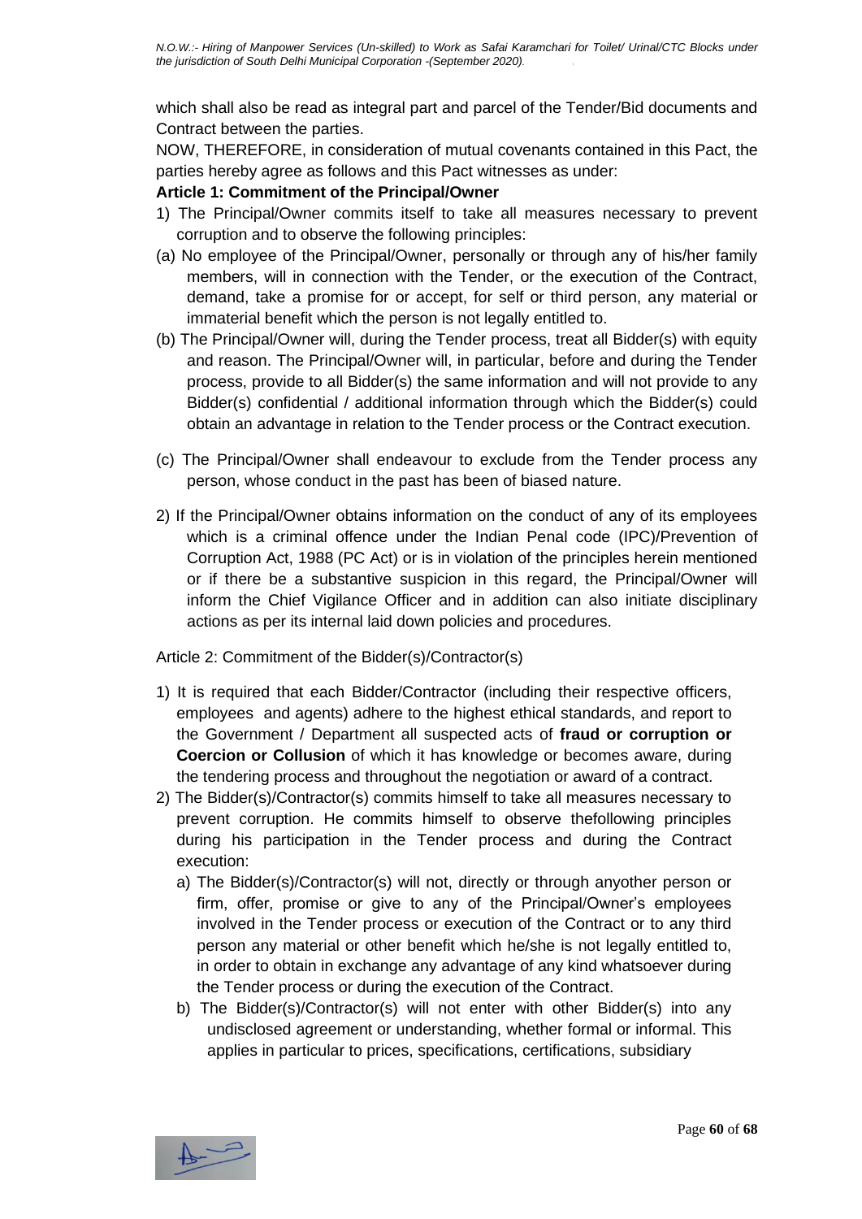which shall also be read as integral part and parcel of the Tender/Bid documents and Contract between the parties.

NOW, THEREFORE, in consideration of mutual covenants contained in this Pact, the parties hereby agree as follows and this Pact witnesses as under:

**Article 1: Commitment of the Principal/Owner**

1) The Principal/Owner commits itself to take all measures necessary to prevent corruption and to observe the following principles:

(a) No employee of the Principal/Owner, personally or through any of his/her family members, will in connection with the Tender, or the execution of the Contract, demand, take a promise for or accept, for self or third person, any material or immaterial benefit which the person is not legally entitled to.

(b) The Principal/Owner will, during the Tender process, treat all Bidder(s) with equity and reason. The Principal/Owner will, in particular, before and during the Tender process, provide to all Bidder(s) the same information and will not provide to any Bidder(s) confidential / additional information through which the Bidder(s) could obtain an advantage in relation to the Tender process or the Contract execution.

(c) The Principal/Owner shall endeavour to exclude from the Tender process any person, whose conduct in the past has been of biased nature.

2) If the Principal/Owner obtains information on the conduct of any of its employees which is a criminal offence under the Indian Penal code (IPC)/Prevention of Corruption Act, 1988 (PC Act) or is in violation of the principles herein mentioned or if there be a substantive suspicion in this regard, the Principal/Owner will inform the Chief Vigilance Officer and in addition can also initiate disciplinary actions as per its internal laid down policies and procedures.

Article 2: Commitment of the Bidder(s)/Contractor(s)

1) It is required that each Bidder/Contractor (including their respective officers, employees and agents) adhere to the highest ethical standards, and report to the Government / Department all suspected acts of **fraud or corruption or Coercion or Collusion** of which it has knowledge or becomes aware, during the tendering process and throughout the negotiation or award of a contract.

2) The Bidder(s)/Contractor(s) commits himself to take all measures necessary to prevent corruption. He commits himself to observe thefollowing principles during his participation in the Tender process and during the Contract execution:

   a) The Bidder(s)/Contractor(s) will not, directly or through anyother person or firm, offer, promise or give to any of the Principal/Owner's employees involved in the Tender process or execution of the Contract or to any third person any material or other benefit which he/she is not legally entitled to, in order to obtain in exchange any advantage of any kind whatsoever during the Tender process or during the execution of the Contract.

   b) The Bidder(s)/Contractor(s) will not enter with other Bidder(s) into any undisclosed agreement or understanding, whether formal or informal. This applies in particular to prices, specifications, certifications, subsidiary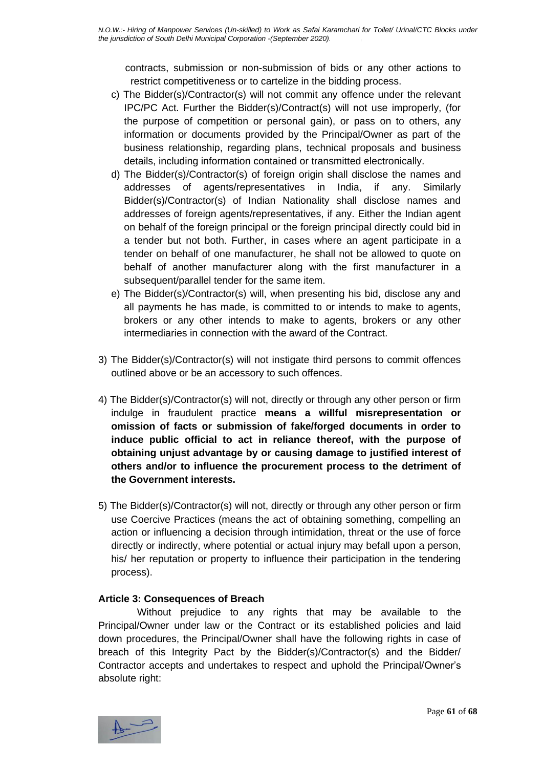contracts, submission or non-submission of bids or any other actions to restrict competitiveness or to cartelize in the bidding process.

c) The Bidder(s)/Contractor(s) will not commit any offence under the relevant IPC/PC Act. Further the Bidder(s)/Contract(s) will not use improperly, (for the purpose of competition or personal gain), or pass on to others, any information or documents provided by the Principal/Owner as part of the business relationship, regarding plans, technical proposals and business details, including information contained or transmitted electronically.

d) The Bidder(s)/Contractor(s) of foreign origin shall disclose the names and addresses of agents/representatives in India, if any. Similarly Bidder(s)/Contractor(s) of Indian Nationality shall disclose names and addresses of foreign agents/representatives, if any. Either the Indian agent on behalf of the foreign principal or the foreign principal directly could bid in a tender but not both. Further, in cases where an agent participate in a tender on behalf of one manufacturer, he shall not be allowed to quote on behalf of another manufacturer along with the first manufacturer in a subsequent/parallel tender for the same item.

e) The Bidder(s)/Contractor(s) will, when presenting his bid, disclose any and all payments he has made, is committed to or intends to make to agents, brokers or any other intends to make to agents, brokers or any other intermediaries in connection with the award of the Contract.

3) The Bidder(s)/Contractor(s) will not instigate third persons to commit offences outlined above or be an accessory to such offences.

4) The Bidder(s)/Contractor(s) will not, directly or through any other person or firm indulge in fraudulent practice **means a willful misrepresentation or omission of facts or submission of fake/forged documents in order to induce public official to act in reliance thereof, with the purpose of obtaining unjust advantage by or causing damage to justified interest of others and/or to influence the procurement process to the detriment of the Government interests.**

5) The Bidder(s)/Contractor(s) will not, directly or through any other person or firm use Coercive Practices (means the act of obtaining something, compelling an action or influencing a decision through intimidation, threat or the use of force directly or indirectly, where potential or actual injury may befall upon a person, his/ her reputation or property to influence their participation in the tendering process).

**Article 3: Consequences of Breach**

Without prejudice to any rights that may be available to the Principal/Owner under law or the Contract or its established policies and laid down procedures, the Principal/Owner shall have the following rights in case of breach of this Integrity Pact by the Bidder(s)/Contractor(s) and the Bidder/ Contractor accepts and undertakes to respect and uphold the Principal/Owner's absolute right: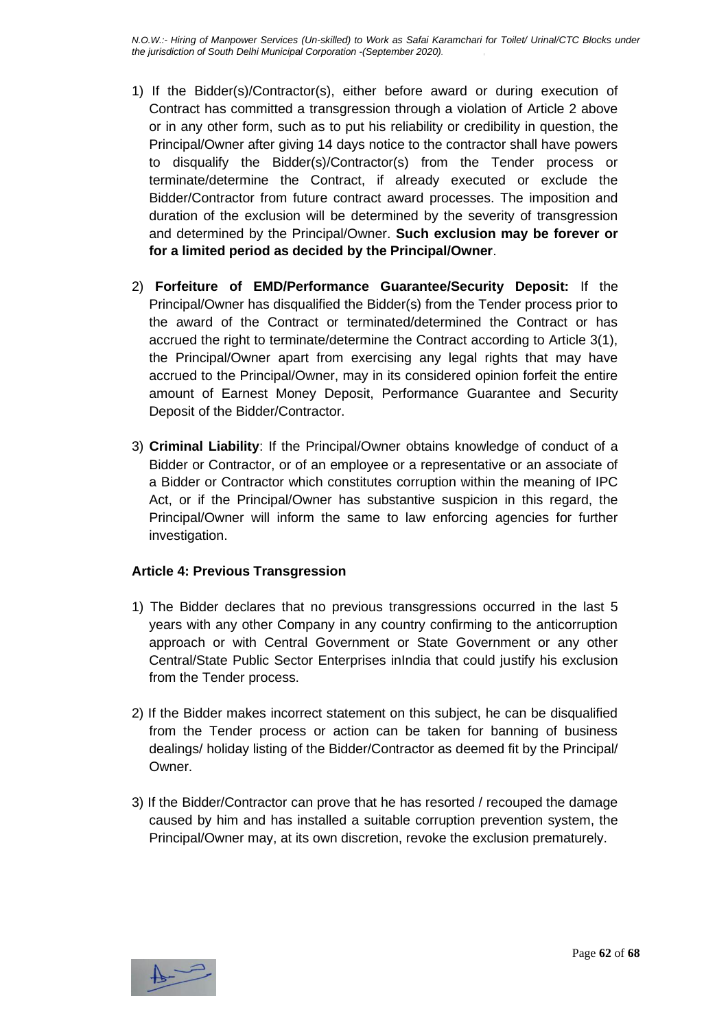1) If the Bidder(s)/Contractor(s), either before award or during execution of Contract has committed a transgression through a violation of Article 2 above or in any other form, such as to put his reliability or credibility in question, the Principal/Owner after giving 14 days notice to the contractor shall have powers to disqualify the Bidder(s)/Contractor(s) from the Tender process or terminate/determine the Contract, if already executed or exclude the Bidder/Contractor from future contract award processes. The imposition and duration of the exclusion will be determined by the severity of transgression and determined by the Principal/Owner. **Such exclusion may be forever or for a limited period as decided by the Principal/Owner**.

2) **Forfeiture of EMD/Performance Guarantee/Security Deposit:** If the Principal/Owner has disqualified the Bidder(s) from the Tender process prior to the award of the Contract or terminated/determined the Contract or has accrued the right to terminate/determine the Contract according to Article 3(1), the Principal/Owner apart from exercising any legal rights that may have accrued to the Principal/Owner, may in its considered opinion forfeit the entire amount of Earnest Money Deposit, Performance Guarantee and Security Deposit of the Bidder/Contractor.

3) **Criminal Liability**: If the Principal/Owner obtains knowledge of conduct of a Bidder or Contractor, or of an employee or a representative or an associate of a Bidder or Contractor which constitutes corruption within the meaning of IPC Act, or if the Principal/Owner has substantive suspicion in this regard, the Principal/Owner will inform the same to law enforcing agencies for further investigation.

**Article 4: Previous Transgression**

1) The Bidder declares that no previous transgressions occurred in the last 5 years with any other Company in any country confirming to the anticorruption approach or with Central Government or State Government or any other Central/State Public Sector Enterprises inIndia that could justify his exclusion from the Tender process.

2) If the Bidder makes incorrect statement on this subject, he can be disqualified from the Tender process or action can be taken for banning of business dealings/ holiday listing of the Bidder/Contractor as deemed fit by the Principal/ Owner.

3) If the Bidder/Contractor can prove that he has resorted / recouped the damage caused by him and has installed a suitable corruption prevention system, the Principal/Owner may, at its own discretion, revoke the exclusion prematurely.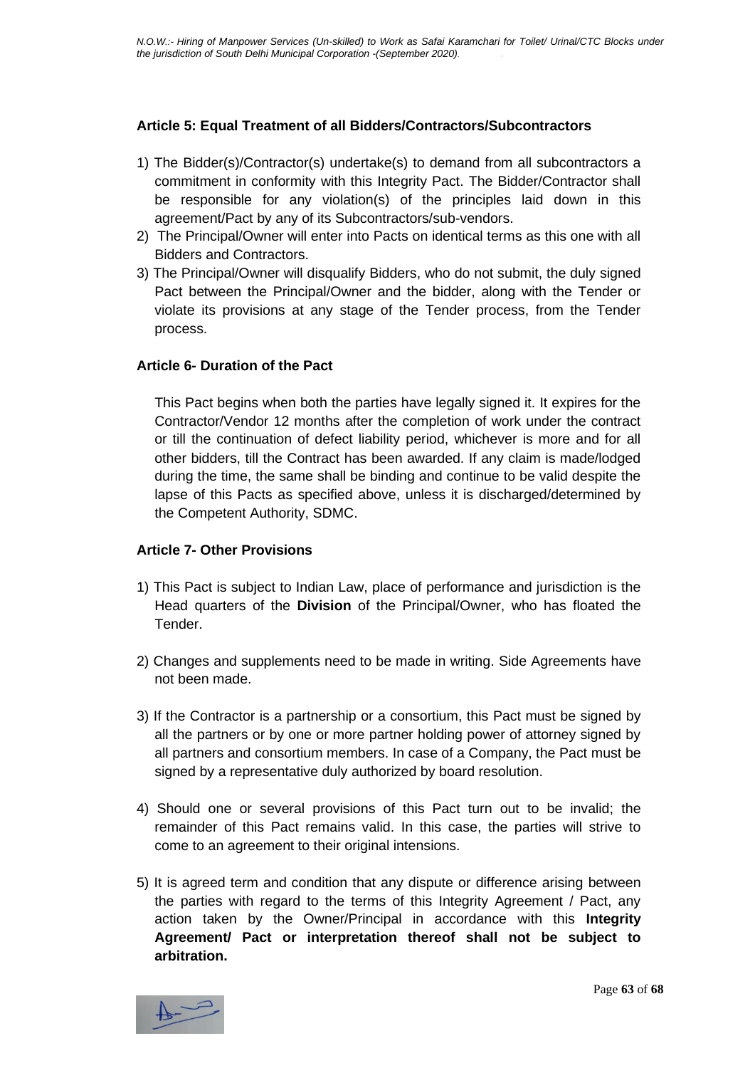**Article 5: Equal Treatment of all Bidders/Contractors/Subcontractors**

1) The Bidder(s)/Contractor(s) undertake(s) to demand from all subcontractors a commitment in conformity with this Integrity Pact. The Bidder/Contractor shall be responsible for any violation(s) of the principles laid down in this agreement/Pact by any of its Subcontractors/sub-vendors.
2) The Principal/Owner will enter into Pacts on identical terms as this one with all Bidders and Contractors.
3) The Principal/Owner will disqualify Bidders, who do not submit, the duly signed Pact between the Principal/Owner and the bidder, along with the Tender or violate its provisions at any stage of the Tender process, from the Tender process.

**Article 6- Duration of the Pact**

This Pact begins when both the parties have legally signed it. It expires for the Contractor/Vendor 12 months after the completion of work under the contract or till the continuation of defect liability period, whichever is more and for all other bidders, till the Contract has been awarded. If any claim is made/lodged during the time, the same shall be binding and continue to be valid despite the lapse of this Pacts as specified above, unless it is discharged/determined by the Competent Authority, SDMC.

**Article 7- Other Provisions**

1) This Pact is subject to Indian Law, place of performance and jurisdiction is the Head quarters of the **Division** of the Principal/Owner, who has floated the Tender.

2) Changes and supplements need to be made in writing. Side Agreements have not been made.

3) If the Contractor is a partnership or a consortium, this Pact must be signed by all the partners or by one or more partner holding power of attorney signed by all partners and consortium members. In case of a Company, the Pact must be signed by a representative duly authorized by board resolution.

4) Should one or several provisions of this Pact turn out to be invalid; the remainder of this Pact remains valid. In this case, the parties will strive to come to an agreement to their original intensions.

5) It is agreed term and condition that any dispute or difference arising between the parties with regard to the terms of this Integrity Agreement / Pact, any action taken by the Owner/Principal in accordance with this **Integrity Agreement/ Pact or interpretation thereof shall not be subject to arbitration.**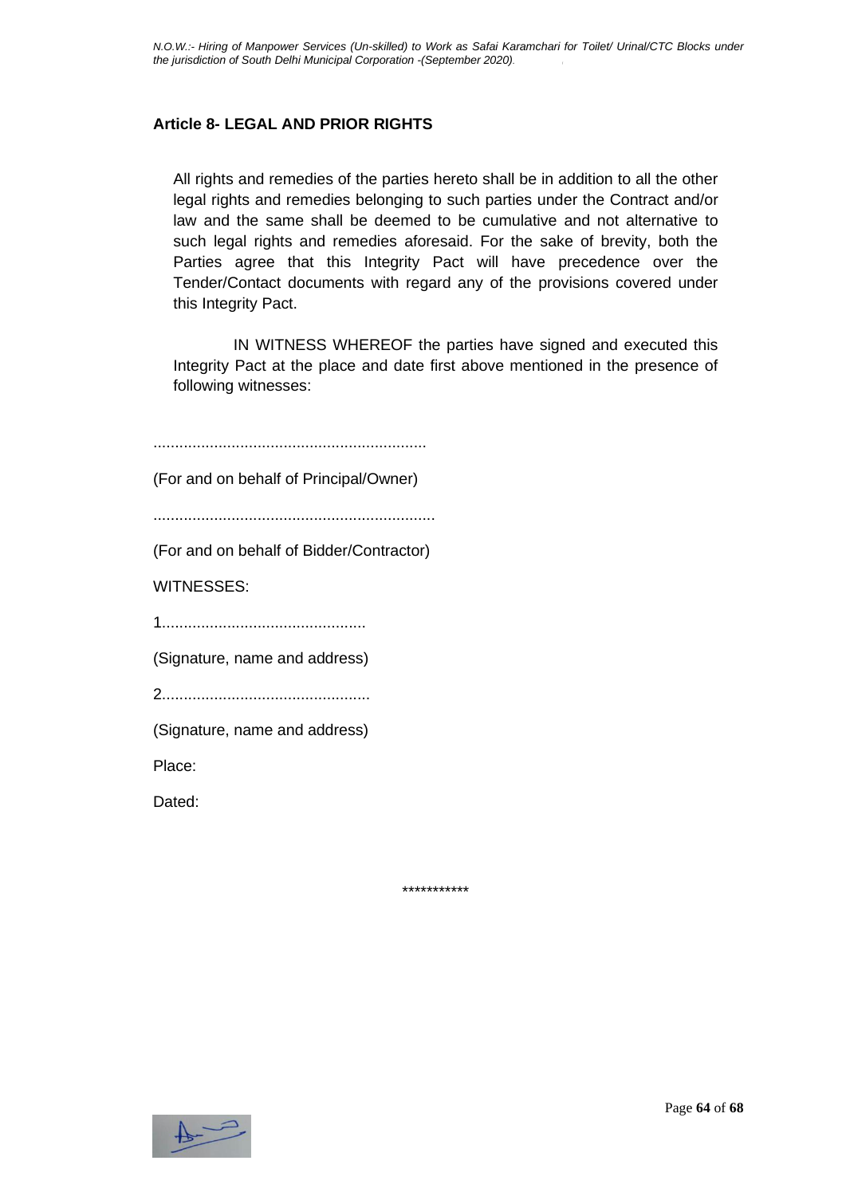## Article 8- LEGAL AND PRIOR RIGHTS

All rights and remedies of the parties hereto shall be in addition to all the other legal rights and remedies belonging to such parties under the Contract and/or law and the same shall be deemed to be cumulative and not alternative to such legal rights and remedies aforesaid. For the sake of brevity, both the Parties agree that this Integrity Pact will have precedence over the Tender/Contact documents with regard any of the provisions covered under this Integrity Pact.

IN WITNESS WHEREOF the parties have signed and executed this Integrity Pact at the place and date first above mentioned in the presence of following witnesses:

..............................................................

(For and on behalf of Principal/Owner)

................................................................

(For and on behalf of Bidder/Contractor)

WITNESSES:

1...............................................

(Signature, name and address)

2...............................................

(Signature, name and address)

Place:

Dated:

***********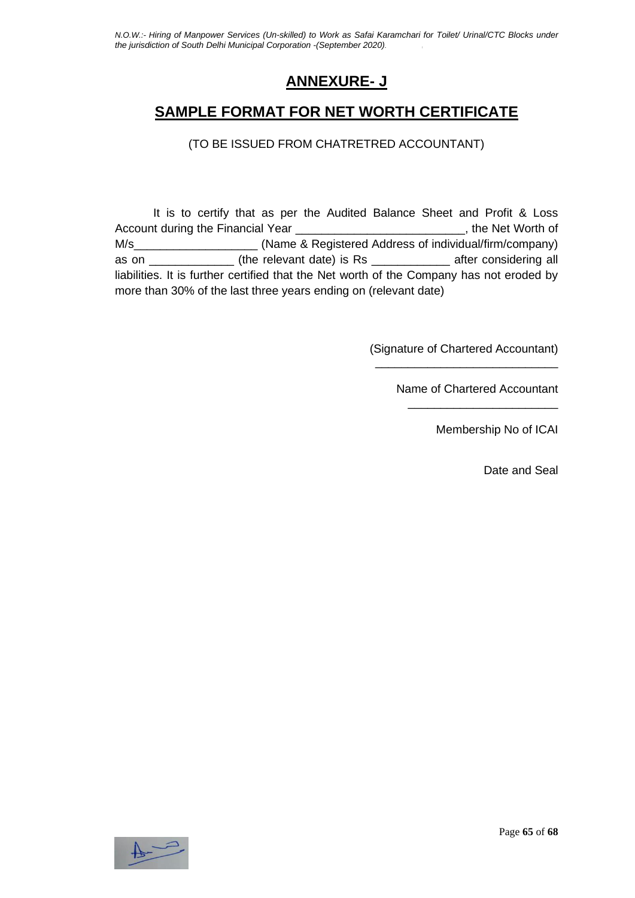# ANNEXURE- J

## SAMPLE FORMAT FOR NET WORTH CERTIFICATE

(TO BE ISSUED FROM CHATRETRED ACCOUNTANT)

It is to certify that as per the Audited Balance Sheet and Profit & Loss Account during the Financial Year _________________________, the Net Worth of M/s__________________ (Name & Registered Address of individual/firm/company) as on ____________ (the relevant date) is Rs ___________ after considering all liabilities. It is further certified that the Net worth of the Company has not eroded by more than 30% of the last three years ending on (relevant date)

(Signature of Chartered Accountant)
____________________________

Name of Chartered Accountant
______________________

Membership No of ICAI

Date and Seal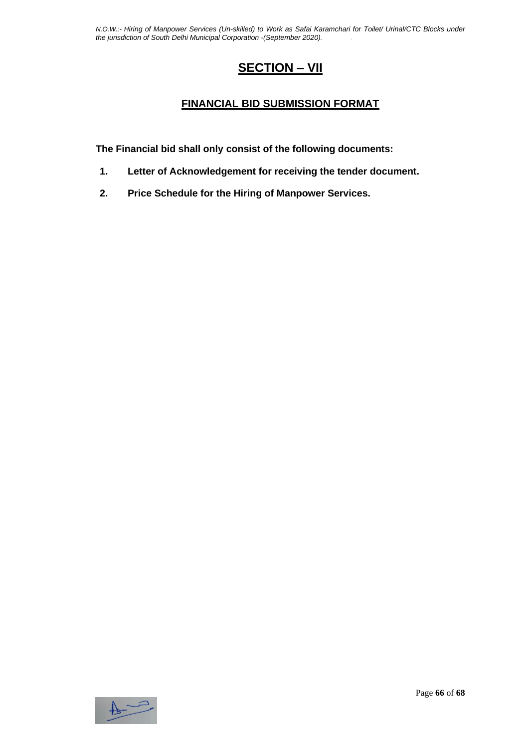# SECTION – VII

## FINANCIAL BID SUBMISSION FORMAT

**The Financial bid shall only consist of the following documents:**

1. **Letter of Acknowledgement for receiving the tender document.**
2. **Price Schedule for the Hiring of Manpower Services.**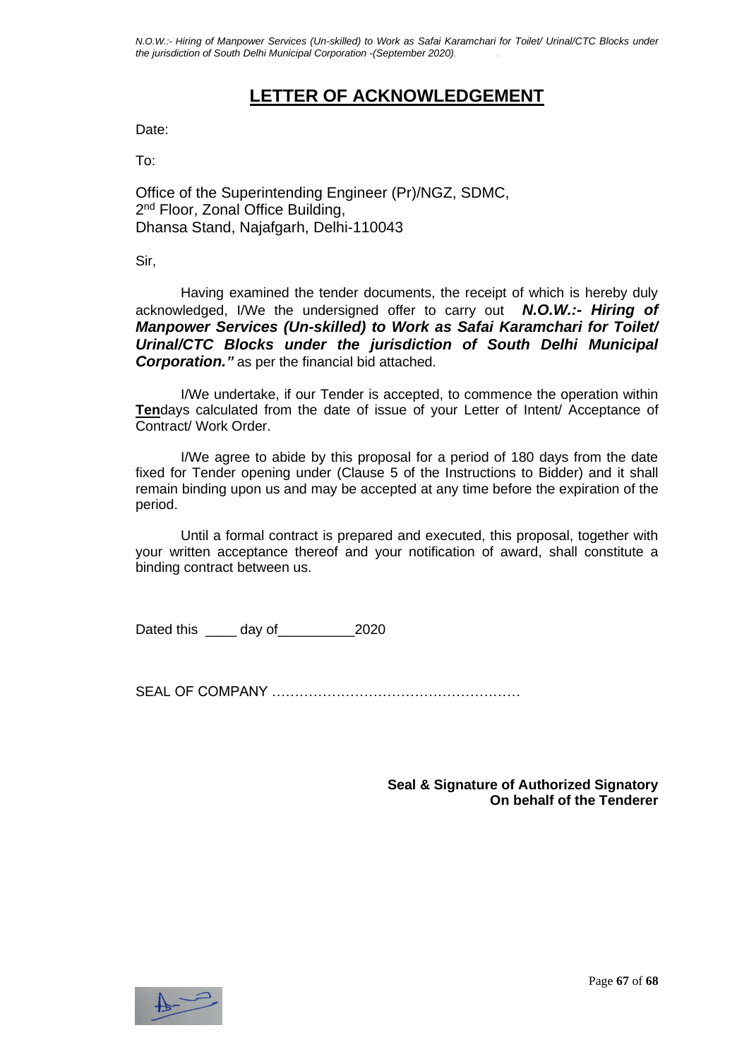# LETTER OF ACKNOWLEDGEMENT

Date:

To:

Office of the Superintending Engineer (Pr)/NGZ, SDMC,
2nd Floor, Zonal Office Building,
Dhansa Stand, Najafgarh, Delhi-110043

Sir,

Having examined the tender documents, the receipt of which is hereby duly acknowledged, I/We the undersigned offer to carry out ***N.O.W.:- Hiring of Manpower Services (Un-skilled) to Work as Safai Karamchari for Toilet/ Urinal/CTC Blocks under the jurisdiction of South Delhi Municipal Corporation."*** as per the financial bid attached.

I/We undertake, if our Tender is accepted, to commence the operation within **Ten**days calculated from the date of issue of your Letter of Intent/ Acceptance of Contract/ Work Order.

I/We agree to abide by this proposal for a period of 180 days from the date fixed for Tender opening under (Clause 5 of the Instructions to Bidder) and it shall remain binding upon us and may be accepted at any time before the expiration of the period.

Until a formal contract is prepared and executed, this proposal, together with your written acceptance thereof and your notification of award, shall constitute a binding contract between us.

Dated this ____ day of__________2020

SEAL OF COMPANY ……………………………………………

**Seal & Signature of Authorized Signatory**
**On behalf of the Tenderer**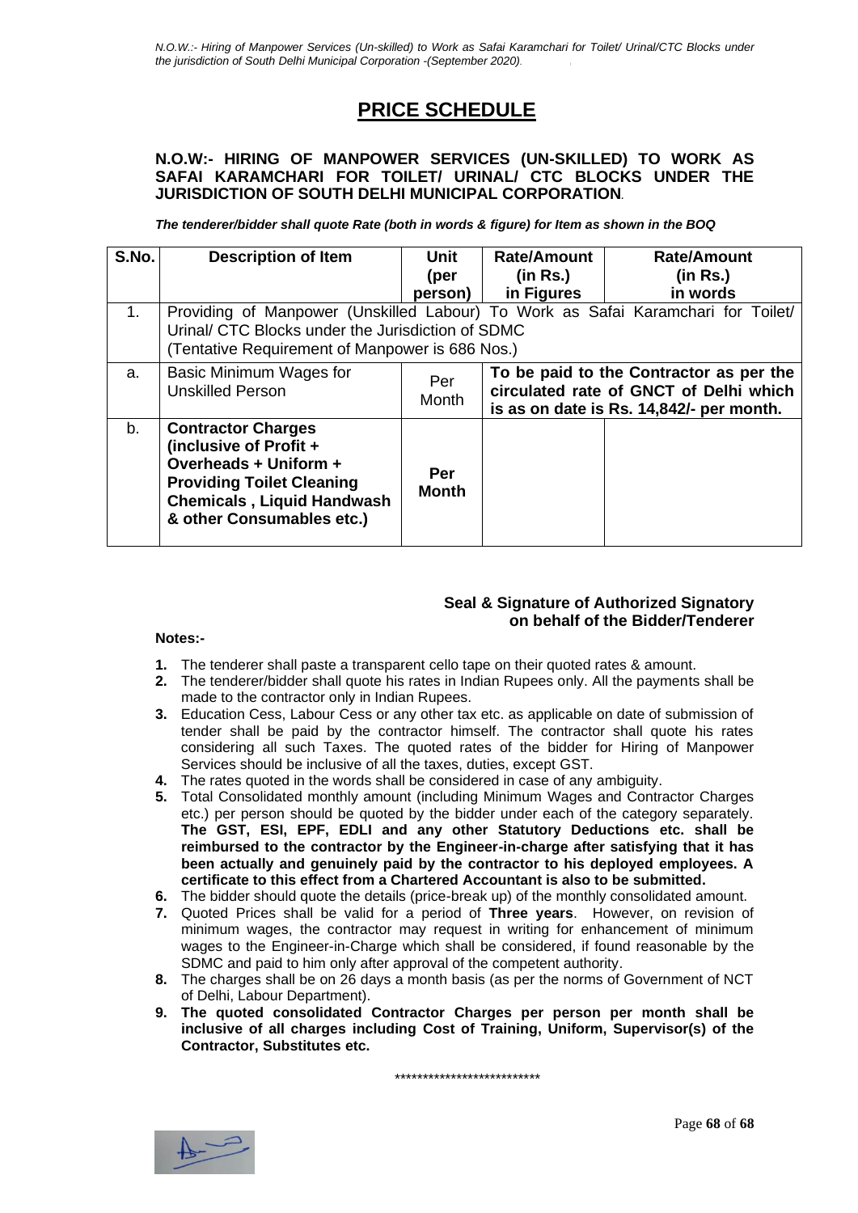# PRICE SCHEDULE

**N.O.W:- HIRING OF MANPOWER SERVICES (UN-SKILLED) TO WORK AS SAFAI KARAMCHARI FOR TOILET/ URINAL/ CTC BLOCKS UNDER THE JURISDICTION OF SOUTH DELHI MUNICIPAL CORPORATION**.

***The tenderer/bidder shall quote Rate (both in words & figure) for Item as shown in the BOQ***

| S.No. | Description of Item | Unit (per person) | Rate/Amount (in Rs.) in Figures | Rate/Amount (in Rs.) in words |
|---|---|---|---|---|
| 1. | Providing of Manpower (Unskilled Labour) To Work as Safai Karamchari for Toilet/ Urinal/ CTC Blocks under the Jurisdiction of SDMC (Tentative Requirement of Manpower is 686 Nos.) | | | |
| a. | Basic Minimum Wages for Unskilled Person | Per Month | **To be paid to the Contractor as per the circulated rate of GNCT of Delhi which is as on date is Rs. 14,842/- per month.** | |
| b. | **Contractor Charges (inclusive of Profit + Overheads + Uniform + Providing Toilet Cleaning Chemicals , Liquid Handwash & other Consumables etc.)** | **Per Month** | | |

**Seal & Signature of Authorized Signatory on behalf of the Bidder/Tenderer**

**Notes:-**

1. The tenderer shall paste a transparent cello tape on their quoted rates & amount.
2. The tenderer/bidder shall quote his rates in Indian Rupees only. All the payments shall be made to the contractor only in Indian Rupees.
3. Education Cess, Labour Cess or any other tax etc. as applicable on date of submission of tender shall be paid by the contractor himself. The contractor shall quote his rates considering all such Taxes. The quoted rates of the bidder for Hiring of Manpower Services should be inclusive of all the taxes, duties, except GST.
4. The rates quoted in the words shall be considered in case of any ambiguity.
5. Total Consolidated monthly amount (including Minimum Wages and Contractor Charges etc.) per person should be quoted by the bidder under each of the category separately. **The GST, ESI, EPF, EDLI and any other Statutory Deductions etc. shall be reimbursed to the contractor by the Engineer-in-charge after satisfying that it has been actually and genuinely paid by the contractor to his deployed employees. A certificate to this effect from a Chartered Accountant is also to be submitted.**
6. The bidder should quote the details (price-break up) of the monthly consolidated amount.
7. Quoted Prices shall be valid for a period of **Three years**. However, on revision of minimum wages, the contractor may request in writing for enhancement of minimum wages to the Engineer-in-Charge which shall be considered, if found reasonable by the SDMC and paid to him only after approval of the competent authority.
8. The charges shall be on 26 days a month basis (as per the norms of Government of NCT of Delhi, Labour Department).
9. **The quoted consolidated Contractor Charges per person per month shall be inclusive of all charges including Cost of Training, Uniform, Supervisor(s) of the Contractor, Substitutes etc.**

\*\*\*\*\*\*\*\*\*\*\*\*\*\*\*\*\*\*\*\*\*\*\*\*\*\*